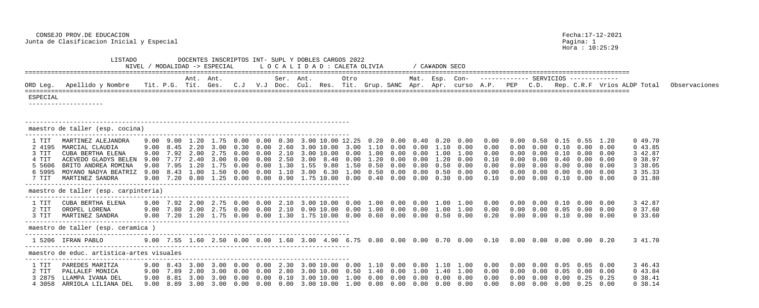CONSEJO PROV.DE EDUCACION
Junta de Clasificacion Inicial y Especial

Fecha:17-12-2021
Hora : 10:25:29

LISTADO DOCENTES INSCRIPTOS INT- SUPL Y DOBLES CARGOS 2022
NIVEL / MODALIDAD -> ESPECIAL LOCALIDAD : CALETA OLIVIA / CA¥ADON SECO

## ESPECIAL

### maestro de taller (esp. cocina)

| ORD | Leg. | Apellido y Nombre | Tit. | P.G. | Ant. Tit. | Ant. Ges. | C.J | V.J | Ser. Doc. | Ant. Cul. | Res. | Otro Tit. | Grup. | SANC | Mat. Apr. | Esp. Apr. | Con-curso | A.P. | PEP | C.D. | Rep. | C.R.F | Vrios | ALDP | Total | Observaciones |
|---|---|---|---|---|---|---|---|---|---|---|---|---|---|---|---|---|---|---|---|---|---|---|---|---|---|---|
| 1 | TIT | MARTINEZ ALEJANDRA | 9.00 | 9.00 | 1.20 | 1.75 | 0.00 | 0.00 | 0.30 | 3.00 | 10.00 | 12.25 | 0.20 | 0.00 | 0.40 | 0.20 | 0.00 | 0.00 | 0.00 | 0.50 | 0.15 | 0.55 | 1.20 | 0 | 49.70 | |
| 2 | 4195 | MARCIAL CLAUDIA | 9.00 | 8.45 | 2.20 | 3.00 | 0.30 | 0.00 | 2.60 | 3.00 | 10.00 | 3.00 | 1.10 | 0.00 | 0.00 | 1.10 | 0.00 | 0.00 | 0.00 | 0.00 | 0.10 | 0.00 | 0.00 | 0 | 43.85 | |
| 3 | TIT | CUBA BERTHA ELENA | 9.00 | 7.92 | 2.00 | 2.75 | 0.00 | 0.00 | 2.10 | 3.00 | 10.00 | 0.00 | 1.00 | 0.00 | 0.00 | 1.00 | 1.00 | 0.00 | 0.00 | 0.00 | 0.10 | 0.00 | 0.00 | 3 | 42.87 | |
| 4 | TIT | ACEVEDO GLADYS BELEN | 9.00 | 7.77 | 2.40 | 3.00 | 0.00 | 0.00 | 2.50 | 3.00 | 8.40 | 0.00 | 1.20 | 0.00 | 0.00 | 1.20 | 0.00 | 0.10 | 0.00 | 0.00 | 0.40 | 0.00 | 0.00 | 0 | 38.97 | |
| 5 | 5606 | BRITO ANDREA ROMINA | 9.00 | 7.95 | 1.20 | 1.75 | 0.00 | 0.00 | 1.30 | 1.55 | 9.80 | 1.50 | 0.50 | 0.00 | 0.00 | 0.50 | 0.00 | 0.00 | 0.00 | 0.00 | 0.00 | 0.00 | 0.00 | 3 | 38.05 | |
| 6 | 5995 | MOYANO NADYA BEATRIZ | 9.00 | 8.43 | 1.00 | 1.50 | 0.00 | 0.00 | 1.10 | 3.00 | 6.30 | 1.00 | 0.50 | 0.00 | 0.00 | 0.50 | 0.00 | 0.00 | 0.00 | 0.00 | 0.00 | 0.00 | 0.00 | 3 | 35.33 | |
| 7 | TIT | MARTINEZ SANDRA | 9.00 | 7.20 | 0.80 | 1.25 | 0.00 | 0.00 | 0.90 | 1.75 | 10.00 | 0.00 | 0.40 | 0.00 | 0.00 | 0.30 | 0.00 | 0.10 | 0.00 | 0.00 | 0.10 | 0.00 | 0.00 | 0 | 31.80 | |

### maestro de taller (esp. carpinteria)

| ORD | Leg. | Apellido y Nombre | Tit. | P.G. | Ant. Tit. | Ant. Ges. | C.J | V.J | Ser. Doc. | Ant. Cul. | Res. | Otro Tit. | Grup. | SANC | Mat. Apr. | Esp. Apr. | Con-curso | A.P. | PEP | C.D. | Rep. | C.R.F | Vrios | ALDP | Total | Observaciones |
|---|---|---|---|---|---|---|---|---|---|---|---|---|---|---|---|---|---|---|---|---|---|---|---|---|---|---|
| 1 | TIT | CUBA BERTHA ELENA | 9.00 | 7.92 | 2.00 | 2.75 | 0.00 | 0.00 | 2.10 | 3.00 | 10.00 | 0.00 | 1.00 | 0.00 | 0.00 | 1.00 | 1.00 | 0.00 | 0.00 | 0.00 | 0.10 | 0.00 | 0.00 | 3 | 42.87 | |
| 2 | TIT | OROPEL LORENA | 9.00 | 7.80 | 2.00 | 2.75 | 0.00 | 0.00 | 2.10 | 0.90 | 10.00 | 0.00 | 1.00 | 0.00 | 0.00 | 1.00 | 1.00 | 0.00 | 0.00 | 0.00 | 0.05 | 0.00 | 0.00 | 0 | 37.60 | |
| 3 | TIT | MARTINEZ SANDRA | 9.00 | 7.20 | 1.20 | 1.75 | 0.00 | 0.00 | 1.30 | 1.75 | 10.00 | 0.00 | 0.60 | 0.00 | 0.00 | 0.50 | 0.00 | 0.20 | 0.00 | 0.00 | 0.10 | 0.00 | 0.00 | 0 | 33.60 | |

### maestro de taller (esp. ceramica )

| ORD | Leg. | Apellido y Nombre | Tit. | P.G. | Ant. Tit. | Ant. Ges. | C.J | V.J | Ser. Doc. | Ant. Cul. | Res. | Otro Tit. | Grup. | SANC | Mat. Apr. | Esp. Apr. | Con-curso | A.P. | PEP | C.D. | Rep. | C.R.F | Vrios | ALDP | Total | Observaciones |
|---|---|---|---|---|---|---|---|---|---|---|---|---|---|---|---|---|---|---|---|---|---|---|---|---|---|---|
| 1 | 5206 | IFRAN PABLO | 9.00 | 7.55 | 1.60 | 2.50 | 0.00 | 0.00 | 1.60 | 3.00 | 4.90 | 6.75 | 0.80 | 0.00 | 0.00 | 0.70 | 0.00 | 0.10 | 0.00 | 0.00 | 0.00 | 0.00 | 0.20 | 3 | 41.70 | |

### maestro de educ. artistica-artes visuales

| ORD | Leg. | Apellido y Nombre | Tit. | P.G. | Ant. Tit. | Ant. Ges. | C.J | V.J | Ser. Doc. | Ant. Cul. | Res. | Otro Tit. | Grup. | SANC | Mat. Apr. | Esp. Apr. | Con-curso | A.P. | PEP | C.D. | Rep. | C.R.F | Vrios | ALDP | Total | Observaciones |
|---|---|---|---|---|---|---|---|---|---|---|---|---|---|---|---|---|---|---|---|---|---|---|---|---|---|---|
| 1 | TIT | PAREDES MARITZA | 9.00 | 8.43 | 3.00 | 3.00 | 0.00 | 0.00 | 2.30 | 3.00 | 10.00 | 0.00 | 1.10 | 0.00 | 0.80 | 1.10 | 1.00 | 0.00 | 0.00 | 0.00 | 0.05 | 0.65 | 0.00 | 3 | 46.43 | |
| 2 | TIT | PALLALEF MONICA | 9.00 | 7.89 | 2.80 | 3.00 | 0.00 | 0.00 | 2.80 | 3.00 | 10.00 | 0.50 | 1.40 | 0.00 | 1.00 | 1.40 | 1.00 | 0.00 | 0.00 | 0.00 | 0.05 | 0.00 | 0.00 | 0 | 43.84 | |
| 3 | 2875 | LLAMPA IVANA DEL | 9.00 | 8.81 | 3.00 | 3.00 | 0.00 | 0.00 | 0.10 | 3.00 | 10.00 | 1.00 | 0.00 | 0.00 | 0.00 | 0.00 | 0.00 | 0.00 | 0.00 | 0.00 | 0.00 | 0.25 | 0.25 | 0 | 38.41 | |
| 4 | 3058 | ARRIOLA LILIANA DEL | 9.00 | 8.89 | 3.00 | 3.00 | 0.00 | 0.00 | 0.00 | 3.00 | 10.00 | 1.00 | 0.00 | 0.00 | 0.00 | 0.00 | 0.00 | 0.00 | 0.00 | 0.00 | 0.00 | 0.25 | 0.00 | 0 | 38.14 | |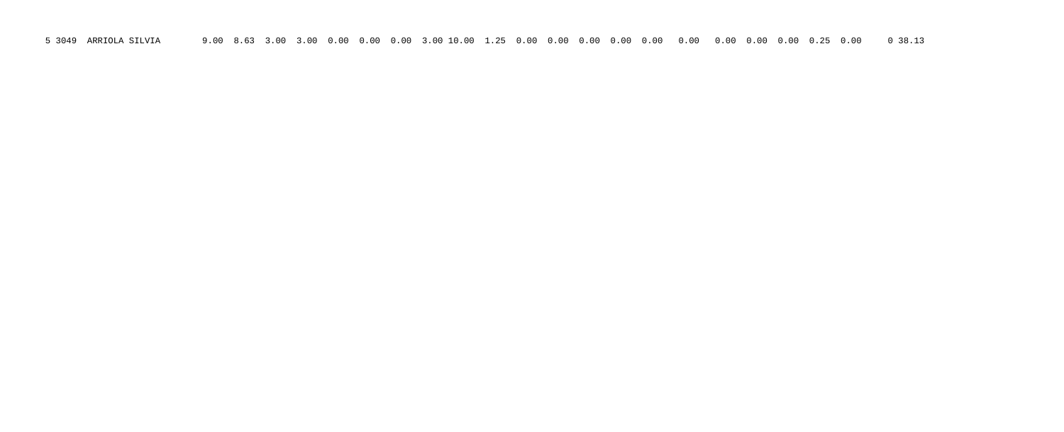```
5 3049  ARRIOLA SILVIA        9.00  8.63  3.00  3.00  0.00  0.00  0.00  3.00 10.00  1.25  0.00  0.00  0.00  0.00  0.00   0.00   0.00  0.00  0.00  0.25  0.00     0 38.13
```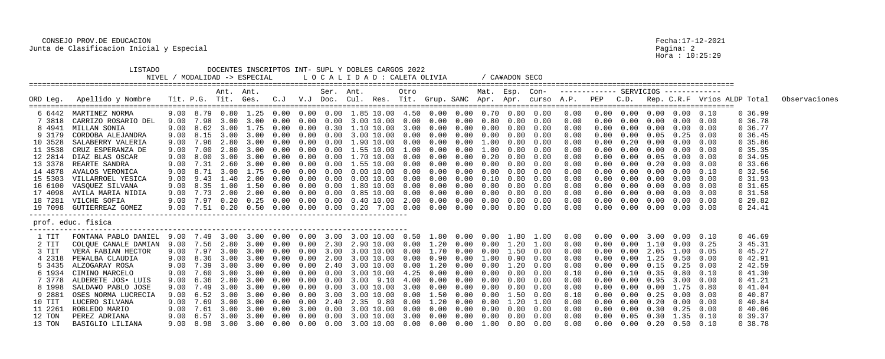CONSEJO PROV.DE EDUCACION
Junta de Clasificacion Inicial y Especial

Fecha:17-12-2021
Hora : 10:25:29

LISTADO DOCENTES INSCRIPTOS INT- SUPL Y DOBLES CARGOS 2022
NIVEL / MODALIDAD -> ESPECIAL    L O C A L I D A D : CALETA OLIVIA    / CA¥ADON SECO

| ORD | Leg. | Apellido y Nombre | Tit. | P.G. | Ant. Tit. | Ant. Ges. | C.J | V.J | Ser. Doc. | Ant. Cul. | Res. | Otro Tit. | Grup. | SANC | Mat. Apr. | Esp. Apr. | Con- curso | A.P. | PEP | C.D. | Rep. | C.R.F | Vrios | ALDP | Total | Observaciones |
|---|---|---|---|---|---|---|---|---|---|---|---|---|---|---|---|---|---|---|---|---|---|---|---|---|---|---|
| 6 | 6442 | MARTINEZ NORMA | 9.00 | 8.79 | 0.80 | 1.25 | 0.00 | 0.00 | 0.00 | 1.85 | 10.00 | 4.50 | 0.00 | 0.00 | 0.70 | 0.00 | 0.00 | 0.00 | 0.00 | 0.00 | 0.00 | 0.00 | 0.10 | 0 | 36.99 | |
| 7 | 3818 | CARRIZO ROSARIO DEL | 9.00 | 7.98 | 3.00 | 3.00 | 0.00 | 0.00 | 0.00 | 3.00 | 10.00 | 0.00 | 0.00 | 0.00 | 0.80 | 0.00 | 0.00 | 0.00 | 0.00 | 0.00 | 0.00 | 0.00 | 0.00 | 0 | 36.78 | |
| 8 | 4941 | MILLAN SONIA | 9.00 | 8.62 | 3.00 | 1.75 | 0.00 | 0.00 | 0.30 | 1.10 | 10.00 | 3.00 | 0.00 | 0.00 | 0.00 | 0.00 | 0.00 | 0.00 | 0.00 | 0.00 | 0.00 | 0.00 | 0.00 | 0 | 36.77 | |
| 9 | 3179 | CORDOBA ALEJANDRA | 9.00 | 8.15 | 3.00 | 3.00 | 0.00 | 0.00 | 0.00 | 3.00 | 10.00 | 0.00 | 0.00 | 0.00 | 0.00 | 0.00 | 0.00 | 0.00 | 0.00 | 0.00 | 0.05 | 0.25 | 0.00 | 0 | 36.45 | |
| 10 | 3528 | SALABERRY VALERIA | 9.00 | 7.96 | 2.80 | 3.00 | 0.00 | 0.00 | 0.00 | 1.90 | 10.00 | 0.00 | 0.00 | 0.00 | 1.00 | 0.00 | 0.00 | 0.00 | 0.00 | 0.20 | 0.00 | 0.00 | 0.00 | 0 | 35.86 | |
| 11 | 3538 | CRUZ ESPERANZA DE | 9.00 | 7.00 | 2.80 | 3.00 | 0.00 | 0.00 | 0.00 | 1.55 | 10.00 | 1.00 | 0.00 | 0.00 | 1.00 | 0.00 | 0.00 | 0.00 | 0.00 | 0.00 | 0.00 | 0.00 | 0.00 | 0 | 35.35 | |
| 12 | 2814 | DIAZ BLAS OSCAR | 9.00 | 8.00 | 3.00 | 3.00 | 0.00 | 0.00 | 0.00 | 1.70 | 10.00 | 0.00 | 0.00 | 0.00 | 0.20 | 0.00 | 0.00 | 0.00 | 0.00 | 0.00 | 0.05 | 0.00 | 0.00 | 0 | 34.95 | |
| 13 | 3378 | REARTE SANDRA | 9.00 | 7.31 | 2.60 | 3.00 | 0.00 | 0.00 | 0.00 | 1.55 | 10.00 | 0.00 | 0.00 | 0.00 | 0.00 | 0.00 | 0.00 | 0.00 | 0.00 | 0.00 | 0.20 | 0.00 | 0.00 | 0 | 33.66 | |
| 14 | 4878 | AVALOS VERONICA | 9.00 | 8.71 | 3.00 | 1.75 | 0.00 | 0.00 | 0.00 | 0.00 | 10.00 | 0.00 | 0.00 | 0.00 | 0.00 | 0.00 | 0.00 | 0.00 | 0.00 | 0.00 | 0.00 | 0.00 | 0.10 | 0 | 32.56 | |
| 15 | 5303 | VILLARROEL YESICA | 9.00 | 9.43 | 1.40 | 2.00 | 0.00 | 0.00 | 0.00 | 0.00 | 10.00 | 0.00 | 0.00 | 0.00 | 0.10 | 0.00 | 0.00 | 0.00 | 0.00 | 0.00 | 0.00 | 0.00 | 0.00 | 0 | 31.93 | |
| 16 | 6100 | VASQUEZ SILVANA | 9.00 | 8.35 | 1.00 | 1.50 | 0.00 | 0.00 | 0.00 | 1.80 | 10.00 | 0.00 | 0.00 | 0.00 | 0.00 | 0.00 | 0.00 | 0.00 | 0.00 | 0.00 | 0.00 | 0.00 | 0.00 | 0 | 31.65 | |
| 17 | 4098 | AVILA MARIA NIDIA | 9.00 | 7.73 | 2.00 | 2.00 | 0.00 | 0.00 | 0.00 | 0.85 | 10.00 | 0.00 | 0.00 | 0.00 | 0.00 | 0.00 | 0.00 | 0.00 | 0.00 | 0.00 | 0.00 | 0.00 | 0.00 | 0 | 31.58 | |
| 18 | 7281 | VILCHE SOFIA | 9.00 | 7.97 | 0.20 | 0.25 | 0.00 | 0.00 | 0.00 | 0.40 | 10.00 | 2.00 | 0.00 | 0.00 | 0.00 | 0.00 | 0.00 | 0.00 | 0.00 | 0.00 | 0.00 | 0.00 | 0.00 | 0 | 29.82 | |
| 19 | 7098 | GUTIERREAZ GOMEZ | 9.00 | 7.51 | 0.20 | 0.50 | 0.00 | 0.00 | 0.00 | 0.20 | 7.00 | 0.00 | 0.00 | 0.00 | 0.00 | 0.00 | 0.00 | 0.00 | 0.00 | 0.00 | 0.00 | 0.00 | 0.00 | 0 | 24.41 | |

prof. educ. fisica

| ORD | Leg. | Apellido y Nombre | Tit. | P.G. | Ant. Tit. | Ant. Ges. | C.J | V.J | Ser. Doc. | Ant. Cul. | Res. | Otro Tit. | Grup. | SANC | Mat. Apr. | Esp. Apr. | Con- curso | A.P. | PEP | C.D. | Rep. | C.R.F | Vrios | ALDP | Total | Observaciones |
|---|---|---|---|---|---|---|---|---|---|---|---|---|---|---|---|---|---|---|---|---|---|---|---|---|---|---|
| 1 | TIT | FONTANA PABLO DANIEL | 9.00 | 7.49 | 3.00 | 3.00 | 0.00 | 0.00 | 3.00 | 3.00 | 10.00 | 0.50 | 1.80 | 0.00 | 0.00 | 1.80 | 1.00 | 0.00 | 0.00 | 0.00 | 3.00 | 0.00 | 0.10 | 0 | 46.69 | |
| 2 | TIT | COLQUE CANALE DAMIAN | 9.00 | 7.56 | 2.80 | 3.00 | 0.00 | 0.00 | 2.30 | 2.90 | 10.00 | 0.00 | 1.20 | 0.00 | 0.00 | 1.20 | 1.00 | 0.00 | 0.00 | 0.00 | 1.10 | 0.00 | 0.25 | 3 | 45.31 | |
| 3 | TIT | VERA FABIAN HECTOR | 9.00 | 7.97 | 3.00 | 3.00 | 0.00 | 0.00 | 3.00 | 3.00 | 10.00 | 0.00 | 1.70 | 0.00 | 0.00 | 1.50 | 0.00 | 0.00 | 0.00 | 0.00 | 2.05 | 1.00 | 0.05 | 0 | 45.27 | |
| 4 | 2318 | PE¥ALBA CLAUDIA | 9.00 | 8.36 | 3.00 | 3.00 | 0.00 | 0.00 | 2.00 | 3.00 | 10.00 | 0.00 | 0.90 | 0.00 | 1.00 | 0.90 | 0.00 | 0.00 | 0.00 | 0.00 | 1.25 | 0.50 | 0.00 | 0 | 42.91 | |
| 5 | 3435 | ALZOGARAY ROSA | 9.00 | 7.39 | 3.00 | 3.00 | 0.00 | 0.00 | 2.40 | 3.00 | 10.00 | 0.00 | 1.20 | 0.00 | 0.00 | 1.20 | 0.00 | 0.00 | 0.00 | 0.00 | 0.15 | 0.25 | 0.00 | 2 | 42.59 | |
| 6 | 1934 | CIMINO MARCELO | 9.00 | 7.60 | 3.00 | 3.00 | 0.00 | 0.00 | 0.00 | 3.00 | 10.00 | 4.25 | 0.00 | 0.00 | 0.00 | 0.00 | 0.00 | 0.10 | 0.00 | 0.10 | 0.35 | 0.80 | 0.10 | 0 | 41.30 | |
| 7 | 3778 | ALDERETE JOS• LUIS | 9.00 | 6.36 | 2.80 | 3.00 | 0.00 | 0.00 | 3.00 | 3.00 | 9.10 | 4.00 | 0.00 | 0.00 | 0.00 | 0.00 | 0.00 | 0.00 | 0.00 | 0.00 | 0.95 | 3.00 | 0.00 | 0 | 41.21 | |
| 8 | 1998 | SALDA¥O PABLO JOSE | 9.00 | 7.49 | 3.00 | 3.00 | 0.00 | 0.00 | 0.00 | 3.00 | 10.00 | 3.00 | 0.00 | 0.00 | 0.00 | 0.00 | 0.00 | 0.00 | 0.00 | 0.00 | 0.00 | 1.75 | 0.80 | 0 | 41.04 | |
| 9 | 2881 | OSES NORMA LUCRECIA | 9.00 | 6.52 | 3.00 | 3.00 | 0.00 | 0.00 | 3.00 | 3.00 | 10.00 | 0.00 | 1.50 | 0.00 | 0.00 | 1.50 | 0.00 | 0.10 | 0.00 | 0.00 | 0.25 | 0.00 | 0.00 | 0 | 40.87 | |
| 10 | TIT | LUCERO SILVANA | 9.00 | 7.69 | 3.00 | 3.00 | 0.00 | 0.00 | 2.40 | 2.35 | 9.80 | 0.00 | 1.20 | 0.00 | 0.00 | 1.20 | 1.00 | 0.00 | 0.00 | 0.00 | 0.20 | 0.00 | 0.00 | 0 | 40.84 | |
| 11 | 2261 | ROBLEDO MARIO | 9.00 | 7.61 | 3.00 | 3.00 | 0.00 | 3.00 | 0.00 | 3.00 | 10.00 | 0.00 | 0.00 | 0.00 | 0.90 | 0.00 | 0.00 | 0.00 | 0.00 | 0.00 | 0.30 | 0.25 | 0.00 | 0 | 40.06 | |
| 12 | TON | PEREZ ADRIANA | 9.00 | 6.57 | 3.00 | 3.00 | 0.00 | 0.00 | 0.00 | 3.00 | 10.00 | 3.00 | 0.00 | 0.00 | 0.00 | 0.00 | 0.00 | 0.00 | 0.00 | 0.05 | 0.30 | 1.35 | 0.10 | 0 | 39.37 | |
| 13 | TON | BASIGLIO LILIANA | 9.00 | 8.98 | 3.00 | 3.00 | 0.00 | 0.00 | 0.00 | 3.00 | 10.00 | 0.00 | 0.00 | 0.00 | 1.00 | 0.00 | 0.00 | 0.00 | 0.00 | 0.00 | 0.20 | 0.50 | 0.10 | 0 | 38.78 | |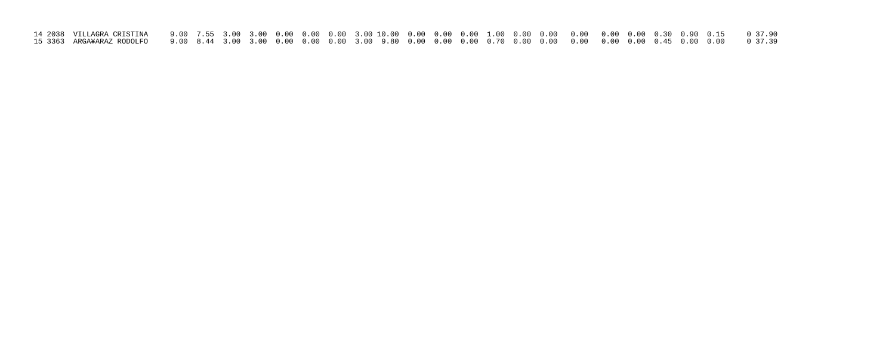| | | | | | | | | | | | | | | | | | | | | | | | | | |
|---|---|---|---|---|---|---|---|---|---|---|---|---|---|---|---|---|---|---|---|---|---|---|---|---|---|
| 14 | 2038 | VILLAGRA CRISTINA | 9.00 | 7.55 | 3.00 | 3.00 | 0.00 | 0.00 | 0.00 | 3.00 | 10.00 | 0.00 | 0.00 | 0.00 | 1.00 | 0.00 | 0.00 | 0.00 | 0.00 | 0.00 | 0.30 | 0.90 | 0.15 | 0 | 37.90 |
| 15 | 3363 | ARGA¥ARAZ RODOLFO | 9.00 | 8.44 | 3.00 | 3.00 | 0.00 | 0.00 | 0.00 | 3.00 | 9.80 | 0.00 | 0.00 | 0.00 | 0.70 | 0.00 | 0.00 | 0.00 | 0.00 | 0.00 | 0.45 | 0.00 | 0.00 | 0 | 37.39 |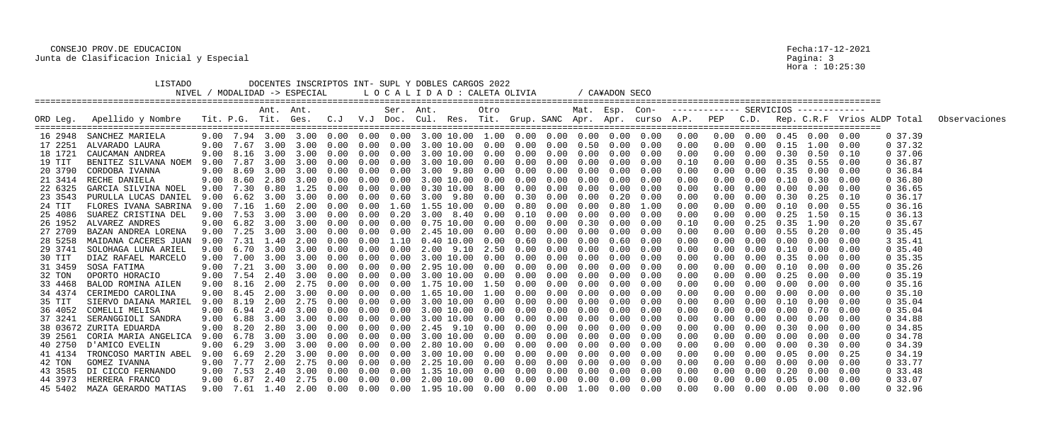CONSEJO PROV.DE EDUCACION
Junta de Clasificacion Inicial y Especial

Fecha:17-12-2021
Hora : 10:25:30

LISTADO DOCENTES INSCRIPTOS INT- SUPL Y DOBLES CARGOS 2022
NIVEL / MODALIDAD -> ESPECIAL    L O C A L I D A D : CALETA OLIVIA    / CA¥ADON SECO

| ORD Leg. | Apellido y Nombre | Tit. | P.G. | Ant. Tit. | Ant. Ges. | C.J | V.J | Ser. Doc. | Ant. Cul. | Res. | Otro Tit. | Grup. | SANC | Mat. Apr. | Esp. Apr. | Con- curso | A.P. | PEP | C.D. | Rep. | C.R.F. | Vrios | ALDP | Total | Observaciones |
|---|---|---|---|---|---|---|---|---|---|---|---|---|---|---|---|---|---|---|---|---|---|---|---|---|---|
| 16 2948 | SANCHEZ MARIELA | 9.00 | 7.94 | 3.00 | 3.00 | 0.00 | 0.00 | 0.00 | 3.00 | 10.00 | 1.00 | 0.00 | 0.00 | 0.00 | 0.00 | 0.00 | 0.00 | 0.00 | 0.00 | 0.45 | 0.00 | 0.00 | 0 | 37.39 | |
| 17 2251 | ALVARADO LAURA | 9.00 | 7.67 | 3.00 | 3.00 | 0.00 | 0.00 | 0.00 | 3.00 | 10.00 | 0.00 | 0.00 | 0.00 | 0.50 | 0.00 | 0.00 | 0.00 | 0.00 | 0.00 | 0.15 | 1.00 | 0.00 | 0 | 37.32 | |
| 18 1721 | CAUCAMAN ANDREA | 9.00 | 8.16 | 3.00 | 3.00 | 0.00 | 0.00 | 0.00 | 3.00 | 10.00 | 0.00 | 0.00 | 0.00 | 0.00 | 0.00 | 0.00 | 0.00 | 0.00 | 0.00 | 0.30 | 0.50 | 0.10 | 0 | 37.06 | |
| 19 TIT | BENITEZ SILVANA NOEM | 9.00 | 7.87 | 3.00 | 3.00 | 0.00 | 0.00 | 0.00 | 3.00 | 10.00 | 0.00 | 0.00 | 0.00 | 0.00 | 0.00 | 0.00 | 0.10 | 0.00 | 0.00 | 0.35 | 0.55 | 0.00 | 0 | 36.87 | |
| 20 3790 | CORDOBA IVANNA | 9.00 | 8.69 | 3.00 | 3.00 | 0.00 | 0.00 | 0.00 | 3.00 | 9.80 | 0.00 | 0.00 | 0.00 | 0.00 | 0.00 | 0.00 | 0.00 | 0.00 | 0.00 | 0.35 | 0.00 | 0.00 | 0 | 36.84 | |
| 21 3414 | RECHE DANIELA | 9.00 | 8.60 | 2.80 | 3.00 | 0.00 | 0.00 | 0.00 | 3.00 | 10.00 | 0.00 | 0.00 | 0.00 | 0.00 | 0.00 | 0.00 | 0.00 | 0.00 | 0.00 | 0.10 | 0.30 | 0.00 | 0 | 36.80 | |
| 22 6325 | GARCIA SILVINA NOEL | 9.00 | 7.30 | 0.80 | 1.25 | 0.00 | 0.00 | 0.00 | 0.30 | 10.00 | 8.00 | 0.00 | 0.00 | 0.00 | 0.00 | 0.00 | 0.00 | 0.00 | 0.00 | 0.00 | 0.00 | 0.00 | 0 | 36.65 | |
| 23 3543 | PURULLA LUCAS DANIEL | 9.00 | 6.62 | 3.00 | 3.00 | 0.00 | 0.00 | 0.60 | 3.00 | 9.80 | 0.00 | 0.30 | 0.00 | 0.00 | 0.20 | 0.00 | 0.00 | 0.00 | 0.00 | 0.30 | 0.25 | 0.10 | 0 | 36.17 | |
| 24 TIT | FLORES IVANA SABRINA | 9.00 | 7.16 | 1.60 | 2.00 | 0.00 | 0.00 | 1.60 | 1.55 | 10.00 | 0.00 | 0.80 | 0.00 | 0.00 | 0.80 | 1.00 | 0.00 | 0.00 | 0.00 | 0.10 | 0.00 | 0.55 | 0 | 36.16 | |
| 25 4086 | SUAREZ CRISTINA DEL | 9.00 | 7.53 | 3.00 | 3.00 | 0.00 | 0.00 | 0.20 | 3.00 | 8.40 | 0.00 | 0.10 | 0.00 | 0.00 | 0.00 | 0.00 | 0.00 | 0.00 | 0.00 | 0.25 | 1.50 | 0.15 | 0 | 36.13 | |
| 26 1952 | ALVAREZ ANDRES | 9.00 | 6.82 | 3.00 | 3.00 | 0.00 | 0.00 | 0.00 | 0.75 | 10.00 | 0.00 | 0.00 | 0.00 | 0.30 | 0.00 | 0.00 | 0.10 | 0.00 | 0.25 | 0.35 | 1.90 | 0.20 | 0 | 35.67 | |
| 27 2709 | BAZAN ANDREA LORENA | 9.00 | 7.25 | 3.00 | 3.00 | 0.00 | 0.00 | 0.00 | 2.45 | 10.00 | 0.00 | 0.00 | 0.00 | 0.00 | 0.00 | 0.00 | 0.00 | 0.00 | 0.00 | 0.55 | 0.20 | 0.00 | 0 | 35.45 | |
| 28 5258 | MAIDANA CACERES JUAN | 9.00 | 7.31 | 1.40 | 2.00 | 0.00 | 0.00 | 1.10 | 0.40 | 10.00 | 0.00 | 0.60 | 0.00 | 0.00 | 0.60 | 0.00 | 0.00 | 0.00 | 0.00 | 0.00 | 0.00 | 0.00 | 3 | 35.41 | |
| 29 3741 | SOLOHAGA LUNA ARIEL | 9.00 | 6.70 | 3.00 | 3.00 | 0.00 | 0.00 | 0.00 | 2.00 | 9.10 | 2.50 | 0.00 | 0.00 | 0.00 | 0.00 | 0.00 | 0.00 | 0.00 | 0.00 | 0.10 | 0.00 | 0.00 | 0 | 35.40 | |
| 30 TIT | DIAZ RAFAEL MARCELO | 9.00 | 7.00 | 3.00 | 3.00 | 0.00 | 0.00 | 0.00 | 3.00 | 10.00 | 0.00 | 0.00 | 0.00 | 0.00 | 0.00 | 0.00 | 0.00 | 0.00 | 0.00 | 0.35 | 0.00 | 0.00 | 0 | 35.35 | |
| 31 3459 | SOSA FATIMA | 9.00 | 7.21 | 3.00 | 3.00 | 0.00 | 0.00 | 0.00 | 2.95 | 10.00 | 0.00 | 0.00 | 0.00 | 0.00 | 0.00 | 0.00 | 0.00 | 0.00 | 0.00 | 0.10 | 0.00 | 0.00 | 0 | 35.26 | |
| 32 TON | OPORTO HORACIO | 9.00 | 7.54 | 2.40 | 3.00 | 0.00 | 0.00 | 0.00 | 3.00 | 10.00 | 0.00 | 0.00 | 0.00 | 0.00 | 0.00 | 0.00 | 0.00 | 0.00 | 0.00 | 0.25 | 0.00 | 0.00 | 0 | 35.19 | |
| 33 4468 | BALOD ROMINA AILEN | 9.00 | 8.16 | 2.00 | 2.75 | 0.00 | 0.00 | 0.00 | 1.75 | 10.00 | 1.50 | 0.00 | 0.00 | 0.00 | 0.00 | 0.00 | 0.00 | 0.00 | 0.00 | 0.00 | 0.00 | 0.00 | 0 | 35.16 | |
| 34 4374 | CERIMEDO CAROLINA | 9.00 | 8.45 | 2.00 | 3.00 | 0.00 | 0.00 | 0.00 | 1.65 | 10.00 | 1.00 | 0.00 | 0.00 | 0.00 | 0.00 | 0.00 | 0.00 | 0.00 | 0.00 | 0.00 | 0.00 | 0.00 | 0 | 35.10 | |
| 35 TIT | SIERVO DAIANA MARIEL | 9.00 | 8.19 | 2.00 | 2.75 | 0.00 | 0.00 | 0.00 | 3.00 | 10.00 | 0.00 | 0.00 | 0.00 | 0.00 | 0.00 | 0.00 | 0.00 | 0.00 | 0.00 | 0.10 | 0.00 | 0.00 | 0 | 35.04 | |
| 36 4052 | COMELLI MELISA | 9.00 | 6.94 | 2.40 | 3.00 | 0.00 | 0.00 | 0.00 | 3.00 | 10.00 | 0.00 | 0.00 | 0.00 | 0.00 | 0.00 | 0.00 | 0.00 | 0.00 | 0.00 | 0.00 | 0.70 | 0.00 | 0 | 35.04 | |
| 37 3241 | SERANGGIOLI SANDRA | 9.00 | 6.88 | 3.00 | 3.00 | 0.00 | 0.00 | 0.00 | 3.00 | 10.00 | 0.00 | 0.00 | 0.00 | 0.00 | 0.00 | 0.00 | 0.00 | 0.00 | 0.00 | 0.00 | 0.00 | 0.00 | 0 | 34.88 | |
| 38 03672 | ZURITA EDUARDA | 9.00 | 8.20 | 2.80 | 3.00 | 0.00 | 0.00 | 0.00 | 2.45 | 9.10 | 0.00 | 0.00 | 0.00 | 0.00 | 0.00 | 0.00 | 0.00 | 0.00 | 0.00 | 0.30 | 0.00 | 0.00 | 0 | 34.85 | |
| 39 2561 | CORIA MARIA ANGELICA | 9.00 | 6.78 | 3.00 | 3.00 | 0.00 | 0.00 | 0.00 | 3.00 | 10.00 | 0.00 | 0.00 | 0.00 | 0.00 | 0.00 | 0.00 | 0.00 | 0.00 | 0.00 | 0.00 | 0.00 | 0.00 | 0 | 34.78 | |
| 40 2750 | D'AMICO EVELIN | 9.00 | 6.29 | 3.00 | 3.00 | 0.00 | 0.00 | 0.00 | 2.80 | 10.00 | 0.00 | 0.00 | 0.00 | 0.00 | 0.00 | 0.00 | 0.00 | 0.00 | 0.00 | 0.00 | 0.30 | 0.00 | 0 | 34.39 | |
| 41 4134 | TRONCOSO MARTIN ABEL | 9.00 | 6.69 | 2.20 | 3.00 | 0.00 | 0.00 | 0.00 | 3.00 | 10.00 | 0.00 | 0.00 | 0.00 | 0.00 | 0.00 | 0.00 | 0.00 | 0.00 | 0.00 | 0.05 | 0.00 | 0.25 | 0 | 34.19 | |
| 42 TON | GOMEZ IVANNA | 9.00 | 7.77 | 2.00 | 2.75 | 0.00 | 0.00 | 0.00 | 2.25 | 10.00 | 0.00 | 0.00 | 0.00 | 0.00 | 0.00 | 0.00 | 0.00 | 0.00 | 0.00 | 0.00 | 0.00 | 0.00 | 0 | 33.77 | |
| 43 3585 | DI CICCO FERNANDO | 9.00 | 7.53 | 2.40 | 3.00 | 0.00 | 0.00 | 0.00 | 1.35 | 10.00 | 0.00 | 0.00 | 0.00 | 0.00 | 0.00 | 0.00 | 0.00 | 0.00 | 0.00 | 0.20 | 0.00 | 0.00 | 0 | 33.48 | |
| 44 3973 | HERRERA FRANCO | 9.00 | 6.87 | 2.40 | 2.75 | 0.00 | 0.00 | 0.00 | 2.00 | 10.00 | 0.00 | 0.00 | 0.00 | 0.00 | 0.00 | 0.00 | 0.00 | 0.00 | 0.00 | 0.05 | 0.00 | 0.00 | 0 | 33.07 | |
| 45 5402 | MAZA GERARDO MATIAS | 9.00 | 7.61 | 1.40 | 2.00 | 0.00 | 0.00 | 0.00 | 1.95 | 10.00 | 0.00 | 0.00 | 0.00 | 1.00 | 0.00 | 0.00 | 0.00 | 0.00 | 0.00 | 0.00 | 0.00 | 0.00 | 0 | 32.96 | |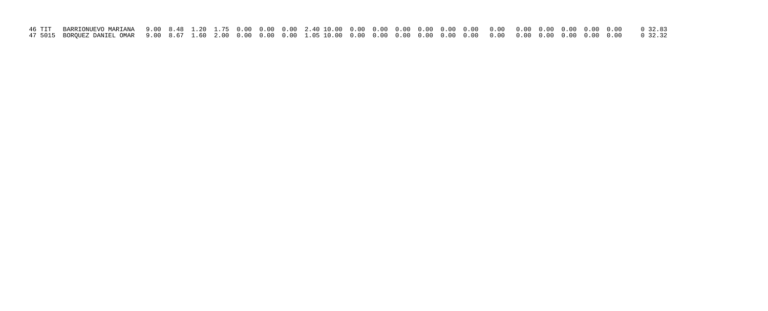| | | | | | | | | | | | | | | | | | | | | | | | | | |
|---|---|---|---|---|---|---|---|---|---|---|---|---|---|---|---|---|---|---|---|---|---|---|---|---|---|
| 46 | TIT | BARRIONUEVO MARIANA | 9.00 | 8.48 | 1.20 | 1.75 | 0.00 | 0.00 | 0.00 | 2.40 | 10.00 | 0.00 | 0.00 | 0.00 | 0.00 | 0.00 | 0.00 | 0.00 | 0.00 | 0.00 | 0.00 | 0.00 | 0.00 | 0 | 32.83 |
| 47 | 5015 | BORQUEZ DANIEL OMAR | 9.00 | 8.67 | 1.60 | 2.00 | 0.00 | 0.00 | 0.00 | 1.05 | 10.00 | 0.00 | 0.00 | 0.00 | 0.00 | 0.00 | 0.00 | 0.00 | 0.00 | 0.00 | 0.00 | 0.00 | 0.00 | 0 | 32.32 |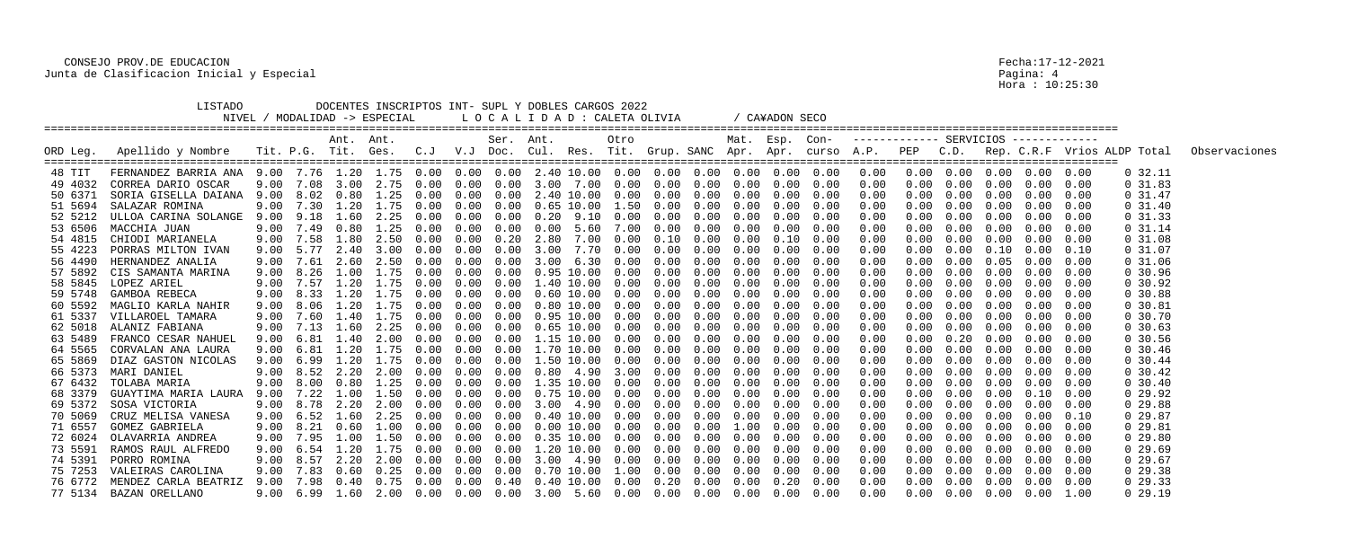CONSEJO PROV.DE EDUCACION
Junta de Clasificacion Inicial y Especial

Fecha:17-12-2021
Hora : 10:25:30

LISTADO DOCENTES INSCRIPTOS INT- SUPL Y DOBLES CARGOS 2022
NIVEL / MODALIDAD -> ESPECIAL L O C A L I D A D : CALETA OLIVIA / CA¥ADON SECO

| ORD | Leg. | Apellido y Nombre | Tit. | P.G. | Ant. Tit. | Ant. Ges. | C.J | V.J | Ser. Doc. | Ant. Cul. | Res. | Otro Tit. | Grup. SANC | Mat. Apr. | Esp. Apr. | Con- curso | A.P. | PEP | C.D. | Rep. | C.R.F | Vrios | ALDP | Total | Observaciones |
|---|---|---|---|---|---|---|---|---|---|---|---|---|---|---|---|---|---|---|---|---|---|---|---|---|---|
| 48 | TIT | FERNANDEZ BARRIA ANA | 9.00 | 7.76 | 1.20 | 1.75 | 0.00 | 0.00 | 0.00 | 2.40 | 10.00 | 0.00 | 0.00 | 0.00 | 0.00 | 0.00 | 0.00 | 0.00 | 0.00 | 0.00 | 0.00 | 0.00 | 0.00 | 0 | 32.11 | |
| 49 | 4032 | CORREA DARIO OSCAR | 9.00 | 7.08 | 3.00 | 2.75 | 0.00 | 0.00 | 0.00 | 3.00 | 7.00 | 0.00 | 0.00 | 0.00 | 0.00 | 0.00 | 0.00 | 0.00 | 0.00 | 0.00 | 0.00 | 0.00 | 0.00 | 0 | 31.83 | |
| 50 | 6371 | SORIA GISELLA DAIANA | 9.00 | 8.02 | 0.80 | 1.25 | 0.00 | 0.00 | 0.00 | 2.40 | 10.00 | 0.00 | 0.00 | 0.00 | 0.00 | 0.00 | 0.00 | 0.00 | 0.00 | 0.00 | 0.00 | 0.00 | 0.00 | 0 | 31.47 | |
| 51 | 5694 | SALAZAR ROMINA | 9.00 | 7.30 | 1.20 | 1.75 | 0.00 | 0.00 | 0.00 | 0.65 | 10.00 | 1.50 | 0.00 | 0.00 | 0.00 | 0.00 | 0.00 | 0.00 | 0.00 | 0.00 | 0.00 | 0.00 | 0.00 | 0 | 31.40 | |
| 52 | 5212 | ULLOA CARINA SOLANGE | 9.00 | 9.18 | 1.60 | 2.25 | 0.00 | 0.00 | 0.00 | 0.20 | 9.10 | 0.00 | 0.00 | 0.00 | 0.00 | 0.00 | 0.00 | 0.00 | 0.00 | 0.00 | 0.00 | 0.00 | 0.00 | 0 | 31.33 | |
| 53 | 6506 | MACCHIA JUAN | 9.00 | 7.49 | 0.80 | 1.25 | 0.00 | 0.00 | 0.00 | 0.00 | 5.60 | 7.00 | 0.00 | 0.00 | 0.00 | 0.00 | 0.00 | 0.00 | 0.00 | 0.00 | 0.00 | 0.00 | 0.00 | 0 | 31.14 | |
| 54 | 4815 | CHIODI MARIANELA | 9.00 | 7.58 | 1.80 | 2.50 | 0.00 | 0.00 | 0.20 | 2.80 | 7.00 | 0.00 | 0.10 | 0.00 | 0.00 | 0.10 | 0.00 | 0.00 | 0.00 | 0.00 | 0.00 | 0.00 | 0.00 | 0 | 31.08 | |
| 55 | 4223 | PORRAS MILTON IVAN | 9.00 | 5.77 | 2.40 | 3.00 | 0.00 | 0.00 | 0.00 | 3.00 | 7.70 | 0.00 | 0.00 | 0.00 | 0.00 | 0.00 | 0.00 | 0.00 | 0.00 | 0.00 | 0.10 | 0.00 | 0.10 | 0 | 31.07 | |
| 56 | 4490 | HERNANDEZ ANALIA | 9.00 | 7.61 | 2.60 | 2.50 | 0.00 | 0.00 | 0.00 | 3.00 | 6.30 | 0.00 | 0.00 | 0.00 | 0.00 | 0.00 | 0.00 | 0.00 | 0.00 | 0.00 | 0.05 | 0.00 | 0.00 | 0 | 31.06 | |
| 57 | 5892 | CIS SAMANTA MARINA | 9.00 | 8.26 | 1.00 | 1.75 | 0.00 | 0.00 | 0.00 | 0.95 | 10.00 | 0.00 | 0.00 | 0.00 | 0.00 | 0.00 | 0.00 | 0.00 | 0.00 | 0.00 | 0.00 | 0.00 | 0.00 | 0 | 30.96 | |
| 58 | 5845 | LOPEZ ARIEL | 9.00 | 7.57 | 1.20 | 1.75 | 0.00 | 0.00 | 0.00 | 1.40 | 10.00 | 0.00 | 0.00 | 0.00 | 0.00 | 0.00 | 0.00 | 0.00 | 0.00 | 0.00 | 0.00 | 0.00 | 0.00 | 0 | 30.92 | |
| 59 | 5748 | GAMBOA REBECA | 9.00 | 8.33 | 1.20 | 1.75 | 0.00 | 0.00 | 0.00 | 0.60 | 10.00 | 0.00 | 0.00 | 0.00 | 0.00 | 0.00 | 0.00 | 0.00 | 0.00 | 0.00 | 0.00 | 0.00 | 0.00 | 0 | 30.88 | |
| 60 | 5592 | MAGLIO KARLA NAHIR | 9.00 | 8.06 | 1.20 | 1.75 | 0.00 | 0.00 | 0.00 | 0.80 | 10.00 | 0.00 | 0.00 | 0.00 | 0.00 | 0.00 | 0.00 | 0.00 | 0.00 | 0.00 | 0.00 | 0.00 | 0.00 | 0 | 30.81 | |
| 61 | 5337 | VILLAROEL TAMARA | 9.00 | 7.60 | 1.40 | 1.75 | 0.00 | 0.00 | 0.00 | 0.95 | 10.00 | 0.00 | 0.00 | 0.00 | 0.00 | 0.00 | 0.00 | 0.00 | 0.00 | 0.00 | 0.00 | 0.00 | 0.00 | 0 | 30.70 | |
| 62 | 5018 | ALANIZ FABIANA | 9.00 | 7.13 | 1.60 | 2.25 | 0.00 | 0.00 | 0.00 | 0.65 | 10.00 | 0.00 | 0.00 | 0.00 | 0.00 | 0.00 | 0.00 | 0.00 | 0.00 | 0.00 | 0.00 | 0.00 | 0.00 | 0 | 30.63 | |
| 63 | 5489 | FRANCO CESAR NAHUEL | 9.00 | 6.81 | 1.40 | 2.00 | 0.00 | 0.00 | 0.00 | 1.15 | 10.00 | 0.00 | 0.00 | 0.00 | 0.00 | 0.00 | 0.00 | 0.00 | 0.00 | 0.20 | 0.00 | 0.00 | 0.00 | 0 | 30.56 | |
| 64 | 5565 | CORVALAN ANA LAURA | 9.00 | 6.81 | 1.20 | 1.75 | 0.00 | 0.00 | 0.00 | 1.70 | 10.00 | 0.00 | 0.00 | 0.00 | 0.00 | 0.00 | 0.00 | 0.00 | 0.00 | 0.00 | 0.00 | 0.00 | 0.00 | 0 | 30.46 | |
| 65 | 5869 | DIAZ GASTON NICOLAS | 9.00 | 6.99 | 1.20 | 1.75 | 0.00 | 0.00 | 0.00 | 1.50 | 10.00 | 0.00 | 0.00 | 0.00 | 0.00 | 0.00 | 0.00 | 0.00 | 0.00 | 0.00 | 0.00 | 0.00 | 0.00 | 0 | 30.44 | |
| 66 | 5373 | MARI DANIEL | 9.00 | 8.52 | 2.20 | 2.00 | 0.00 | 0.00 | 0.00 | 0.80 | 4.90 | 3.00 | 0.00 | 0.00 | 0.00 | 0.00 | 0.00 | 0.00 | 0.00 | 0.00 | 0.00 | 0.00 | 0.00 | 0 | 30.42 | |
| 67 | 6432 | TOLABA MARIA | 9.00 | 8.00 | 0.80 | 1.25 | 0.00 | 0.00 | 0.00 | 1.35 | 10.00 | 0.00 | 0.00 | 0.00 | 0.00 | 0.00 | 0.00 | 0.00 | 0.00 | 0.00 | 0.00 | 0.00 | 0.00 | 0 | 30.40 | |
| 68 | 3379 | GUAYTIMA MARIA LAURA | 9.00 | 7.22 | 1.00 | 1.50 | 0.00 | 0.00 | 0.00 | 0.75 | 10.00 | 0.00 | 0.00 | 0.00 | 0.00 | 0.00 | 0.00 | 0.00 | 0.00 | 0.00 | 0.00 | 0.10 | 0.00 | 0 | 29.92 | |
| 69 | 5372 | SOSA VICTORIA | 9.00 | 8.78 | 2.20 | 2.00 | 0.00 | 0.00 | 0.00 | 3.00 | 4.90 | 0.00 | 0.00 | 0.00 | 0.00 | 0.00 | 0.00 | 0.00 | 0.00 | 0.00 | 0.00 | 0.00 | 0.00 | 0 | 29.88 | |
| 70 | 5069 | CRUZ MELISA VANESA | 9.00 | 6.52 | 1.60 | 2.25 | 0.00 | 0.00 | 0.00 | 0.40 | 10.00 | 0.00 | 0.00 | 0.00 | 0.00 | 0.00 | 0.00 | 0.00 | 0.00 | 0.00 | 0.00 | 0.00 | 0.10 | 0 | 29.87 | |
| 71 | 6557 | GOMEZ GABRIELA | 9.00 | 8.21 | 0.60 | 1.00 | 0.00 | 0.00 | 0.00 | 0.00 | 10.00 | 0.00 | 0.00 | 0.00 | 1.00 | 0.00 | 0.00 | 0.00 | 0.00 | 0.00 | 0.00 | 0.00 | 0.00 | 0 | 29.81 | |
| 72 | 6024 | OLAVARRIA ANDREA | 9.00 | 7.95 | 1.00 | 1.50 | 0.00 | 0.00 | 0.00 | 0.35 | 10.00 | 0.00 | 0.00 | 0.00 | 0.00 | 0.00 | 0.00 | 0.00 | 0.00 | 0.00 | 0.00 | 0.00 | 0.00 | 0 | 29.80 | |
| 73 | 5591 | RAMOS RAUL ALFREDO | 9.00 | 6.54 | 1.20 | 1.75 | 0.00 | 0.00 | 0.00 | 1.20 | 10.00 | 0.00 | 0.00 | 0.00 | 0.00 | 0.00 | 0.00 | 0.00 | 0.00 | 0.00 | 0.00 | 0.00 | 0.00 | 0 | 29.69 | |
| 74 | 5391 | PORRO ROMINA | 9.00 | 8.57 | 2.20 | 2.00 | 0.00 | 0.00 | 0.00 | 3.00 | 4.90 | 0.00 | 0.00 | 0.00 | 0.00 | 0.00 | 0.00 | 0.00 | 0.00 | 0.00 | 0.00 | 0.00 | 0.00 | 0 | 29.67 | |
| 75 | 7253 | VALEIRAS CAROLINA | 9.00 | 7.83 | 0.60 | 0.25 | 0.00 | 0.00 | 0.00 | 0.70 | 10.00 | 1.00 | 0.00 | 0.00 | 0.00 | 0.00 | 0.00 | 0.00 | 0.00 | 0.00 | 0.00 | 0.00 | 0.00 | 0 | 29.38 | |
| 76 | 6772 | MENDEZ CARLA BEATRIZ | 9.00 | 7.98 | 0.40 | 0.75 | 0.00 | 0.00 | 0.40 | 0.40 | 10.00 | 0.00 | 0.20 | 0.00 | 0.00 | 0.20 | 0.00 | 0.00 | 0.00 | 0.00 | 0.00 | 0.00 | 0.00 | 0 | 29.33 | |
| 77 | 5134 | BAZAN ORELLANO | 9.00 | 6.99 | 1.60 | 2.00 | 0.00 | 0.00 | 0.00 | 3.00 | 5.60 | 0.00 | 0.00 | 0.00 | 0.00 | 0.00 | 0.00 | 0.00 | 0.00 | 0.00 | 0.00 | 0.00 | 1.00 | 0 | 29.19 | |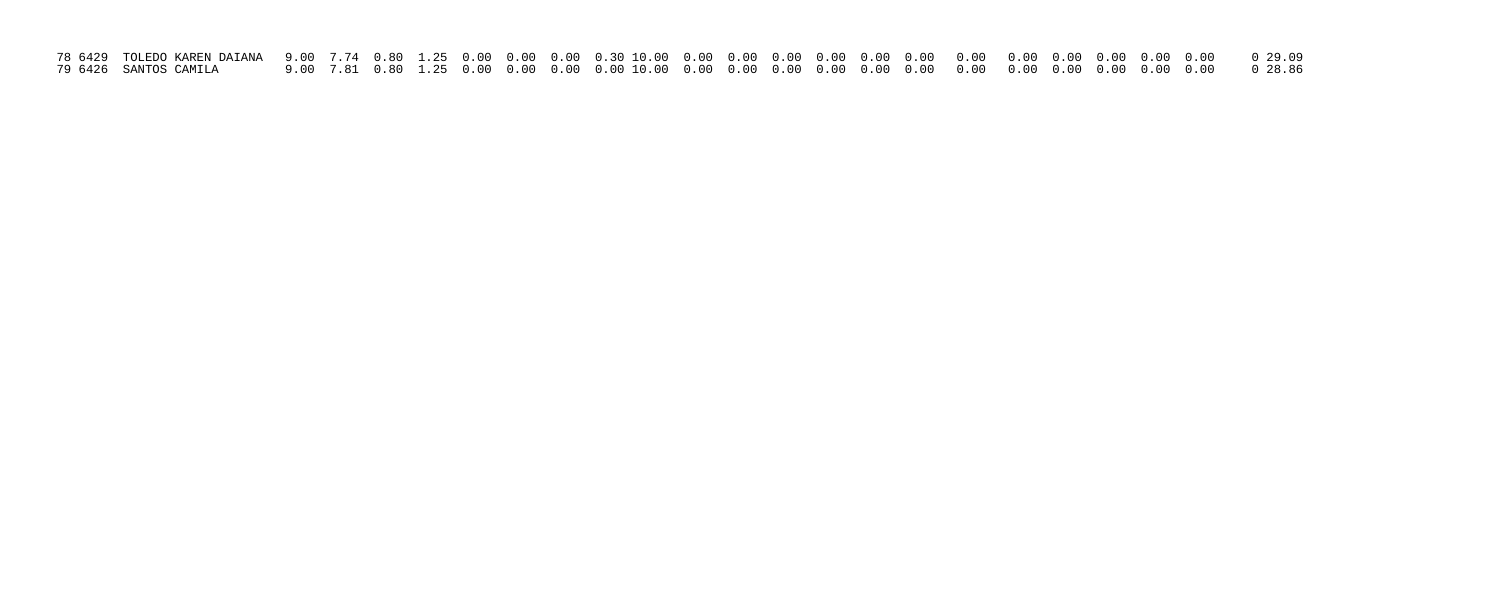| | | | | | | | | | | | | | | | | | | | | | | | | | | |
|---|---|---|---|---|---|---|---|---|---|---|---|---|---|---|---|---|---|---|---|---|---|---|---|---|---|---|
| 78 | 6429 | TOLEDO KAREN DAIANA | 9.00 | 7.74 | 0.80 | 1.25 | 0.00 | 0.00 | 0.00 | 0.30 | 10.00 | 0.00 | 0.00 | 0.00 | 0.00 | 0.00 | 0.00 | 0.00 | 0.00 | 0.00 | 0.00 | 0.00 | 0.00 | 0 | 29.09 |
| 79 | 6426 | SANTOS CAMILA | 9.00 | 7.81 | 0.80 | 1.25 | 0.00 | 0.00 | 0.00 | 0.00 | 10.00 | 0.00 | 0.00 | 0.00 | 0.00 | 0.00 | 0.00 | 0.00 | 0.00 | 0.00 | 0.00 | 0.00 | 0.00 | 0 | 28.86 |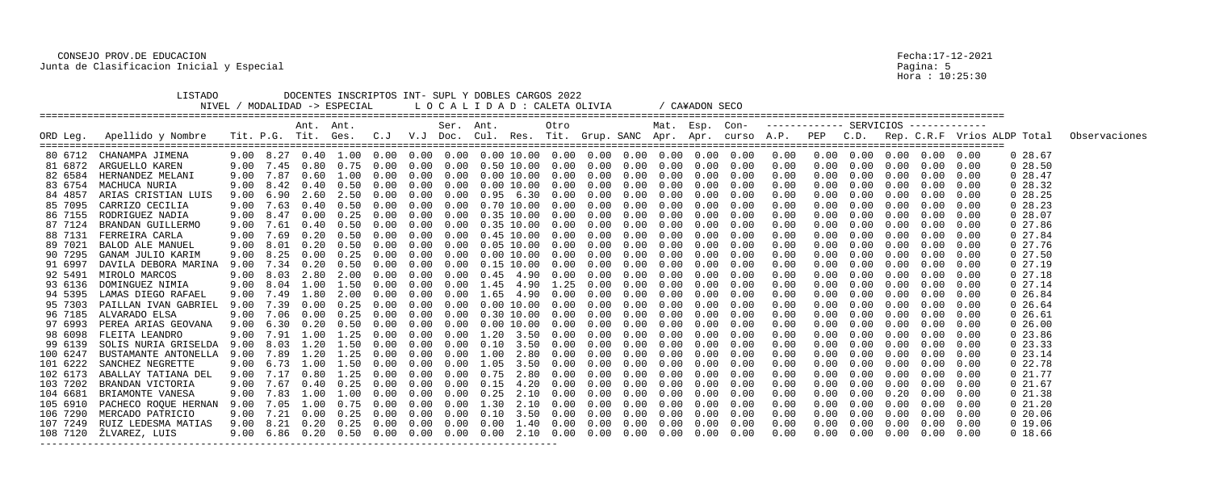CONSEJO PROV.DE EDUCACION
Junta de Clasificacion Inicial y Especial

Fecha:17-12-2021
Hora : 10:25:30

LISTADO DOCENTES INSCRIPTOS INT- SUPL Y DOBLES CARGOS 2022
NIVEL / MODALIDAD -> ESPECIAL  L O C A L I D A D : CALETA OLIVIA / CA¥ADON SECO

| ORD | Leg. | Apellido y Nombre | Tit. | P.G. | Ant. Tit. | Ant. Ges. | C.J | V.J | Ser. Doc. | Ant. Cul. | Res. | Otro Tit. | Grup. | SANC | Mat. Apr. | Esp. Apr. | Con- curso | A.P. | PEP | C.D. | Rep. | C.R.F | Vrios | ALDP | Total | Observaciones |
|---|---|---|---|---|---|---|---|---|---|---|---|---|---|---|---|---|---|---|---|---|---|---|---|---|---|---|
| 80 | 6712 | CHANAMPA JIMENA | 9.00 | 8.27 | 0.40 | 1.00 | 0.00 | 0.00 | 0.00 | 0.00 | 10.00 | 0.00 | 0.00 | 0.00 | 0.00 | 0.00 | 0.00 | 0.00 | 0.00 | 0.00 | 0.00 | 0.00 | 0.00 | 0 | 28.67 | |
| 81 | 6872 | ARGUELLO KAREN | 9.00 | 7.45 | 0.80 | 0.75 | 0.00 | 0.00 | 0.00 | 0.50 | 10.00 | 0.00 | 0.00 | 0.00 | 0.00 | 0.00 | 0.00 | 0.00 | 0.00 | 0.00 | 0.00 | 0.00 | 0.00 | 0 | 28.50 | |
| 82 | 6584 | HERNANDEZ MELANI | 9.00 | 7.87 | 0.60 | 1.00 | 0.00 | 0.00 | 0.00 | 0.00 | 10.00 | 0.00 | 0.00 | 0.00 | 0.00 | 0.00 | 0.00 | 0.00 | 0.00 | 0.00 | 0.00 | 0.00 | 0.00 | 0 | 28.47 | |
| 83 | 6754 | MACHUCA NURIA | 9.00 | 8.42 | 0.40 | 0.50 | 0.00 | 0.00 | 0.00 | 0.00 | 10.00 | 0.00 | 0.00 | 0.00 | 0.00 | 0.00 | 0.00 | 0.00 | 0.00 | 0.00 | 0.00 | 0.00 | 0.00 | 0 | 28.32 | |
| 84 | 4857 | ARIAS CRISTIAN LUIS | 9.00 | 6.90 | 2.60 | 2.50 | 0.00 | 0.00 | 0.00 | 0.95 | 6.30 | 0.00 | 0.00 | 0.00 | 0.00 | 0.00 | 0.00 | 0.00 | 0.00 | 0.00 | 0.00 | 0.00 | 0.00 | 0 | 28.25 | |
| 85 | 7095 | CARRIZO CECILIA | 9.00 | 7.63 | 0.40 | 0.50 | 0.00 | 0.00 | 0.00 | 0.70 | 10.00 | 0.00 | 0.00 | 0.00 | 0.00 | 0.00 | 0.00 | 0.00 | 0.00 | 0.00 | 0.00 | 0.00 | 0.00 | 0 | 28.23 | |
| 86 | 7155 | RODRIGUEZ NADIA | 9.00 | 8.47 | 0.00 | 0.25 | 0.00 | 0.00 | 0.00 | 0.35 | 10.00 | 0.00 | 0.00 | 0.00 | 0.00 | 0.00 | 0.00 | 0.00 | 0.00 | 0.00 | 0.00 | 0.00 | 0.00 | 0 | 28.07 | |
| 87 | 7124 | BRANDAN GUILLERMO | 9.00 | 7.61 | 0.40 | 0.50 | 0.00 | 0.00 | 0.00 | 0.35 | 10.00 | 0.00 | 0.00 | 0.00 | 0.00 | 0.00 | 0.00 | 0.00 | 0.00 | 0.00 | 0.00 | 0.00 | 0.00 | 0 | 27.86 | |
| 88 | 7131 | FERREIRA CARLA | 9.00 | 7.69 | 0.20 | 0.50 | 0.00 | 0.00 | 0.00 | 0.45 | 10.00 | 0.00 | 0.00 | 0.00 | 0.00 | 0.00 | 0.00 | 0.00 | 0.00 | 0.00 | 0.00 | 0.00 | 0.00 | 0 | 27.84 | |
| 89 | 7021 | BALOD ALE MANUEL | 9.00 | 8.01 | 0.20 | 0.50 | 0.00 | 0.00 | 0.00 | 0.05 | 10.00 | 0.00 | 0.00 | 0.00 | 0.00 | 0.00 | 0.00 | 0.00 | 0.00 | 0.00 | 0.00 | 0.00 | 0.00 | 0 | 27.76 | |
| 90 | 7295 | GANAM JULIO KARIM | 9.00 | 8.25 | 0.00 | 0.25 | 0.00 | 0.00 | 0.00 | 0.00 | 10.00 | 0.00 | 0.00 | 0.00 | 0.00 | 0.00 | 0.00 | 0.00 | 0.00 | 0.00 | 0.00 | 0.00 | 0.00 | 0 | 27.50 | |
| 91 | 6997 | DAVILA DEBORA MARINA | 9.00 | 7.34 | 0.20 | 0.50 | 0.00 | 0.00 | 0.00 | 0.15 | 10.00 | 0.00 | 0.00 | 0.00 | 0.00 | 0.00 | 0.00 | 0.00 | 0.00 | 0.00 | 0.00 | 0.00 | 0.00 | 0 | 27.19 | |
| 92 | 5491 | MIROLO MARCOS | 9.00 | 8.03 | 2.80 | 2.00 | 0.00 | 0.00 | 0.00 | 0.45 | 4.90 | 0.00 | 0.00 | 0.00 | 0.00 | 0.00 | 0.00 | 0.00 | 0.00 | 0.00 | 0.00 | 0.00 | 0.00 | 0 | 27.18 | |
| 93 | 6136 | DOMINGUEZ NIMIA | 9.00 | 8.04 | 1.00 | 1.50 | 0.00 | 0.00 | 0.00 | 1.45 | 4.90 | 1.25 | 0.00 | 0.00 | 0.00 | 0.00 | 0.00 | 0.00 | 0.00 | 0.00 | 0.00 | 0.00 | 0.00 | 0 | 27.14 | |
| 94 | 5395 | LAMAS DIEGO RAFAEL | 9.00 | 7.49 | 1.80 | 2.00 | 0.00 | 0.00 | 0.00 | 1.65 | 4.90 | 0.00 | 0.00 | 0.00 | 0.00 | 0.00 | 0.00 | 0.00 | 0.00 | 0.00 | 0.00 | 0.00 | 0.00 | 0 | 26.84 | |
| 95 | 7303 | PAILLAN IVAN GABRIEL | 9.00 | 7.39 | 0.00 | 0.25 | 0.00 | 0.00 | 0.00 | 0.00 | 10.00 | 0.00 | 0.00 | 0.00 | 0.00 | 0.00 | 0.00 | 0.00 | 0.00 | 0.00 | 0.00 | 0.00 | 0.00 | 0 | 26.64 | |
| 96 | 7185 | ALVARADO ELSA | 9.00 | 7.06 | 0.00 | 0.25 | 0.00 | 0.00 | 0.00 | 0.30 | 10.00 | 0.00 | 0.00 | 0.00 | 0.00 | 0.00 | 0.00 | 0.00 | 0.00 | 0.00 | 0.00 | 0.00 | 0.00 | 0 | 26.61 | |
| 97 | 6993 | PEREA ARIAS GEOVANA | 9.00 | 6.30 | 0.20 | 0.50 | 0.00 | 0.00 | 0.00 | 0.00 | 10.00 | 0.00 | 0.00 | 0.00 | 0.00 | 0.00 | 0.00 | 0.00 | 0.00 | 0.00 | 0.00 | 0.00 | 0.00 | 0 | 26.00 | |
| 98 | 6098 | FLEITA LEANDRO | 9.00 | 7.91 | 1.00 | 1.25 | 0.00 | 0.00 | 0.00 | 1.20 | 3.50 | 0.00 | 0.00 | 0.00 | 0.00 | 0.00 | 0.00 | 0.00 | 0.00 | 0.00 | 0.00 | 0.00 | 0.00 | 0 | 23.86 | |
| 99 | 6139 | SOLIS NURIA GRISELDA | 9.00 | 8.03 | 1.20 | 1.50 | 0.00 | 0.00 | 0.00 | 0.10 | 3.50 | 0.00 | 0.00 | 0.00 | 0.00 | 0.00 | 0.00 | 0.00 | 0.00 | 0.00 | 0.00 | 0.00 | 0.00 | 0 | 23.33 | |
| 100 | 6247 | BUSTAMANTE ANTONELLA | 9.00 | 7.89 | 1.20 | 1.25 | 0.00 | 0.00 | 0.00 | 1.00 | 2.80 | 0.00 | 0.00 | 0.00 | 0.00 | 0.00 | 0.00 | 0.00 | 0.00 | 0.00 | 0.00 | 0.00 | 0.00 | 0 | 23.14 | |
| 101 | 6222 | SANCHEZ NEGRETTE | 9.00 | 6.73 | 1.00 | 1.50 | 0.00 | 0.00 | 0.00 | 1.05 | 3.50 | 0.00 | 0.00 | 0.00 | 0.00 | 0.00 | 0.00 | 0.00 | 0.00 | 0.00 | 0.00 | 0.00 | 0.00 | 0 | 22.78 | |
| 102 | 6173 | ABALLAY TATIANA DEL | 9.00 | 7.17 | 0.80 | 1.25 | 0.00 | 0.00 | 0.00 | 0.75 | 2.80 | 0.00 | 0.00 | 0.00 | 0.00 | 0.00 | 0.00 | 0.00 | 0.00 | 0.00 | 0.00 | 0.00 | 0.00 | 0 | 21.77 | |
| 103 | 7202 | BRANDAN VICTORIA | 9.00 | 7.67 | 0.40 | 0.25 | 0.00 | 0.00 | 0.00 | 0.15 | 4.20 | 0.00 | 0.00 | 0.00 | 0.00 | 0.00 | 0.00 | 0.00 | 0.00 | 0.00 | 0.00 | 0.00 | 0.00 | 0 | 21.67 | |
| 104 | 6681 | BRIAMONTE VANESA | 9.00 | 7.83 | 1.00 | 1.00 | 0.00 | 0.00 | 0.00 | 0.25 | 2.10 | 0.00 | 0.00 | 0.00 | 0.00 | 0.00 | 0.00 | 0.00 | 0.00 | 0.00 | 0.20 | 0.00 | 0.00 | 0 | 21.38 | |
| 105 | 6910 | PACHECO ROQUE HERNAN | 9.00 | 7.05 | 1.00 | 0.75 | 0.00 | 0.00 | 0.00 | 1.30 | 2.10 | 0.00 | 0.00 | 0.00 | 0.00 | 0.00 | 0.00 | 0.00 | 0.00 | 0.00 | 0.00 | 0.00 | 0.00 | 0 | 21.20 | |
| 106 | 7290 | MERCADO PATRICIO | 9.00 | 7.21 | 0.00 | 0.25 | 0.00 | 0.00 | 0.00 | 0.10 | 3.50 | 0.00 | 0.00 | 0.00 | 0.00 | 0.00 | 0.00 | 0.00 | 0.00 | 0.00 | 0.00 | 0.00 | 0.00 | 0 | 20.06 | |
| 107 | 7249 | RUIZ LEDESMA MATIAS | 9.00 | 8.21 | 0.20 | 0.25 | 0.00 | 0.00 | 0.00 | 0.00 | 1.40 | 0.00 | 0.00 | 0.00 | 0.00 | 0.00 | 0.00 | 0.00 | 0.00 | 0.00 | 0.00 | 0.00 | 0.00 | 0 | 19.06 | |
| 108 | 7120 | ŽLVAREZ, LUIS | 9.00 | 6.86 | 0.20 | 0.50 | 0.00 | 0.00 | 0.00 | 0.00 | 2.10 | 0.00 | 0.00 | 0.00 | 0.00 | 0.00 | 0.00 | 0.00 | 0.00 | 0.00 | 0.00 | 0.00 | 0.00 | 0 | 18.66 | |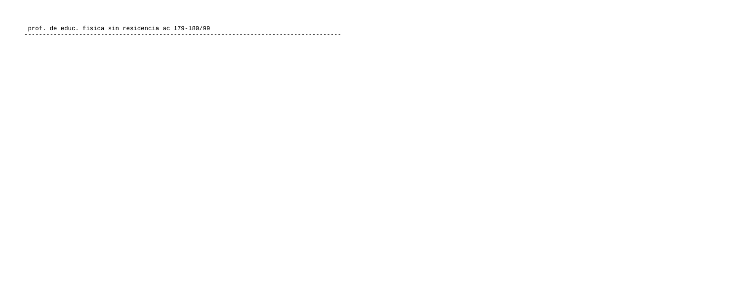prof. de educ. fisica sin residencia ac 179-180/99

---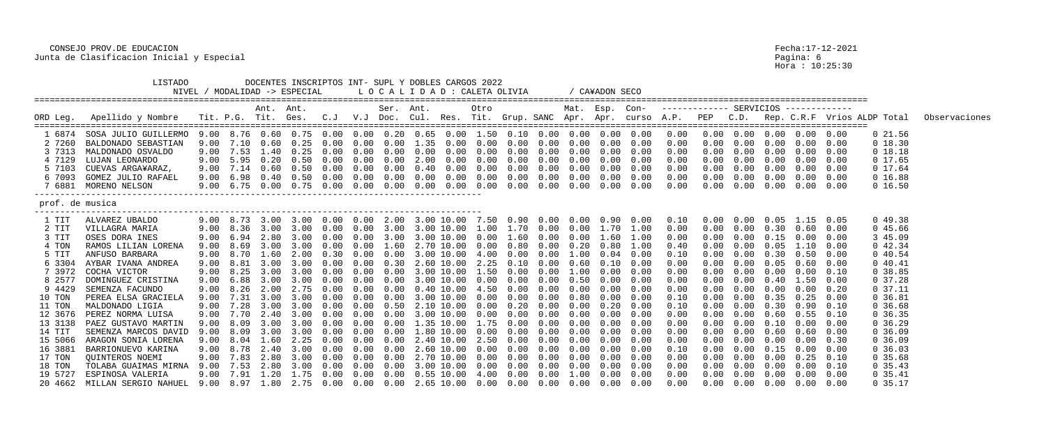CONSEJO PROV.DE EDUCACION
Junta de Clasificacion Inicial y Especial

Fecha:17-12-2021
Hora : 10:25:30

LISTADO DOCENTES INSCRIPTOS INT- SUPL Y DOBLES CARGOS 2022
NIVEL / MODALIDAD -> ESPECIAL    L O C A L I D A D : CALETA OLIVIA    / CA¥ADON SECO

| ORD Leg. | Apellido y Nombre | Tit. | P.G. | Ant. Tit. | Ant. Ges. | C.J | V.J | Ser. Doc. | Ant. Cul. | Res. | Otro Tit. | Grup. | SANC | Mat. Apr. | Esp. Apr. | Con- curso | A.P. | PEP | C.D. | Rep. | C.R.F | Vrios | ALDP | Total | Observaciones |
|---|---|---|---|---|---|---|---|---|---|---|---|---|---|---|---|---|---|---|---|---|---|---|---|---|---|
| 1 6874 | SOSA JULIO GUILLERMO | 9.00 | 8.76 | 0.60 | 0.75 | 0.00 | 0.00 | 0.20 | 0.65 | 0.00 | 1.50 | 0.10 | 0.00 | 0.00 | 0.00 | 0.00 | 0.00 | 0.00 | 0.00 | 0.00 | 0.00 | 0.00 | 0 | 21.56 | |
| 2 7260 | BALDONADO SEBASTIAN | 9.00 | 7.10 | 0.60 | 0.25 | 0.00 | 0.00 | 0.00 | 1.35 | 0.00 | 0.00 | 0.00 | 0.00 | 0.00 | 0.00 | 0.00 | 0.00 | 0.00 | 0.00 | 0.00 | 0.00 | 0.00 | 0 | 18.30 | |
| 3 7313 | MALDONADO OSVALDO | 9.00 | 7.53 | 1.40 | 0.25 | 0.00 | 0.00 | 0.00 | 0.00 | 0.00 | 0.00 | 0.00 | 0.00 | 0.00 | 0.00 | 0.00 | 0.00 | 0.00 | 0.00 | 0.00 | 0.00 | 0.00 | 0 | 18.18 | |
| 4 7129 | LUJAN LEONARDO | 9.00 | 5.95 | 0.20 | 0.50 | 0.00 | 0.00 | 0.00 | 2.00 | 0.00 | 0.00 | 0.00 | 0.00 | 0.00 | 0.00 | 0.00 | 0.00 | 0.00 | 0.00 | 0.00 | 0.00 | 0.00 | 0 | 17.65 | |
| 5 7103 | CUEVAS ARGA¥ARAZ, | 9.00 | 7.14 | 0.60 | 0.50 | 0.00 | 0.00 | 0.00 | 0.40 | 0.00 | 0.00 | 0.00 | 0.00 | 0.00 | 0.00 | 0.00 | 0.00 | 0.00 | 0.00 | 0.00 | 0.00 | 0.00 | 0 | 17.64 | |
| 6 7093 | GOMEZ JULIO RAFAEL | 9.00 | 6.98 | 0.40 | 0.50 | 0.00 | 0.00 | 0.00 | 0.00 | 0.00 | 0.00 | 0.00 | 0.00 | 0.00 | 0.00 | 0.00 | 0.00 | 0.00 | 0.00 | 0.00 | 0.00 | 0.00 | 0 | 16.88 | |
| 7 6881 | MORENO NELSON | 9.00 | 6.75 | 0.00 | 0.75 | 0.00 | 0.00 | 0.00 | 0.00 | 0.00 | 0.00 | 0.00 | 0.00 | 0.00 | 0.00 | 0.00 | 0.00 | 0.00 | 0.00 | 0.00 | 0.00 | 0.00 | 0 | 16.50 | |

prof. de musica

| ORD Leg. | Apellido y Nombre | Tit. | P.G. | Ant. Tit. | Ant. Ges. | C.J | V.J | Ser. Doc. | Ant. Cul. | Res. | Otro Tit. | Grup. | SANC | Mat. Apr. | Esp. Apr. | Con- curso | A.P. | PEP | C.D. | Rep. | C.R.F | Vrios | ALDP | Total | Observaciones |
|---|---|---|---|---|---|---|---|---|---|---|---|---|---|---|---|---|---|---|---|---|---|---|---|---|---|
| 1 TIT | ALVAREZ UBALDO | 9.00 | 8.73 | 3.00 | 3.00 | 0.00 | 0.00 | 2.00 | 3.00 | 10.00 | 7.50 | 0.90 | 0.00 | 0.00 | 0.90 | 0.00 | 0.10 | 0.00 | 0.00 | 0.05 | 1.15 | 0.05 | 0 | 49.38 | |
| 2 TIT | VILLAGRA MARIA | 9.00 | 8.36 | 3.00 | 3.00 | 0.00 | 0.00 | 3.00 | 3.00 | 10.00 | 1.00 | 1.70 | 0.00 | 0.00 | 1.70 | 1.00 | 0.00 | 0.00 | 0.00 | 0.30 | 0.60 | 0.00 | 0 | 45.66 | |
| 3 TIT | OSES DORA INES | 9.00 | 6.94 | 2.80 | 3.00 | 0.00 | 0.00 | 3.00 | 3.00 | 10.00 | 0.00 | 1.60 | 0.00 | 0.00 | 1.60 | 1.00 | 0.00 | 0.00 | 0.00 | 0.15 | 0.00 | 0.00 | 3 | 45.09 | |
| 4 TON | RAMOS LILIAN LORENA | 9.00 | 8.69 | 3.00 | 3.00 | 0.00 | 0.00 | 1.60 | 2.70 | 10.00 | 0.00 | 0.80 | 0.00 | 0.20 | 0.80 | 1.00 | 0.40 | 0.00 | 0.00 | 0.05 | 1.10 | 0.00 | 0 | 42.34 | |
| 5 TIT | ANFUSO BARBARA | 9.00 | 8.70 | 1.60 | 2.00 | 0.30 | 0.00 | 0.00 | 3.00 | 10.00 | 4.00 | 0.00 | 0.00 | 1.00 | 0.04 | 0.00 | 0.10 | 0.00 | 0.00 | 0.30 | 0.50 | 0.00 | 0 | 40.54 | |
| 6 3304 | AYBAR IVANA ANDREA | 9.00 | 8.81 | 3.00 | 3.00 | 0.00 | 0.00 | 0.30 | 2.60 | 10.00 | 2.25 | 0.10 | 0.00 | 0.60 | 0.10 | 0.00 | 0.00 | 0.00 | 0.00 | 0.05 | 0.60 | 0.00 | 0 | 40.41 | |
| 7 3972 | COCHA VICTOR | 9.00 | 8.25 | 3.00 | 3.00 | 0.00 | 0.00 | 0.00 | 3.00 | 10.00 | 1.50 | 0.00 | 0.00 | 1.00 | 0.00 | 0.00 | 0.00 | 0.00 | 0.00 | 0.00 | 0.00 | 0.10 | 0 | 38.85 | |
| 8 2577 | DOMINGUEZ CRISTINA | 9.00 | 6.88 | 3.00 | 3.00 | 0.00 | 0.00 | 0.00 | 3.00 | 10.00 | 0.00 | 0.00 | 0.00 | 0.50 | 0.00 | 0.00 | 0.00 | 0.00 | 0.00 | 0.40 | 1.50 | 0.00 | 0 | 37.28 | |
| 9 4429 | SEMENZA FACUNDO | 9.00 | 8.26 | 2.00 | 2.75 | 0.00 | 0.00 | 0.00 | 0.40 | 10.00 | 4.50 | 0.00 | 0.00 | 0.00 | 0.00 | 0.00 | 0.00 | 0.00 | 0.00 | 0.00 | 0.00 | 0.20 | 0 | 37.11 | |
| 10 TON | PEREA ELSA GRACIELA | 9.00 | 7.31 | 3.00 | 3.00 | 0.00 | 0.00 | 0.00 | 3.00 | 10.00 | 0.00 | 0.00 | 0.00 | 0.80 | 0.00 | 0.00 | 0.10 | 0.00 | 0.00 | 0.35 | 0.25 | 0.00 | 0 | 36.81 | |
| 11 TON | MALDONADO LIGIA | 9.00 | 7.28 | 3.00 | 3.00 | 0.00 | 0.00 | 0.50 | 2.10 | 10.00 | 0.00 | 0.20 | 0.00 | 0.00 | 0.20 | 0.00 | 0.10 | 0.00 | 0.00 | 0.30 | 0.90 | 0.10 | 0 | 36.68 | |
| 12 3676 | PEREZ NORMA LUISA | 9.00 | 7.70 | 2.40 | 3.00 | 0.00 | 0.00 | 0.00 | 3.00 | 10.00 | 0.00 | 0.00 | 0.00 | 0.00 | 0.00 | 0.00 | 0.00 | 0.00 | 0.00 | 0.60 | 0.55 | 0.10 | 0 | 36.35 | |
| 13 3138 | PAEZ GUSTAVO MARTIN | 9.00 | 8.09 | 3.00 | 3.00 | 0.00 | 0.00 | 0.00 | 1.35 | 10.00 | 1.75 | 0.00 | 0.00 | 0.00 | 0.00 | 0.00 | 0.00 | 0.00 | 0.00 | 0.10 | 0.00 | 0.00 | 0 | 36.29 | |
| 14 TIT | SEMENZA MARCOS DAVID | 9.00 | 8.09 | 3.00 | 3.00 | 0.00 | 0.00 | 0.00 | 1.80 | 10.00 | 0.00 | 0.00 | 0.00 | 0.00 | 0.00 | 0.00 | 0.00 | 0.00 | 0.00 | 0.60 | 0.60 | 0.00 | 0 | 36.09 | |
| 15 5066 | ARAGON SONIA LORENA | 9.00 | 8.04 | 1.60 | 2.25 | 0.00 | 0.00 | 0.00 | 2.40 | 10.00 | 2.50 | 0.00 | 0.00 | 0.00 | 0.00 | 0.00 | 0.00 | 0.00 | 0.00 | 0.00 | 0.00 | 0.30 | 0 | 36.09 | |
| 16 3881 | BARRIONUEVO KARINA | 9.00 | 8.78 | 2.40 | 3.00 | 0.00 | 0.00 | 0.00 | 2.60 | 10.00 | 0.00 | 0.00 | 0.00 | 0.00 | 0.00 | 0.00 | 0.10 | 0.00 | 0.00 | 0.15 | 0.00 | 0.00 | 0 | 36.03 | |
| 17 TON | QUINTEROS NOEMI | 9.00 | 7.83 | 2.80 | 3.00 | 0.00 | 0.00 | 0.00 | 2.70 | 10.00 | 0.00 | 0.00 | 0.00 | 0.00 | 0.00 | 0.00 | 0.00 | 0.00 | 0.00 | 0.00 | 0.25 | 0.10 | 0 | 35.68 | |
| 18 TON | TOLABA GUAIMAS MIRNA | 9.00 | 7.53 | 2.80 | 3.00 | 0.00 | 0.00 | 0.00 | 3.00 | 10.00 | 0.00 | 0.00 | 0.00 | 0.00 | 0.00 | 0.00 | 0.00 | 0.00 | 0.00 | 0.00 | 0.00 | 0.10 | 0 | 35.43 | |
| 19 5727 | ESPINOSA VALERIA | 9.00 | 7.91 | 1.20 | 1.75 | 0.00 | 0.00 | 0.00 | 0.55 | 10.00 | 4.00 | 0.00 | 0.00 | 1.00 | 0.00 | 0.00 | 0.00 | 0.00 | 0.00 | 0.00 | 0.00 | 0.00 | 0 | 35.41 | |
| 20 4662 | MILLAN SERGIO NAHUEL | 9.00 | 8.97 | 1.80 | 2.75 | 0.00 | 0.00 | 0.00 | 2.65 | 10.00 | 0.00 | 0.00 | 0.00 | 0.00 | 0.00 | 0.00 | 0.00 | 0.00 | 0.00 | 0.00 | 0.00 | 0.00 | 0 | 35.17 | |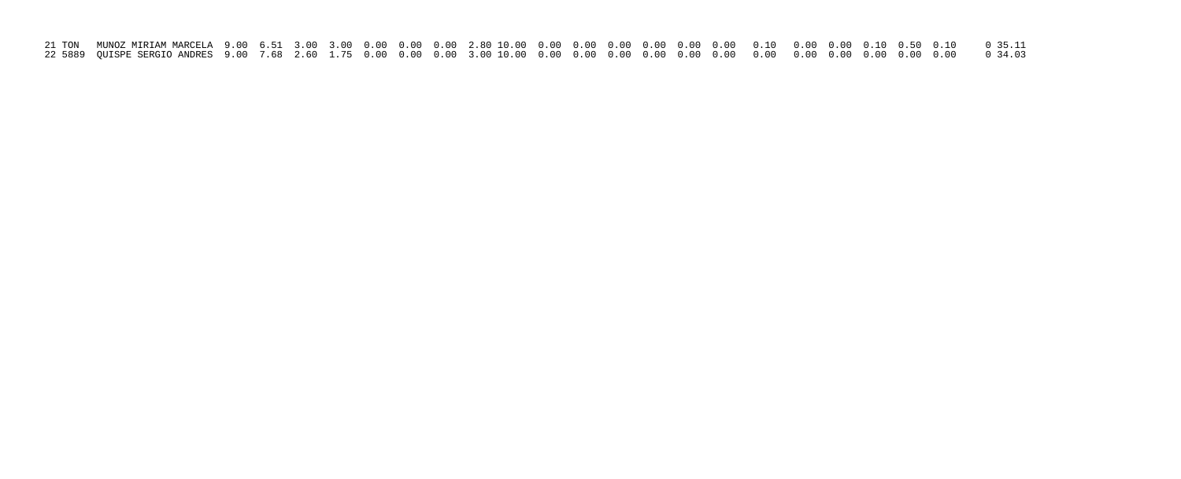| | | | | | | | | | | | | | | | | | | | | | | | | | |
|---|---|---|---|---|---|---|---|---|---|---|---|---|---|---|---|---|---|---|---|---|---|---|---|---|---|
| 21 | TON | MUNOZ MIRIAM MARCELA | 9.00 | 6.51 | 3.00 | 3.00 | 0.00 | 0.00 | 0.00 | 2.80 | 10.00 | 0.00 | 0.00 | 0.00 | 0.00 | 0.00 | 0.00 | 0.10 | 0.00 | 0.00 | 0.10 | 0.50 | 0.10 | 0 | 35.11 |
| 22 | 5889 | QUISPE SERGIO ANDRES | 9.00 | 7.68 | 2.60 | 1.75 | 0.00 | 0.00 | 0.00 | 3.00 | 10.00 | 0.00 | 0.00 | 0.00 | 0.00 | 0.00 | 0.00 | 0.00 | 0.00 | 0.00 | 0.00 | 0.00 | 0.00 | 0 | 34.03 |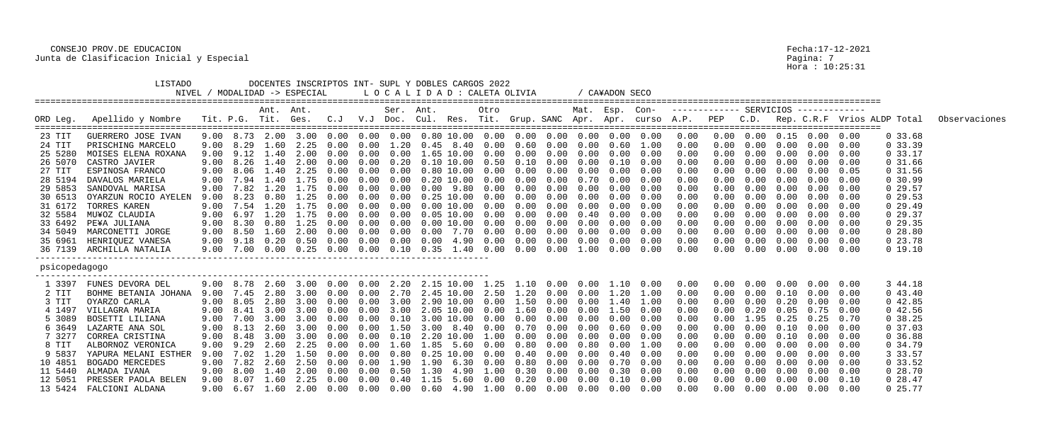CONSEJO PROV.DE EDUCACION
Junta de Clasificacion Inicial y Especial

Fecha:17-12-2021
Pagina: 7
Hora : 10:25:31

LISTADO DOCENTES INSCRIPTOS INT- SUPL Y DOBLES CARGOS 2022

NIVEL / MODALIDAD -> ESPECIAL L O C A L I D A D : CALETA OLIVIA / CA¥ADON SECO

| ORD Leg. | Apellido y Nombre | Tit. | P.G. | Ant. Tit. | Ant. Ges. | C.J | V.J | Ser. Doc. | Ant. Cul. | Res. | Otro Tit. | Grup. | SANC | Mat. Apr. | Esp. Apr. | Con- curso | A.P. | PEP | C.D. | Rep. | C.R.F | Vrios | ALDP | Total | Observaciones |
|---|---|---|---|---|---|---|---|---|---|---|---|---|---|---|---|---|---|---|---|---|---|---|---|---|---|
| 23 TIT | GUERRERO JOSE IVAN | 9.00 | 8.73 | 2.00 | 3.00 | 0.00 | 0.00 | 0.00 | 0.80 | 10.00 | 0.00 | 0.00 | 0.00 | 0.00 | 0.00 | 0.00 | 0.00 | 0.00 | 0.00 | 0.15 | 0.00 | 0.00 | 0 | 33.68 | |
| 24 TIT | PRISCHING MARCELO | 9.00 | 8.29 | 1.60 | 2.25 | 0.00 | 0.00 | 1.20 | 0.45 | 8.40 | 0.00 | 0.60 | 0.00 | 0.00 | 0.60 | 1.00 | 0.00 | 0.00 | 0.00 | 0.00 | 0.00 | 0.00 | 0 | 33.39 | |
| 25 5280 | MOISES ELENA ROXANA | 9.00 | 9.12 | 1.40 | 2.00 | 0.00 | 0.00 | 0.00 | 1.65 | 10.00 | 0.00 | 0.00 | 0.00 | 0.00 | 0.00 | 0.00 | 0.00 | 0.00 | 0.00 | 0.00 | 0.00 | 0.00 | 0 | 33.17 | |
| 26 5070 | CASTRO JAVIER | 9.00 | 8.26 | 1.40 | 2.00 | 0.00 | 0.00 | 0.20 | 0.10 | 10.00 | 0.50 | 0.10 | 0.00 | 0.00 | 0.10 | 0.00 | 0.00 | 0.00 | 0.00 | 0.00 | 0.00 | 0.00 | 0 | 31.66 | |
| 27 TIT | ESPINOSA FRANCO | 9.00 | 8.06 | 1.40 | 2.25 | 0.00 | 0.00 | 0.00 | 0.80 | 10.00 | 0.00 | 0.00 | 0.00 | 0.00 | 0.00 | 0.00 | 0.00 | 0.00 | 0.00 | 0.00 | 0.00 | 0.05 | 0 | 31.56 | |
| 28 5194 | DAVALOS MARIELA | 9.00 | 7.94 | 1.40 | 1.75 | 0.00 | 0.00 | 0.00 | 0.20 | 10.00 | 0.00 | 0.00 | 0.00 | 0.70 | 0.00 | 0.00 | 0.00 | 0.00 | 0.00 | 0.00 | 0.00 | 0.00 | 0 | 30.99 | |
| 29 5853 | SANDOVAL MARISA | 9.00 | 7.82 | 1.20 | 1.75 | 0.00 | 0.00 | 0.00 | 0.00 | 9.80 | 0.00 | 0.00 | 0.00 | 0.00 | 0.00 | 0.00 | 0.00 | 0.00 | 0.00 | 0.00 | 0.00 | 0.00 | 0 | 29.57 | |
| 30 6513 | OYARZUN ROCIO AYELEN | 9.00 | 8.23 | 0.80 | 1.25 | 0.00 | 0.00 | 0.00 | 0.25 | 10.00 | 0.00 | 0.00 | 0.00 | 0.00 | 0.00 | 0.00 | 0.00 | 0.00 | 0.00 | 0.00 | 0.00 | 0.00 | 0 | 29.53 | |
| 31 6172 | TORRES KAREN | 9.00 | 7.54 | 1.20 | 1.75 | 0.00 | 0.00 | 0.00 | 0.00 | 10.00 | 0.00 | 0.00 | 0.00 | 0.00 | 0.00 | 0.00 | 0.00 | 0.00 | 0.00 | 0.00 | 0.00 | 0.00 | 0 | 29.49 | |
| 32 5584 | MU¥OZ CLAUDIA | 9.00 | 6.97 | 1.20 | 1.75 | 0.00 | 0.00 | 0.00 | 0.05 | 10.00 | 0.00 | 0.00 | 0.00 | 0.40 | 0.00 | 0.00 | 0.00 | 0.00 | 0.00 | 0.00 | 0.00 | 0.00 | 0 | 29.37 | |
| 33 6492 | PE¥A JULIANA | 9.00 | 8.30 | 0.80 | 1.25 | 0.00 | 0.00 | 0.00 | 0.00 | 10.00 | 0.00 | 0.00 | 0.00 | 0.00 | 0.00 | 0.00 | 0.00 | 0.00 | 0.00 | 0.00 | 0.00 | 0.00 | 0 | 29.35 | |
| 34 5049 | MARCONETTI JORGE | 9.00 | 8.50 | 1.60 | 2.00 | 0.00 | 0.00 | 0.00 | 0.00 | 7.70 | 0.00 | 0.00 | 0.00 | 0.00 | 0.00 | 0.00 | 0.00 | 0.00 | 0.00 | 0.00 | 0.00 | 0.00 | 0 | 28.80 | |
| 35 6961 | HENRIQUEZ VANESA | 9.00 | 9.18 | 0.20 | 0.50 | 0.00 | 0.00 | 0.00 | 0.00 | 4.90 | 0.00 | 0.00 | 0.00 | 0.00 | 0.00 | 0.00 | 0.00 | 0.00 | 0.00 | 0.00 | 0.00 | 0.00 | 0 | 23.78 | |
| 36 7139 | ARCHILLA NATALIA | 9.00 | 7.00 | 0.00 | 0.25 | 0.00 | 0.00 | 0.10 | 0.35 | 1.40 | 0.00 | 0.00 | 0.00 | 1.00 | 0.00 | 0.00 | 0.00 | 0.00 | 0.00 | 0.00 | 0.00 | 0.00 | 0 | 19.10 | |

psicopedagogo

| ORD Leg. | Apellido y Nombre | Tit. | P.G. | Ant. Tit. | Ant. Ges. | C.J | V.J | Ser. Doc. | Ant. Cul. | Res. | Otro Tit. | Grup. | SANC | Mat. Apr. | Esp. Apr. | Con- curso | A.P. | PEP | C.D. | Rep. | C.R.F | Vrios | ALDP | Total | Observaciones |
|---|---|---|---|---|---|---|---|---|---|---|---|---|---|---|---|---|---|---|---|---|---|---|---|---|---|
| 1 3397 | FUNES DEVORA DEL | 9.00 | 8.78 | 2.60 | 3.00 | 0.00 | 0.00 | 2.20 | 2.15 | 10.00 | 1.25 | 1.10 | 0.00 | 0.00 | 1.10 | 0.00 | 0.00 | 0.00 | 0.00 | 0.00 | 0.00 | 0.00 | 3 | 44.18 | |
| 2 TIT | BOHME BETANIA JOHANA | 9.00 | 7.45 | 2.80 | 3.00 | 0.00 | 0.00 | 2.70 | 2.45 | 10.00 | 2.50 | 1.20 | 0.00 | 0.00 | 1.20 | 1.00 | 0.00 | 0.00 | 0.00 | 0.10 | 0.00 | 0.00 | 0 | 43.40 | |
| 3 TIT | OYARZO CARLA | 9.00 | 8.05 | 2.80 | 3.00 | 0.00 | 0.00 | 3.00 | 2.90 | 10.00 | 0.00 | 1.50 | 0.00 | 0.00 | 1.40 | 1.00 | 0.00 | 0.00 | 0.00 | 0.20 | 0.00 | 0.00 | 0 | 42.85 | |
| 4 1497 | VILLAGRA MARIA | 9.00 | 8.41 | 3.00 | 3.00 | 0.00 | 0.00 | 3.00 | 2.05 | 10.00 | 0.00 | 1.60 | 0.00 | 0.00 | 1.50 | 0.00 | 0.00 | 0.00 | 0.20 | 0.05 | 0.75 | 0.00 | 0 | 42.56 | |
| 5 3089 | BOSETTI LILIANA | 9.00 | 7.00 | 3.00 | 3.00 | 0.00 | 0.00 | 0.10 | 3.00 | 10.00 | 0.00 | 0.00 | 0.00 | 0.00 | 0.00 | 0.00 | 0.00 | 0.00 | 1.95 | 0.25 | 0.25 | 0.70 | 0 | 38.25 | |
| 6 3649 | LAZARTE ANA SOL | 9.00 | 8.13 | 2.60 | 3.00 | 0.00 | 0.00 | 1.50 | 3.00 | 8.40 | 0.00 | 0.70 | 0.00 | 0.00 | 0.60 | 0.00 | 0.00 | 0.00 | 0.00 | 0.10 | 0.00 | 0.00 | 0 | 37.03 | |
| 7 3277 | CORREA CRISTINA | 9.00 | 8.48 | 3.00 | 3.00 | 0.00 | 0.00 | 0.10 | 2.20 | 10.00 | 1.00 | 0.00 | 0.00 | 0.00 | 0.00 | 0.00 | 0.00 | 0.00 | 0.00 | 0.10 | 0.00 | 0.00 | 0 | 36.88 | |
| 8 TIT | ALBORNOZ VERONICA | 9.00 | 9.29 | 2.60 | 2.25 | 0.00 | 0.00 | 1.60 | 1.85 | 5.60 | 0.00 | 0.80 | 0.00 | 0.80 | 0.00 | 1.00 | 0.00 | 0.00 | 0.00 | 0.00 | 0.00 | 0.00 | 0 | 34.79 | |
| 9 5837 | YAPURA MELANI ESTHER | 9.00 | 7.02 | 1.20 | 1.50 | 0.00 | 0.00 | 0.80 | 0.25 | 10.00 | 0.00 | 0.40 | 0.00 | 0.00 | 0.40 | 0.00 | 0.00 | 0.00 | 0.00 | 0.00 | 0.00 | 0.00 | 3 | 33.57 | |
| 10 4851 | BOGADO MERCEDES | 9.00 | 7.82 | 2.60 | 2.50 | 0.00 | 0.00 | 1.90 | 1.90 | 6.30 | 0.00 | 0.80 | 0.00 | 0.00 | 0.70 | 0.00 | 0.00 | 0.00 | 0.00 | 0.00 | 0.00 | 0.00 | 0 | 33.52 | |
| 11 5440 | ALMADA IVANA | 9.00 | 8.00 | 1.40 | 2.00 | 0.00 | 0.00 | 0.50 | 1.30 | 4.90 | 1.00 | 0.30 | 0.00 | 0.00 | 0.30 | 0.00 | 0.00 | 0.00 | 0.00 | 0.00 | 0.00 | 0.00 | 0 | 28.70 | |
| 12 5051 | PRESSER PAOLA BELEN | 9.00 | 8.07 | 1.60 | 2.25 | 0.00 | 0.00 | 0.40 | 1.15 | 5.60 | 0.00 | 0.20 | 0.00 | 0.00 | 0.10 | 0.00 | 0.00 | 0.00 | 0.00 | 0.00 | 0.00 | 0.10 | 0 | 28.47 | |
| 13 5424 | FALCIONI ALDANA | 9.00 | 6.67 | 1.60 | 2.00 | 0.00 | 0.00 | 0.00 | 0.60 | 4.90 | 1.00 | 0.00 | 0.00 | 0.00 | 0.00 | 0.00 | 0.00 | 0.00 | 0.00 | 0.00 | 0.00 | 0.00 | 0 | 25.77 | |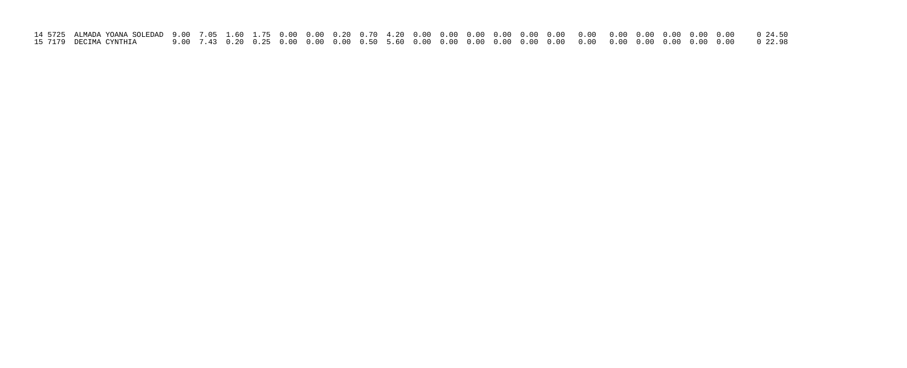| | | | | | | | | | | | | | | | | | | | | | | | | | | |
|---|---|---|---|---|---|---|---|---|---|---|---|---|---|---|---|---|---|---|---|---|---|---|---|---|---|---|
| 14 | 5725 | ALMADA YOANA SOLEDAD | 9.00 | 7.05 | 1.60 | 1.75 | 0.00 | 0.00 | 0.20 | 0.70 | 4.20 | 0.00 | 0.00 | 0.00 | 0.00 | 0.00 | 0.00 | 0.00 | 0.00 | 0.00 | 0.00 | 0.00 | 0.00 | 0 | 24.50 |
| 15 | 7179 | DECIMA CYNTHIA | 9.00 | 7.43 | 0.20 | 0.25 | 0.00 | 0.00 | 0.00 | 0.50 | 5.60 | 0.00 | 0.00 | 0.00 | 0.00 | 0.00 | 0.00 | 0.00 | 0.00 | 0.00 | 0.00 | 0.00 | 0.00 | 0 | 22.98 |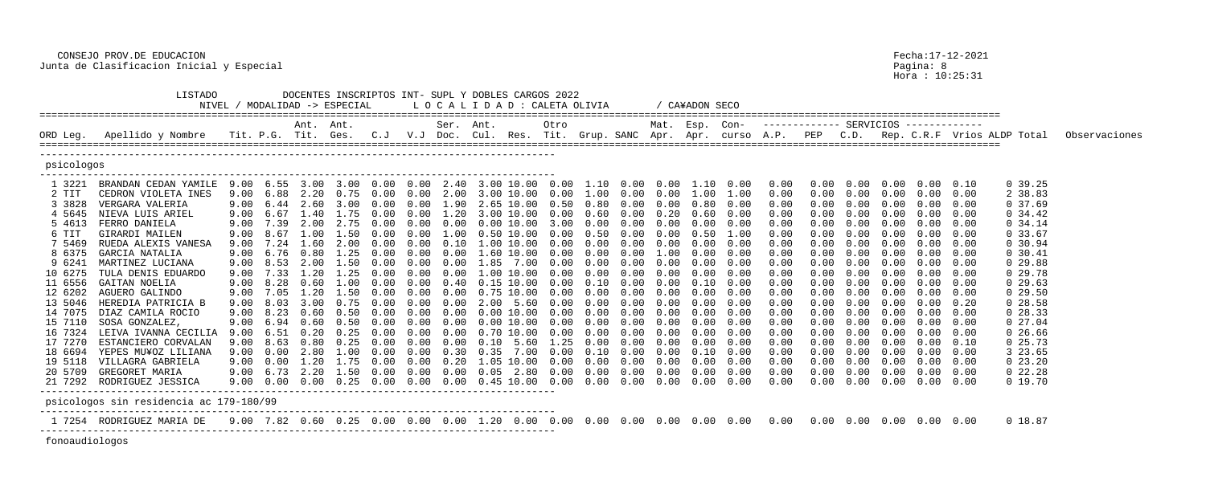CONSEJO PROV.DE EDUCACION
Junta de Clasificacion Inicial y Especial

LISTADO DOCENTES INSCRIPTOS INT- SUPL Y DOBLES CARGOS 2022
NIVEL / MODALIDAD -> ESPECIAL    L O C A L I D A D : CALETA OLIVIA    / CA¥ADON SECO

## psicologos

| ORD | Leg. | Apellido y Nombre | Tit. | P.G. | Ant. Tit. | Ant. Ges. | C.J | V.J | Ser. Doc. | Ant. Cul. | Res. | Otro Tit. | Grup. | SANC | Mat. Apr. | Esp. Apr. | Con- curso | A.P. | PEP | C.D. | Rep. | C.R.F | Vrios | ALDP | Total | Observaciones |
|---|---|---|---|---|---|---|---|---|---|---|---|---|---|---|---|---|---|---|---|---|---|---|---|---|---|---|
| 1 | 3221 | BRANDAN CEDAN YAMILE | 9.00 | 6.55 | 3.00 | 3.00 | 0.00 | 0.00 | 2.40 | 3.00 | 10.00 | 0.00 | 1.10 | 0.00 | 0.00 | 1.10 | 0.00 | 0.00 | 0.00 | 0.00 | 0.00 | 0.00 | 0.10 | 0 | 39.25 | |
| 2 | TIT | CEDRON VIOLETA INES | 9.00 | 6.88 | 2.20 | 0.75 | 0.00 | 0.00 | 2.00 | 3.00 | 10.00 | 0.00 | 1.00 | 0.00 | 0.00 | 1.00 | 1.00 | 0.00 | 0.00 | 0.00 | 0.00 | 0.00 | 0.00 | 2 | 38.83 | |
| 3 | 3828 | VERGARA VALERIA | 9.00 | 6.44 | 2.60 | 3.00 | 0.00 | 0.00 | 1.90 | 2.65 | 10.00 | 0.50 | 0.80 | 0.00 | 0.00 | 0.80 | 0.00 | 0.00 | 0.00 | 0.00 | 0.00 | 0.00 | 0.00 | 0 | 37.69 | |
| 4 | 5645 | NIEVA LUIS ARIEL | 9.00 | 6.67 | 1.40 | 1.75 | 0.00 | 0.00 | 1.20 | 3.00 | 10.00 | 0.00 | 0.60 | 0.00 | 0.20 | 0.60 | 0.00 | 0.00 | 0.00 | 0.00 | 0.00 | 0.00 | 0.00 | 0 | 34.42 | |
| 5 | 4613 | FERRO DANIELA | 9.00 | 7.39 | 2.00 | 2.75 | 0.00 | 0.00 | 0.00 | 0.00 | 10.00 | 3.00 | 0.00 | 0.00 | 0.00 | 0.00 | 0.00 | 0.00 | 0.00 | 0.00 | 0.00 | 0.00 | 0.00 | 0 | 34.14 | |
| 6 | TIT | GIRARDI MAILEN | 9.00 | 8.67 | 1.00 | 1.50 | 0.00 | 0.00 | 1.00 | 0.50 | 10.00 | 0.00 | 0.50 | 0.00 | 0.00 | 0.50 | 1.00 | 0.00 | 0.00 | 0.00 | 0.00 | 0.00 | 0.00 | 0 | 33.67 | |
| 7 | 5469 | RUEDA ALEXIS VANESA | 9.00 | 7.24 | 1.60 | 2.00 | 0.00 | 0.00 | 0.10 | 1.00 | 10.00 | 0.00 | 0.00 | 0.00 | 0.00 | 0.00 | 0.00 | 0.00 | 0.00 | 0.00 | 0.00 | 0.00 | 0.00 | 0 | 30.94 | |
| 8 | 6375 | GARCIA NATALIA | 9.00 | 6.76 | 0.80 | 1.25 | 0.00 | 0.00 | 0.00 | 1.60 | 10.00 | 0.00 | 0.00 | 0.00 | 1.00 | 0.00 | 0.00 | 0.00 | 0.00 | 0.00 | 0.00 | 0.00 | 0.00 | 0 | 30.41 | |
| 9 | 6241 | MARTINEZ LUCIANA | 9.00 | 8.53 | 2.00 | 1.50 | 0.00 | 0.00 | 0.00 | 1.85 | 7.00 | 0.00 | 0.00 | 0.00 | 0.00 | 0.00 | 0.00 | 0.00 | 0.00 | 0.00 | 0.00 | 0.00 | 0.00 | 0 | 29.88 | |
| 10 | 6275 | TULA DENIS EDUARDO | 9.00 | 7.33 | 1.20 | 1.25 | 0.00 | 0.00 | 0.00 | 1.00 | 10.00 | 0.00 | 0.00 | 0.00 | 0.00 | 0.00 | 0.00 | 0.00 | 0.00 | 0.00 | 0.00 | 0.00 | 0.00 | 0 | 29.78 | |
| 11 | 6556 | GAITAN NOELIA | 9.00 | 8.28 | 0.60 | 1.00 | 0.00 | 0.00 | 0.40 | 0.15 | 10.00 | 0.00 | 0.10 | 0.00 | 0.00 | 0.10 | 0.00 | 0.00 | 0.00 | 0.00 | 0.00 | 0.00 | 0.00 | 0 | 29.63 | |
| 12 | 6202 | AGUERO GALINDO | 9.00 | 7.05 | 1.20 | 1.50 | 0.00 | 0.00 | 0.00 | 0.75 | 10.00 | 0.00 | 0.00 | 0.00 | 0.00 | 0.00 | 0.00 | 0.00 | 0.00 | 0.00 | 0.00 | 0.00 | 0.00 | 0 | 29.50 | |
| 13 | 5046 | HEREDIA PATRICIA B | 9.00 | 8.03 | 3.00 | 0.75 | 0.00 | 0.00 | 0.00 | 2.00 | 5.60 | 0.00 | 0.00 | 0.00 | 0.00 | 0.00 | 0.00 | 0.00 | 0.00 | 0.00 | 0.00 | 0.00 | 0.20 | 0 | 28.58 | |
| 14 | 7075 | DIAZ CAMILA ROCIO | 9.00 | 8.23 | 0.60 | 0.50 | 0.00 | 0.00 | 0.00 | 0.00 | 10.00 | 0.00 | 0.00 | 0.00 | 0.00 | 0.00 | 0.00 | 0.00 | 0.00 | 0.00 | 0.00 | 0.00 | 0.00 | 0 | 28.33 | |
| 15 | 7110 | SOSA GONZALEZ, | 9.00 | 6.94 | 0.60 | 0.50 | 0.00 | 0.00 | 0.00 | 0.00 | 10.00 | 0.00 | 0.00 | 0.00 | 0.00 | 0.00 | 0.00 | 0.00 | 0.00 | 0.00 | 0.00 | 0.00 | 0.00 | 0 | 27.04 | |
| 16 | 7324 | LEIVA IVANNA CECILIA | 9.00 | 6.51 | 0.20 | 0.25 | 0.00 | 0.00 | 0.00 | 0.70 | 10.00 | 0.00 | 0.00 | 0.00 | 0.00 | 0.00 | 0.00 | 0.00 | 0.00 | 0.00 | 0.00 | 0.00 | 0.00 | 0 | 26.66 | |
| 17 | 7270 | ESTANCIERO CORVALAN | 9.00 | 8.63 | 0.80 | 0.25 | 0.00 | 0.00 | 0.00 | 0.10 | 5.60 | 1.25 | 0.00 | 0.00 | 0.00 | 0.00 | 0.00 | 0.00 | 0.00 | 0.00 | 0.00 | 0.00 | 0.10 | 0 | 25.73 | |
| 18 | 6694 | YEPES MU¥OZ LILIANA | 9.00 | 0.00 | 2.80 | 1.00 | 0.00 | 0.00 | 0.30 | 0.35 | 7.00 | 0.00 | 0.10 | 0.00 | 0.00 | 0.10 | 0.00 | 0.00 | 0.00 | 0.00 | 0.00 | 0.00 | 0.00 | 3 | 23.65 | |
| 19 | 5118 | VILLAGRA GABRIELA | 9.00 | 0.00 | 1.20 | 1.75 | 0.00 | 0.00 | 0.20 | 1.05 | 10.00 | 0.00 | 0.00 | 0.00 | 0.00 | 0.00 | 0.00 | 0.00 | 0.00 | 0.00 | 0.00 | 0.00 | 0.00 | 0 | 23.20 | |
| 20 | 5709 | GREGORET MARIA | 9.00 | 6.73 | 2.20 | 1.50 | 0.00 | 0.00 | 0.00 | 0.05 | 2.80 | 0.00 | 0.00 | 0.00 | 0.00 | 0.00 | 0.00 | 0.00 | 0.00 | 0.00 | 0.00 | 0.00 | 0.00 | 0 | 22.28 | |
| 21 | 7292 | RODRIGUEZ JESSICA | 9.00 | 0.00 | 0.00 | 0.25 | 0.00 | 0.00 | 0.00 | 0.45 | 10.00 | 0.00 | 0.00 | 0.00 | 0.00 | 0.00 | 0.00 | 0.00 | 0.00 | 0.00 | 0.00 | 0.00 | 0.00 | 0 | 19.70 | |

## psicologos sin residencia ac 179-180/99

| ORD | Leg. | Apellido y Nombre | Tit. | P.G. | Ant. Tit. | Ant. Ges. | C.J | V.J | Ser. Doc. | Ant. Cul. | Res. | Otro Tit. | Grup. | SANC | Mat. Apr. | Esp. Apr. | Con- curso | A.P. | PEP | C.D. | Rep. | C.R.F | Vrios | ALDP | Total | Observaciones |
|---|---|---|---|---|---|---|---|---|---|---|---|---|---|---|---|---|---|---|---|---|---|---|---|---|---|---|
| 1 | 7254 | RODRIGUEZ MARIA DE | 9.00 | 7.82 | 0.60 | 0.25 | 0.00 | 0.00 | 0.00 | 1.20 | 0.00 | 0.00 | 0.00 | 0.00 | 0.00 | 0.00 | 0.00 | 0.00 | 0.00 | 0.00 | 0.00 | 0.00 | 0.00 | 0 | 18.87 | |

## fonoaudiologos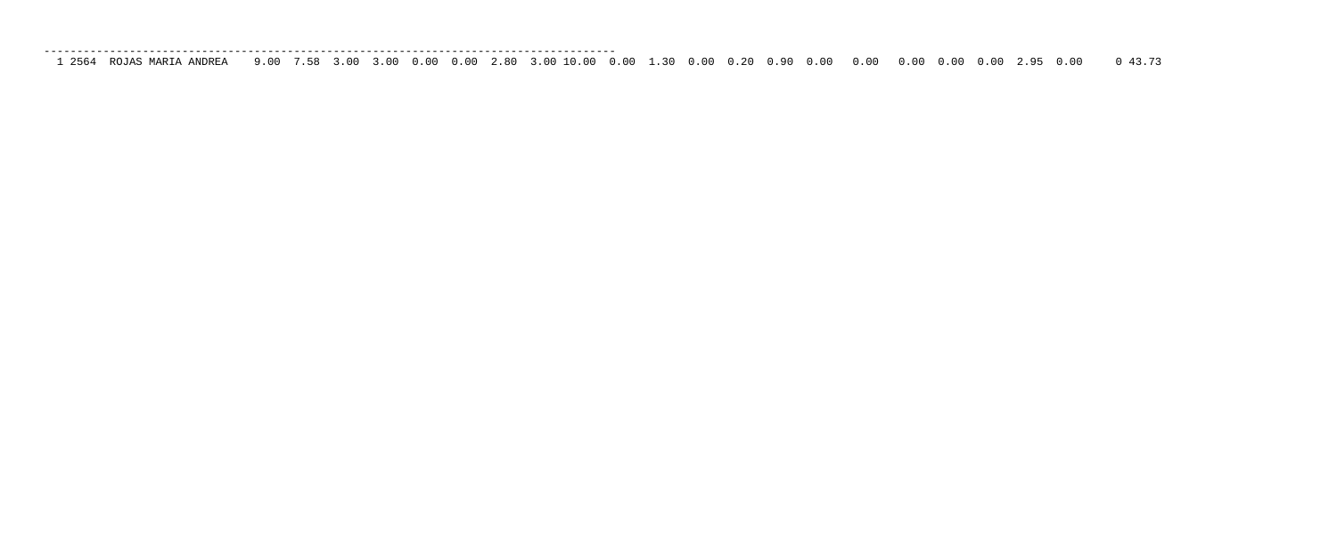```
-----------------------------------------------------------------------------------------
 1 2564  ROJAS MARIA ANDREA    9.00  7.58  3.00  3.00  0.00  0.00  2.80  3.00 10.00  0.00  1.30  0.00  0.20  0.90  0.00   0.00   0.00  0.00  0.00  2.95  0.00     0 43.73
```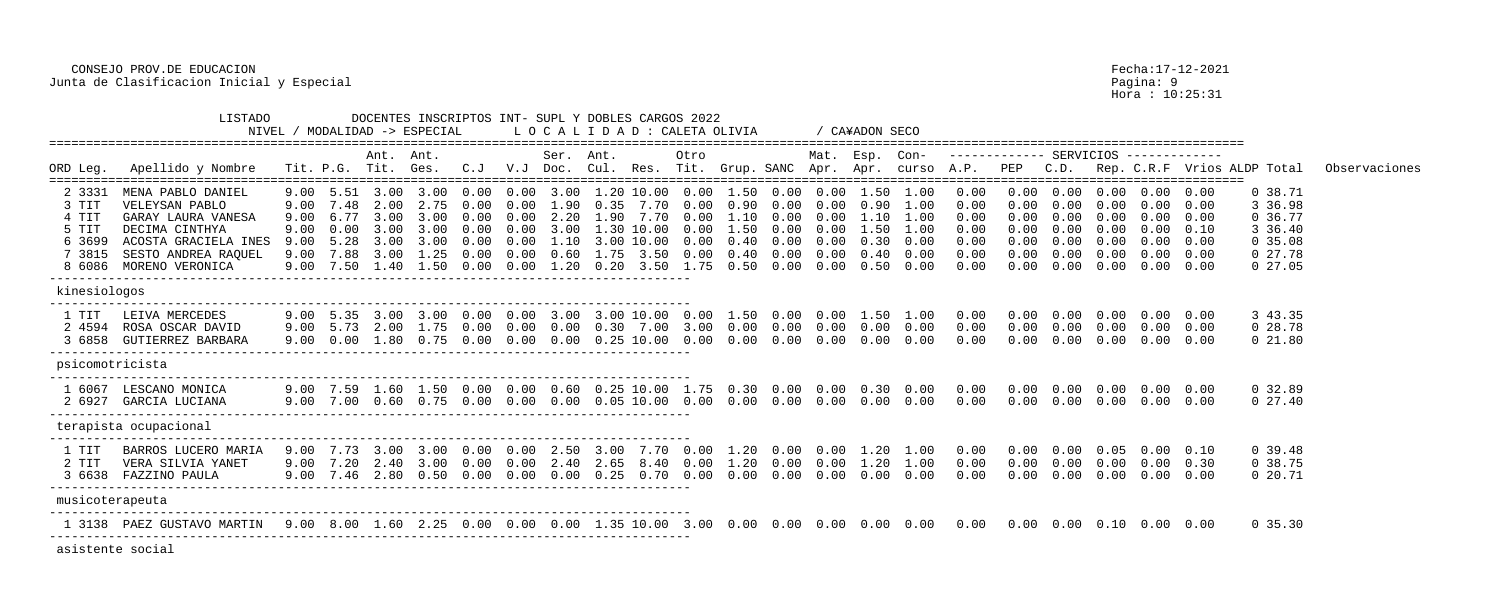CONSEJO PROV.DE EDUCACION
Junta de Clasificacion Inicial y Especial

Fecha:17-12-2021
Hora : 10:25:31

LISTADO DOCENTES INSCRIPTOS INT- SUPL Y DOBLES CARGOS 2022
NIVEL / MODALIDAD -> ESPECIAL L O C A L I D A D : CALETA OLIVIA / CA¥ADON SECO

| ORD | Leg. | Apellido y Nombre | Tit. | P.G. | Ant. Tit. | Ant. Ges. | C.J | V.J | Ser. Doc. | Ant. Cul. | Res. | Otro Tit. | Grup. | SANC | Mat. Apr. | Esp. Apr. | Con- curso | A.P. | PEP | C.D. | Rep. | C.R.F | Vrios | ALDP | Total | Observaciones |
|---|---|---|---|---|---|---|---|---|---|---|---|---|---|---|---|---|---|---|---|---|---|---|---|---|---|---|
| 2 | 3331 | MENA PABLO DANIEL | 9.00 | 5.51 | 3.00 | 3.00 | 0.00 | 0.00 | 3.00 | 1.20 | 10.00 | 0.00 | 1.50 | 0.00 | 0.00 | 1.50 | 1.00 | 0.00 | 0.00 | 0.00 | 0.00 | 0.00 | 0.00 | 0 | 38.71 | |
| 3 | TIT | VELEYSAN PABLO | 9.00 | 7.48 | 2.00 | 2.75 | 0.00 | 0.00 | 1.90 | 0.35 | 7.70 | 0.00 | 0.90 | 0.00 | 0.00 | 0.90 | 1.00 | 0.00 | 0.00 | 0.00 | 0.00 | 0.00 | 0.00 | 3 | 36.98 | |
| 4 | TIT | GARAY LAURA VANESA | 9.00 | 6.77 | 3.00 | 3.00 | 0.00 | 0.00 | 2.20 | 1.90 | 7.70 | 0.00 | 1.10 | 0.00 | 0.00 | 1.10 | 1.00 | 0.00 | 0.00 | 0.00 | 0.00 | 0.00 | 0.00 | 0 | 36.77 | |
| 5 | TIT | DECIMA CINTHYA | 9.00 | 0.00 | 3.00 | 3.00 | 0.00 | 0.00 | 3.00 | 1.30 | 10.00 | 0.00 | 1.50 | 0.00 | 0.00 | 1.50 | 1.00 | 0.00 | 0.00 | 0.00 | 0.00 | 0.00 | 0.10 | 3 | 36.40 | |
| 6 | 3699 | ACOSTA GRACIELA INES | 9.00 | 5.28 | 3.00 | 3.00 | 0.00 | 0.00 | 1.10 | 3.00 | 10.00 | 0.00 | 0.40 | 0.00 | 0.00 | 0.30 | 0.00 | 0.00 | 0.00 | 0.00 | 0.00 | 0.00 | 0.00 | 0 | 35.08 | |
| 7 | 3815 | SESTO ANDREA RAQUEL | 9.00 | 7.88 | 3.00 | 1.25 | 0.00 | 0.00 | 0.60 | 1.75 | 3.50 | 0.00 | 0.40 | 0.00 | 0.00 | 0.40 | 0.00 | 0.00 | 0.00 | 0.00 | 0.00 | 0.00 | 0.00 | 0 | 27.78 | |
| 8 | 6086 | MORENO VERONICA | 9.00 | 7.50 | 1.40 | 1.50 | 0.00 | 0.00 | 1.20 | 0.20 | 3.50 | 1.75 | 0.50 | 0.00 | 0.00 | 0.50 | 0.00 | 0.00 | 0.00 | 0.00 | 0.00 | 0.00 | 0.00 | 0 | 27.05 | |
| **kinesiologos** | | | | | | | | | | | | | | | | | | | | | | | | | | |
| 1 | TIT | LEIVA MERCEDES | 9.00 | 5.35 | 3.00 | 3.00 | 0.00 | 0.00 | 3.00 | 3.00 | 10.00 | 0.00 | 1.50 | 0.00 | 0.00 | 1.50 | 1.00 | 0.00 | 0.00 | 0.00 | 0.00 | 0.00 | 0.00 | 3 | 43.35 | |
| 2 | 4594 | ROSA OSCAR DAVID | 9.00 | 5.73 | 2.00 | 1.75 | 0.00 | 0.00 | 0.00 | 0.30 | 7.00 | 3.00 | 0.00 | 0.00 | 0.00 | 0.00 | 0.00 | 0.00 | 0.00 | 0.00 | 0.00 | 0.00 | 0.00 | 0 | 28.78 | |
| 3 | 6858 | GUTIERREZ BARBARA | 9.00 | 0.00 | 1.80 | 0.75 | 0.00 | 0.00 | 0.00 | 0.25 | 10.00 | 0.00 | 0.00 | 0.00 | 0.00 | 0.00 | 0.00 | 0.00 | 0.00 | 0.00 | 0.00 | 0.00 | 0.00 | 0 | 21.80 | |
| **psicomotricista** | | | | | | | | | | | | | | | | | | | | | | | | | | |
| 1 | 6067 | LESCANO MONICA | 9.00 | 7.59 | 1.60 | 1.50 | 0.00 | 0.00 | 0.60 | 0.25 | 10.00 | 1.75 | 0.30 | 0.00 | 0.00 | 0.30 | 0.00 | 0.00 | 0.00 | 0.00 | 0.00 | 0.00 | 0.00 | 0 | 32.89 | |
| 2 | 6927 | GARCIA LUCIANA | 9.00 | 7.00 | 0.60 | 0.75 | 0.00 | 0.00 | 0.00 | 0.05 | 10.00 | 0.00 | 0.00 | 0.00 | 0.00 | 0.00 | 0.00 | 0.00 | 0.00 | 0.00 | 0.00 | 0.00 | 0.00 | 0 | 27.40 | |
| **terapista ocupacional** | | | | | | | | | | | | | | | | | | | | | | | | | | |
| 1 | TIT | BARROS LUCERO MARIA | 9.00 | 7.73 | 3.00 | 3.00 | 0.00 | 0.00 | 2.50 | 3.00 | 7.70 | 0.00 | 1.20 | 0.00 | 0.00 | 1.20 | 1.00 | 0.00 | 0.00 | 0.00 | 0.05 | 0.00 | 0.10 | 0 | 39.48 | |
| 2 | TIT | VERA SILVIA YANET | 9.00 | 7.20 | 2.40 | 3.00 | 0.00 | 0.00 | 2.40 | 2.65 | 8.40 | 0.00 | 1.20 | 0.00 | 0.00 | 1.20 | 1.00 | 0.00 | 0.00 | 0.00 | 0.00 | 0.00 | 0.30 | 0 | 38.75 | |
| 3 | 6638 | FAZZINO PAULA | 9.00 | 7.46 | 2.80 | 0.50 | 0.00 | 0.00 | 0.00 | 0.25 | 0.70 | 0.00 | 0.00 | 0.00 | 0.00 | 0.00 | 0.00 | 0.00 | 0.00 | 0.00 | 0.00 | 0.00 | 0.00 | 0 | 20.71 | |
| **musicoterapeuta** | | | | | | | | | | | | | | | | | | | | | | | | | | |
| 1 | 3138 | PAEZ GUSTAVO MARTIN | 9.00 | 8.00 | 1.60 | 2.25 | 0.00 | 0.00 | 0.00 | 1.35 | 10.00 | 3.00 | 0.00 | 0.00 | 0.00 | 0.00 | 0.00 | 0.00 | 0.00 | 0.00 | 0.10 | 0.00 | 0.00 | 0 | 35.30 | |

asistente social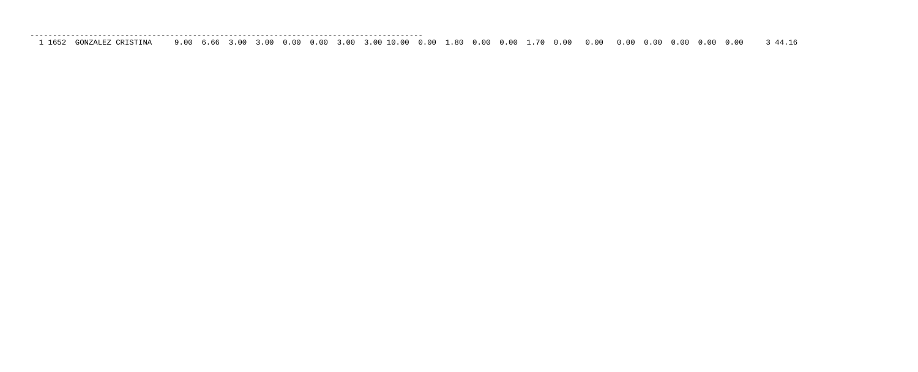```
-----------------------------------------------------------------------------------------
 1 1652  GONZALEZ CRISTINA     9.00  6.66  3.00  3.00  0.00  0.00  3.00  3.00 10.00  0.00  1.80  0.00  0.00  1.70  0.00   0.00   0.00  0.00  0.00  0.00  0.00    3 44.16
```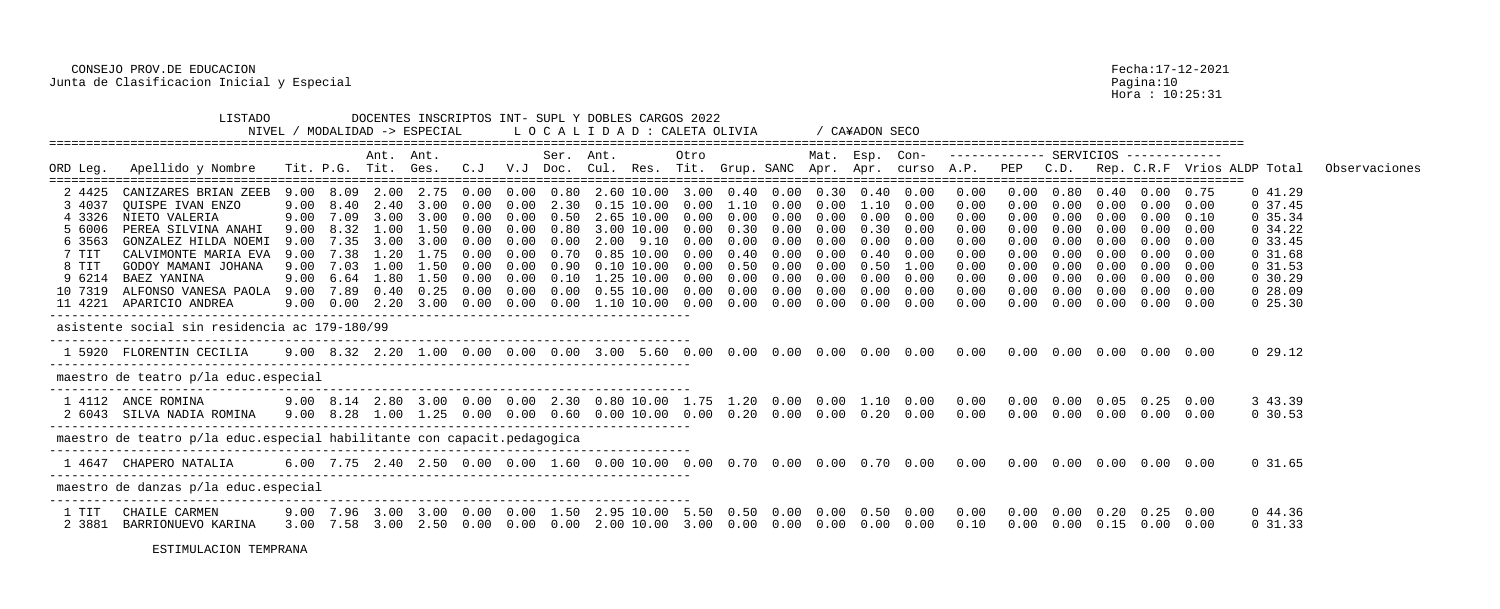CONSEJO PROV.DE EDUCACION
Junta de Clasificacion Inicial y Especial

Fecha:17-12-2021
Hora : 10:25:31

LISTADO DOCENTES INSCRIPTOS INT- SUPL Y DOBLES CARGOS 2022
NIVEL / MODALIDAD -> ESPECIAL L O C A L I D A D : CALETA OLIVIA / CA¥ADON SECO

| ORD Leg. | Apellido y Nombre | Tit. | P.G. | Ant. Tit. | Ant. Ges. | C.J | V.J | Ser. Doc. | Ant. Cul. | Res. | Otro Tit. | Grup. | SANC | Mat. Apr. | Esp. Apr. | Con- curso | A.P. | PEP | C.D. | Rep. | C.R.F | Vrios | ALDP | Total | Observaciones |
|---|---|---|---|---|---|---|---|---|---|---|---|---|---|---|---|---|---|---|---|---|---|---|---|---|---|
| 2 4425 | CANIZARES BRIAN ZEEB | 9.00 | 8.09 | 2.00 | 2.75 | 0.00 | 0.00 | 0.80 | 2.60 | 10.00 | 3.00 | 0.40 | 0.00 | 0.30 | 0.40 | 0.00 | 0.00 | 0.00 | 0.80 | 0.40 | 0.00 | 0.75 | 0 | 41.29 | |
| 3 4037 | QUISPE IVAN ENZO | 9.00 | 8.40 | 2.40 | 3.00 | 0.00 | 0.00 | 2.30 | 0.15 | 10.00 | 0.00 | 1.10 | 0.00 | 0.00 | 1.10 | 0.00 | 0.00 | 0.00 | 0.00 | 0.00 | 0.00 | 0.00 | 0 | 37.45 | |
| 4 3326 | NIETO VALERIA | 9.00 | 7.09 | 3.00 | 3.00 | 0.00 | 0.00 | 0.50 | 2.65 | 10.00 | 0.00 | 0.00 | 0.00 | 0.00 | 0.00 | 0.00 | 0.00 | 0.00 | 0.00 | 0.00 | 0.00 | 0.10 | 0 | 35.34 | |
| 5 6006 | PEREA SILVINA ANAHI | 9.00 | 8.32 | 1.00 | 1.50 | 0.00 | 0.00 | 0.80 | 3.00 | 10.00 | 0.00 | 0.30 | 0.00 | 0.00 | 0.30 | 0.00 | 0.00 | 0.00 | 0.00 | 0.00 | 0.00 | 0.00 | 0 | 34.22 | |
| 6 3563 | GONZALEZ HILDA NOEMI | 9.00 | 7.35 | 3.00 | 3.00 | 0.00 | 0.00 | 0.00 | 2.00 | 9.10 | 0.00 | 0.00 | 0.00 | 0.00 | 0.00 | 0.00 | 0.00 | 0.00 | 0.00 | 0.00 | 0.00 | 0.00 | 0 | 33.45 | |
| 7 TIT | CALVIMONTE MARIA EVA | 9.00 | 7.38 | 1.20 | 1.75 | 0.00 | 0.00 | 0.70 | 0.85 | 10.00 | 0.00 | 0.40 | 0.00 | 0.00 | 0.40 | 0.00 | 0.00 | 0.00 | 0.00 | 0.00 | 0.00 | 0.00 | 0 | 31.68 | |
| 8 TIT | GODOY MAMANI JOHANA | 9.00 | 7.03 | 1.00 | 1.50 | 0.00 | 0.00 | 0.90 | 0.10 | 10.00 | 0.00 | 0.50 | 0.00 | 0.00 | 0.50 | 1.00 | 0.00 | 0.00 | 0.00 | 0.00 | 0.00 | 0.00 | 0 | 31.53 | |
| 9 6214 | BAEZ YANINA | 9.00 | 6.64 | 1.80 | 1.50 | 0.00 | 0.00 | 0.10 | 1.25 | 10.00 | 0.00 | 0.00 | 0.00 | 0.00 | 0.00 | 0.00 | 0.00 | 0.00 | 0.00 | 0.00 | 0.00 | 0.00 | 0 | 30.29 | |
| 10 7319 | ALFONSO VANESA PAOLA | 9.00 | 7.89 | 0.40 | 0.25 | 0.00 | 0.00 | 0.00 | 0.55 | 10.00 | 0.00 | 0.00 | 0.00 | 0.00 | 0.00 | 0.00 | 0.00 | 0.00 | 0.00 | 0.00 | 0.00 | 0.00 | 0 | 28.09 | |
| 11 4221 | APARICIO ANDREA | 9.00 | 0.00 | 2.20 | 3.00 | 0.00 | 0.00 | 0.00 | 1.10 | 10.00 | 0.00 | 0.00 | 0.00 | 0.00 | 0.00 | 0.00 | 0.00 | 0.00 | 0.00 | 0.00 | 0.00 | 0.00 | 0 | 25.30 | |
| asistente social sin residencia ac 179-180/99 | | | | | | | | | | | | | | | | | | | | | | | | | |
| 1 5920 | FLORENTIN CECILIA | 9.00 | 8.32 | 2.20 | 1.00 | 0.00 | 0.00 | 0.00 | 3.00 | 5.60 | 0.00 | 0.00 | 0.00 | 0.00 | 0.00 | 0.00 | 0.00 | 0.00 | 0.00 | 0.00 | 0.00 | 0.00 | 0 | 29.12 | |
| maestro de teatro p/la educ.especial | | | | | | | | | | | | | | | | | | | | | | | | | |
| 1 4112 | ANCE ROMINA | 9.00 | 8.14 | 2.80 | 3.00 | 0.00 | 0.00 | 2.30 | 0.80 | 10.00 | 1.75 | 1.20 | 0.00 | 0.00 | 1.10 | 0.00 | 0.00 | 0.00 | 0.00 | 0.05 | 0.25 | 0.00 | 3 | 43.39 | |
| 2 6043 | SILVA NADIA ROMINA | 9.00 | 8.28 | 1.00 | 1.25 | 0.00 | 0.00 | 0.60 | 0.00 | 10.00 | 0.00 | 0.20 | 0.00 | 0.00 | 0.20 | 0.00 | 0.00 | 0.00 | 0.00 | 0.00 | 0.00 | 0.00 | 0 | 30.53 | |
| maestro de teatro p/la educ.especial habilitante con capacit.pedagogica | | | | | | | | | | | | | | | | | | | | | | | | | |
| 1 4647 | CHAPERO NATALIA | 6.00 | 7.75 | 2.40 | 2.50 | 0.00 | 0.00 | 1.60 | 0.00 | 10.00 | 0.00 | 0.70 | 0.00 | 0.00 | 0.70 | 0.00 | 0.00 | 0.00 | 0.00 | 0.00 | 0.00 | 0.00 | 0 | 31.65 | |
| maestro de danzas p/la educ.especial | | | | | | | | | | | | | | | | | | | | | | | | | |
| 1 TIT | CHAILE CARMEN | 9.00 | 7.96 | 3.00 | 3.00 | 0.00 | 0.00 | 1.50 | 2.95 | 10.00 | 5.50 | 0.50 | 0.00 | 0.00 | 0.50 | 0.00 | 0.00 | 0.00 | 0.00 | 0.20 | 0.25 | 0.00 | 0 | 44.36 | |
| 2 3881 | BARRIONUEVO KARINA | 3.00 | 7.58 | 3.00 | 2.50 | 0.00 | 0.00 | 0.00 | 2.00 | 10.00 | 3.00 | 0.00 | 0.00 | 0.00 | 0.00 | 0.00 | 0.10 | 0.00 | 0.00 | 0.15 | 0.00 | 0.00 | 0 | 31.33 | |

ESTIMULACION TEMPRANA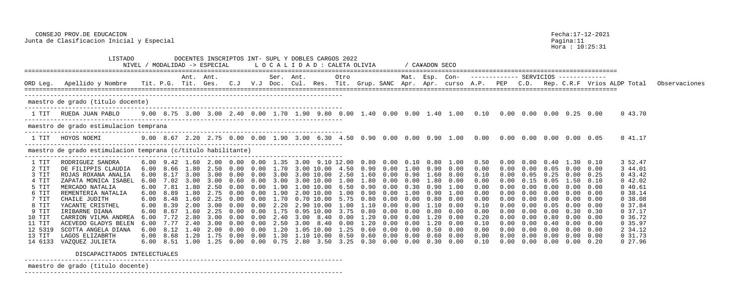CONSEJO PROV.DE EDUCACION
Junta de Clasificacion Inicial y Especial

Fecha:17-12-2021
Hora : 10:25:31

LISTADO DOCENTES INSCRIPTOS INT- SUPL Y DOBLES CARGOS 2022
NIVEL / MODALIDAD -> ESPECIAL L O C A L I D A D : CALETA OLIVIA / CA¥ADON SECO

| ORD | Leg. | Apellido y Nombre | Tit. | P.G. | Ant. Tit. | Ant. Ges. | C.J | V.J | Ser. Doc. | Ant. Cul. | Res. | Otro Tit. | Grup. | SANC | Mat. Apr. | Esp. Apr. | Con-curso | A.P. | PEP | C.D. | Rep. | C.R.F | Vrios | ALDP | Total | Observaciones |
|---|---|---|---|---|---|---|---|---|---|---|---|---|---|---|---|---|---|---|---|---|---|---|---|---|---|---|
| **maestro de grado (titulo docente)** | | | | | | | | | | | | | | | | | | | | | | | | | | |
| 1 | TIT | RUEDA JUAN PABLO | 9.00 | 8.75 | 3.00 | 3.00 | 2.40 | 0.00 | 1.70 | 1.90 | 9.80 | 0.00 | 1.40 | 0.00 | 0.00 | 1.40 | 1.00 | 0.10 | 0.00 | 0.00 | 0.00 | 0.25 | 0.00 | 0 | 43.70 | |
| **maestro de grado estimulacion temprana** | | | | | | | | | | | | | | | | | | | | | | | | | | |
| 1 | TIT | HOYOS NOEMI | 9.00 | 8.67 | 2.20 | 2.75 | 0.00 | 0.00 | 1.90 | 3.00 | 6.30 | 4.50 | 0.90 | 0.00 | 0.00 | 0.90 | 1.00 | 0.00 | 0.00 | 0.00 | 0.00 | 0.00 | 0.05 | 0 | 41.17 | |
| **maestro de grado estimulacion temprana (c/titulo habilitante)** | | | | | | | | | | | | | | | | | | | | | | | | | | |
| 1 | TIT | RODRIGUEZ SANDRA | 6.00 | 9.42 | 1.60 | 2.00 | 0.00 | 0.00 | 1.35 | 3.00 | 9.10 | 12.00 | 0.80 | 0.00 | 0.10 | 0.80 | 1.00 | 0.50 | 0.00 | 0.00 | 0.40 | 1.30 | 0.10 | 3 | 52.47 | |
| 2 | TIT | DE FILIPPIS CLAUDIA | 6.00 | 8.66 | 1.80 | 2.50 | 0.00 | 0.00 | 1.70 | 3.00 | 10.00 | 4.50 | 0.90 | 0.00 | 1.00 | 0.90 | 0.00 | 0.00 | 0.00 | 0.00 | 0.05 | 0.00 | 0.00 | 3 | 44.01 | |
| 3 | TIT | ROJAS ROXANA ANALIA | 6.00 | 8.17 | 3.00 | 3.00 | 0.00 | 0.00 | 3.00 | 3.00 | 10.00 | 2.50 | 1.60 | 0.00 | 0.90 | 1.60 | 0.00 | 0.10 | 0.00 | 0.05 | 0.25 | 0.00 | 0.25 | 0 | 43.42 | |
| 4 | TIT | ZAPATA MONICA ISABEL | 6.00 | 7.02 | 3.00 | 3.00 | 0.60 | 0.00 | 3.00 | 3.00 | 10.00 | 1.00 | 1.80 | 0.00 | 0.00 | 1.80 | 0.00 | 0.00 | 0.00 | 0.15 | 0.05 | 1.50 | 0.10 | 0 | 42.02 | |
| 5 | TIT | MERCADO NATALIA | 6.00 | 7.81 | 1.80 | 2.50 | 0.00 | 0.00 | 1.90 | 1.00 | 10.00 | 6.50 | 0.90 | 0.00 | 0.30 | 0.90 | 1.00 | 0.00 | 0.00 | 0.00 | 0.00 | 0.00 | 0.00 | 0 | 40.61 | |
| 6 | TIT | REMENTERIA NATALIA | 6.00 | 8.89 | 1.80 | 2.75 | 0.00 | 0.00 | 1.90 | 2.00 | 10.00 | 1.00 | 0.90 | 0.00 | 1.00 | 0.90 | 1.00 | 0.00 | 0.00 | 0.00 | 0.00 | 0.00 | 0.00 | 0 | 38.14 | |
| 7 | TIT | CHAILE JUDITH | 6.00 | 8.48 | 1.60 | 2.25 | 0.00 | 0.00 | 1.70 | 0.70 | 10.00 | 5.75 | 0.80 | 0.00 | 0.00 | 0.80 | 0.00 | 0.00 | 0.00 | 0.00 | 0.00 | 0.00 | 0.00 | 0 | 38.08 | |
| 8 | TIT | YACANTE CRISTHEL | 6.00 | 8.39 | 2.00 | 3.00 | 0.00 | 0.00 | 2.20 | 2.90 | 10.00 | 1.00 | 1.10 | 0.00 | 0.00 | 1.10 | 0.00 | 0.10 | 0.00 | 0.00 | 0.05 | 0.00 | 0.00 | 0 | 37.84 | |
| 9 | TIT | IRIBARNE DIANA | 6.00 | 8.67 | 1.60 | 2.25 | 0.00 | 0.00 | 1.75 | 0.95 | 10.00 | 3.75 | 0.80 | 0.00 | 0.00 | 0.80 | 0.00 | 0.00 | 0.00 | 0.00 | 0.00 | 0.30 | 0.30 | 0 | 37.17 | |
| 10 | TIT | CARRION VILMA ANDREA | 6.00 | 7.72 | 2.80 | 3.00 | 0.00 | 0.00 | 2.40 | 3.00 | 8.40 | 0.00 | 1.20 | 0.00 | 0.00 | 1.20 | 0.00 | 0.20 | 0.00 | 0.00 | 0.80 | 0.00 | 0.00 | 0 | 36.72 | |
| 11 | TIT | ACEVEDO GLADYS BELEN | 6.00 | 7.77 | 2.40 | 3.00 | 0.00 | 0.00 | 2.50 | 3.00 | 8.40 | 0.00 | 1.20 | 0.00 | 0.00 | 1.20 | 0.00 | 0.10 | 0.00 | 0.00 | 0.40 | 0.00 | 0.00 | 0 | 35.97 | |
| 12 | 5319 | SCOTTA ANGELA DIANA | 6.00 | 8.12 | 1.40 | 2.00 | 0.00 | 0.00 | 1.20 | 1.05 | 10.00 | 1.25 | 0.60 | 0.00 | 0.00 | 0.50 | 0.00 | 0.00 | 0.00 | 0.00 | 0.00 | 0.00 | 0.00 | 2 | 34.12 | |
| 13 | TIT | LAGOS ELIZABRTH | 6.00 | 8.68 | 1.20 | 1.75 | 0.00 | 0.00 | 1.30 | 1.10 | 10.00 | 0.50 | 0.60 | 0.00 | 0.00 | 0.60 | 0.00 | 0.00 | 0.00 | 0.00 | 0.00 | 0.00 | 0.00 | 0 | 31.73 | |
| 14 | 6133 | VAZQUEZ JULIETA | 6.00 | 8.51 | 1.00 | 1.25 | 0.00 | 0.00 | 0.75 | 2.80 | 3.50 | 3.25 | 0.30 | 0.00 | 0.00 | 0.30 | 0.00 | 0.10 | 0.00 | 0.00 | 0.00 | 0.00 | 0.20 | 0 | 27.96 | |

DISCAPACITADOS INTELECTUALES

maestro de grado (titulo docente)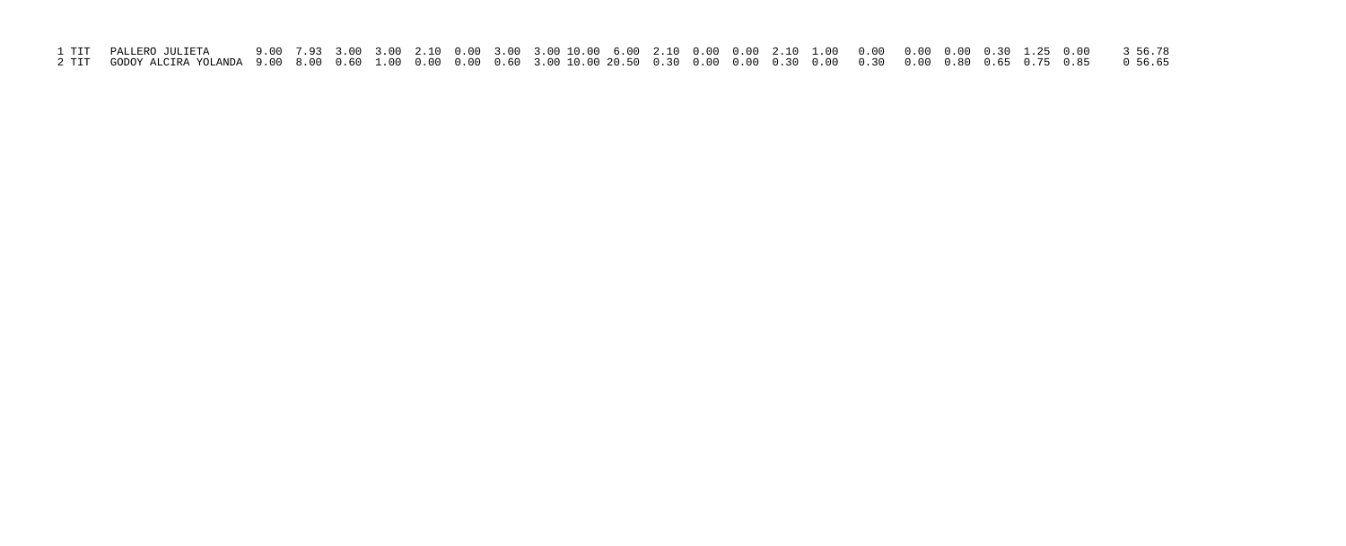| | | | | | | | | | | | | | | | | | | | | | | | | | | |
|---|---|---|---|---|---|---|---|---|---|---|---|---|---|---|---|---|---|---|---|---|---|---|---|---|---|---|
| 1 | TIT | PALLERO JULIETA | 9.00 | 7.93 | 3.00 | 3.00 | 2.10 | 0.00 | 3.00 | 3.00 | 10.00 | 6.00 | 2.10 | 0.00 | 0.00 | 2.10 | 1.00 | 0.00 | 0.00 | 0.00 | 0.30 | 1.25 | 0.00 | | 3 | 56.78 |
| 2 | TIT | GODOY ALCIRA YOLANDA | 9.00 | 8.00 | 0.60 | 1.00 | 0.00 | 0.00 | 0.60 | 3.00 | 10.00 | 20.50 | 0.30 | 0.00 | 0.00 | 0.30 | 0.00 | 0.30 | 0.00 | 0.80 | 0.65 | 0.75 | 0.85 | | 0 | 56.65 |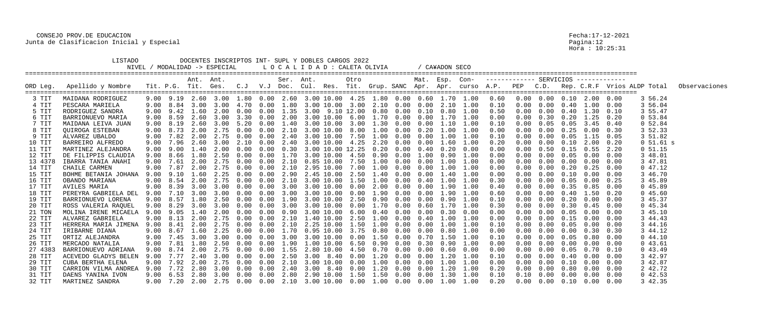CONSEJO PROV.DE EDUCACION
Junta de Clasificacion Inicial y Especial

Fecha:17-12-2021
Hora : 10:25:31

LISTADO DOCENTES INSCRIPTOS INT- SUPL Y DOBLES CARGOS 2022
NIVEL / MODALIDAD -> ESPECIAL    L O C A L I D A D : CALETA OLIVIA    / CA¥ADON SECO

| ORD | Leg. | Apellido y Nombre | Tit. | P.G. | Ant. Tit. | Ant. Ges. | C.J | V.J | Ser. Doc. | Ant. Cul. | Res. | Otro Tit. | Grup. | SANC | Mat. Apr. | Esp. Apr. | Con- curso | A.P. | PEP | C.D. | Rep. | C.R.F | Vrios | ALDP | Total | Observaciones |
|---|---|---|---|---|---|---|---|---|---|---|---|---|---|---|---|---|---|---|---|---|---|---|---|---|---|---|
| 3 | TIT | MAIDANA RODRIGUEZ | 9.00 | 9.19 | 2.60 | 3.00 | 1.80 | 0.00 | 2.60 | 3.00 | 10.00 | 4.25 | 1.80 | 0.00 | 0.60 | 1.70 | 1.00 | 0.60 | 0.00 | 0.00 | 0.10 | 2.00 | 0.00 | 3 | 56.24 | |
| 4 | TIT | PESCARA MARIELA | 9.00 | 8.84 | 3.00 | 3.00 | 4.70 | 0.00 | 1.80 | 3.00 | 10.00 | 3.00 | 2.10 | 0.00 | 0.00 | 2.10 | 1.00 | 0.10 | 0.00 | 0.00 | 0.40 | 1.00 | 0.00 | 3 | 56.04 | |
| 5 | TIT | RODRIGUEZ SANDRA | 9.00 | 9.42 | 1.60 | 2.00 | 0.00 | 0.00 | 1.35 | 3.00 | 9.10 | 12.00 | 0.80 | 0.00 | 0.10 | 0.80 | 1.00 | 0.50 | 0.00 | 0.00 | 0.40 | 1.30 | 0.10 | 3 | 55.47 | |
| 6 | TIT | BARRIONUEVO MARIA | 9.00 | 8.59 | 2.60 | 3.00 | 3.30 | 0.00 | 2.00 | 3.00 | 10.00 | 6.00 | 1.70 | 0.00 | 0.00 | 1.70 | 1.00 | 0.00 | 0.00 | 0.30 | 0.20 | 1.25 | 0.20 | 0 | 53.84 | |
| 7 | TIT | MAIDANA LEIVA JUAN | 9.00 | 8.19 | 2.60 | 3.00 | 5.20 | 0.00 | 1.40 | 3.00 | 10.00 | 3.00 | 1.30 | 0.00 | 0.00 | 1.10 | 1.00 | 0.10 | 0.00 | 0.05 | 0.05 | 3.45 | 0.40 | 0 | 52.84 | |
| 8 | TIT | QUIROGA ESTEBAN | 9.00 | 8.73 | 2.00 | 2.75 | 0.00 | 0.00 | 2.10 | 3.00 | 10.00 | 8.00 | 1.00 | 0.00 | 0.20 | 1.00 | 1.00 | 0.00 | 0.00 | 0.00 | 0.25 | 0.00 | 0.30 | 3 | 52.33 | |
| 9 | TIT | ALVAREZ UBALDO | 9.00 | 7.82 | 2.00 | 2.75 | 0.00 | 0.00 | 2.40 | 3.00 | 10.00 | 7.50 | 1.00 | 0.00 | 0.00 | 1.00 | 1.00 | 0.10 | 0.00 | 0.00 | 0.05 | 1.15 | 0.05 | 3 | 51.82 | |
| 10 | TIT | BARREIRO ALFREDO | 9.00 | 7.96 | 2.60 | 3.00 | 2.10 | 0.00 | 2.40 | 3.00 | 10.00 | 4.25 | 2.20 | 0.00 | 0.00 | 1.60 | 1.00 | 0.20 | 0.00 | 0.00 | 0.10 | 2.00 | 0.20 | 0 | 51.61 | s |
| 11 | TIT | MARTINEZ ALEJANDRA | 9.00 | 9.00 | 1.40 | 2.00 | 0.00 | 0.00 | 0.30 | 3.00 | 10.00 | 12.25 | 0.20 | 0.00 | 0.40 | 0.20 | 0.00 | 0.00 | 0.00 | 0.50 | 0.15 | 0.55 | 2.20 | 0 | 51.15 | |
| 12 | TIT | DE FILIPPIS CLAUDIA | 9.00 | 8.66 | 1.80 | 2.50 | 0.00 | 0.00 | 1.70 | 3.00 | 10.00 | 4.50 | 0.90 | 0.00 | 1.00 | 0.90 | 1.00 | 0.00 | 0.00 | 0.00 | 0.05 | 0.00 | 0.00 | 3 | 48.01 | |
| 13 | 4378 | IBARRA TANIA ANAHI | 9.00 | 7.61 | 2.00 | 2.75 | 0.00 | 0.00 | 2.10 | 0.85 | 10.00 | 7.50 | 1.00 | 0.00 | 0.00 | 1.00 | 1.00 | 0.00 | 0.00 | 0.00 | 0.00 | 0.00 | 0.00 | 3 | 47.81 | |
| 14 | TIT | CHAILE CARMEN | 9.00 | 7.87 | 2.00 | 2.75 | 0.00 | 0.00 | 2.10 | 2.95 | 10.00 | 7.00 | 1.00 | 0.00 | 0.00 | 1.00 | 1.00 | 0.00 | 0.00 | 0.00 | 0.20 | 0.25 | 0.00 | 0 | 47.12 | |
| 15 | TIT | BOHME BETANIA JOHANA | 9.00 | 9.10 | 1.60 | 2.25 | 0.00 | 0.00 | 2.90 | 2.45 | 10.00 | 2.50 | 1.40 | 0.00 | 0.00 | 1.40 | 1.00 | 0.00 | 0.00 | 0.00 | 0.10 | 0.00 | 0.00 | 3 | 46.70 | |
| 16 | TIT | OBANDO MARIANA | 9.00 | 8.54 | 2.00 | 2.75 | 0.00 | 0.00 | 2.10 | 3.00 | 10.00 | 1.50 | 1.00 | 0.00 | 0.40 | 1.00 | 1.00 | 0.30 | 0.00 | 0.00 | 0.05 | 0.00 | 0.25 | 3 | 45.89 | |
| 17 | TIT | AVILES MARIA | 9.00 | 8.39 | 3.00 | 3.00 | 0.00 | 0.00 | 3.00 | 3.00 | 10.00 | 0.00 | 2.00 | 0.00 | 0.00 | 1.90 | 1.00 | 0.40 | 0.00 | 0.00 | 0.35 | 0.85 | 0.00 | 0 | 45.89 | |
| 18 | TIT | PEREYRA GABRIELA DEL | 9.00 | 7.10 | 3.00 | 3.00 | 0.00 | 0.00 | 3.00 | 3.00 | 10.00 | 0.00 | 1.90 | 0.00 | 0.00 | 1.90 | 1.00 | 0.60 | 0.00 | 0.00 | 0.40 | 1.50 | 0.20 | 0 | 45.60 | |
| 19 | TIT | BARRIONUEVO LORENA | 9.00 | 8.57 | 1.80 | 2.50 | 0.00 | 0.00 | 1.90 | 3.00 | 10.00 | 2.50 | 0.90 | 0.00 | 0.00 | 0.90 | 1.00 | 0.10 | 0.00 | 0.00 | 0.20 | 0.00 | 0.00 | 3 | 45.37 | |
| 20 | TIT | ROSS VALERIA RAQUEL | 9.00 | 8.29 | 3.00 | 3.00 | 0.00 | 0.00 | 3.00 | 3.00 | 10.00 | 0.00 | 1.70 | 0.00 | 0.60 | 1.70 | 1.00 | 0.30 | 0.00 | 0.00 | 0.30 | 0.45 | 0.00 | 0 | 45.34 | |
| 21 | TON | MOLINA IRENE MICAELA | 9.00 | 9.05 | 1.40 | 2.00 | 0.00 | 0.00 | 0.90 | 3.00 | 10.00 | 6.00 | 0.40 | 0.00 | 0.00 | 0.30 | 0.00 | 0.00 | 0.00 | 0.00 | 0.05 | 0.00 | 0.00 | 3 | 45.10 | |
| 22 | TIT | ALVAREZ GABRIELA | 9.00 | 8.13 | 2.00 | 2.75 | 0.00 | 0.00 | 2.10 | 1.40 | 10.00 | 2.50 | 1.00 | 0.00 | 0.40 | 1.00 | 1.00 | 0.00 | 0.00 | 0.00 | 0.15 | 0.00 | 0.00 | 3 | 44.43 | |
| 23 | TIT | HERRERA MARIA JIMENA | 9.00 | 8.41 | 2.00 | 2.75 | 0.00 | 0.00 | 2.10 | 2.25 | 10.00 | 1.50 | 1.00 | 0.00 | 0.00 | 1.00 | 1.00 | 0.10 | 0.00 | 0.00 | 0.05 | 0.00 | 0.00 | 3 | 44.16 | |
| 24 | TIT | IRIBARNE DIANA | 9.00 | 8.67 | 1.60 | 2.25 | 0.00 | 0.00 | 1.70 | 0.95 | 10.00 | 3.75 | 0.80 | 0.00 | 0.00 | 0.80 | 1.00 | 0.00 | 0.00 | 0.00 | 0.00 | 0.30 | 0.30 | 3 | 44.12 | |
| 25 | TIT | ORTIZ ALEJANDRA | 9.00 | 7.45 | 3.00 | 3.00 | 0.00 | 0.00 | 3.00 | 3.00 | 10.00 | 0.00 | 1.50 | 0.00 | 0.70 | 1.50 | 1.00 | 0.10 | 0.00 | 0.00 | 0.05 | 0.80 | 0.00 | 0 | 44.10 | |
| 26 | TIT | MERCADO NATALIA | 9.00 | 7.81 | 1.80 | 2.50 | 0.00 | 0.00 | 1.90 | 1.00 | 10.00 | 6.50 | 0.90 | 0.00 | 0.30 | 0.90 | 1.00 | 0.00 | 0.00 | 0.00 | 0.00 | 0.00 | 0.00 | 0 | 43.61 | |
| 27 | 4383 | BARRIONUEVO ADRIANA | 9.00 | 8.74 | 2.00 | 2.75 | 0.00 | 0.00 | 1.55 | 2.80 | 10.00 | 4.50 | 0.70 | 0.00 | 0.00 | 0.60 | 0.00 | 0.00 | 0.00 | 0.00 | 0.05 | 0.70 | 0.10 | 0 | 43.49 | |
| 28 | TIT | ACEVEDO GLADYS BELEN | 9.00 | 7.77 | 2.40 | 3.00 | 0.00 | 0.00 | 2.50 | 3.00 | 8.40 | 0.00 | 1.20 | 0.00 | 0.00 | 1.20 | 1.00 | 0.10 | 0.00 | 0.00 | 0.40 | 0.00 | 0.00 | 3 | 42.97 | |
| 29 | TIT | CUBA BERTHA ELENA | 9.00 | 7.92 | 2.00 | 2.75 | 0.00 | 0.00 | 2.10 | 3.00 | 10.00 | 0.00 | 1.00 | 0.00 | 0.00 | 1.00 | 1.00 | 0.00 | 0.00 | 0.00 | 0.10 | 0.00 | 0.00 | 3 | 42.87 | |
| 30 | TIT | CARRION VILMA ANDREA | 9.00 | 7.72 | 2.80 | 3.00 | 0.00 | 0.00 | 2.40 | 3.00 | 8.40 | 0.00 | 1.20 | 0.00 | 0.00 | 1.20 | 1.00 | 0.20 | 0.00 | 0.00 | 0.80 | 0.00 | 0.00 | 2 | 42.72 | |
| 31 | TIT | DAENS YANINA IVON | 9.00 | 6.53 | 2.80 | 3.00 | 0.00 | 0.00 | 2.80 | 2.90 | 10.00 | 1.50 | 1.50 | 0.00 | 0.00 | 1.30 | 1.00 | 0.10 | 0.10 | 0.00 | 0.00 | 0.00 | 0.00 | 0 | 42.53 | |
| 32 | TIT | MARTINEZ SANDRA | 9.00 | 7.20 | 2.00 | 2.75 | 0.00 | 0.00 | 2.10 | 3.00 | 10.00 | 0.00 | 1.00 | 0.00 | 0.00 | 1.00 | 1.00 | 0.20 | 0.00 | 0.00 | 0.10 | 0.00 | 0.00 | 3 | 42.35 | |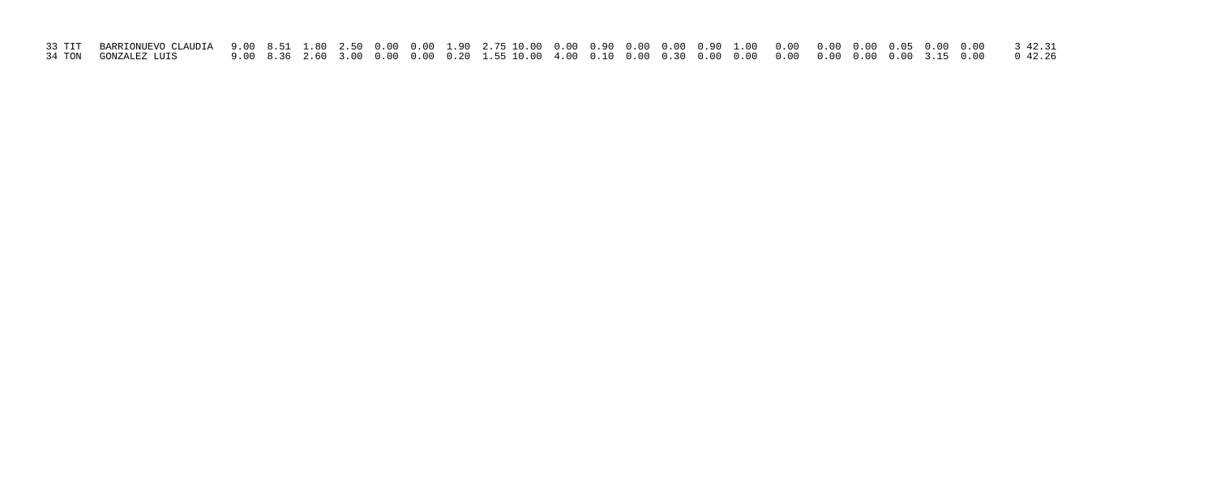| | | | | | | | | | | | | | | | | | | | | | | | | | |
|---|---|---|---|---|---|---|---|---|---|---|---|---|---|---|---|---|---|---|---|---|---|---|---|---|---|
| 33 | TIT | BARRIONUEVO CLAUDIA | 9.00 | 8.51 | 1.80 | 2.50 | 0.00 | 0.00 | 1.90 | 2.75 | 10.00 | 0.00 | 0.90 | 0.00 | 0.00 | 0.90 | 1.00 | 0.00 | 0.00 | 0.00 | 0.05 | 0.00 | 0.00 | 3 | 42.31 |
| 34 | TON | GONZALEZ LUIS | 9.00 | 8.36 | 2.60 | 3.00 | 0.00 | 0.00 | 0.20 | 1.55 | 10.00 | 4.00 | 0.10 | 0.00 | 0.30 | 0.00 | 0.00 | 0.00 | 0.00 | 0.00 | 0.00 | 3.15 | 0.00 | 0 | 42.26 |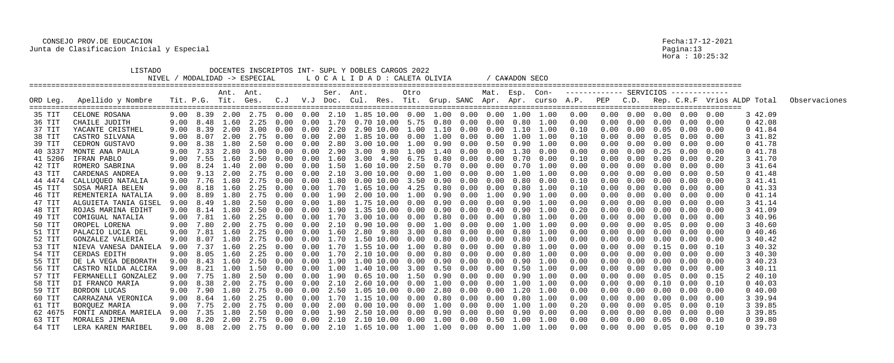CONSEJO PROV.DE EDUCACION
Junta de Clasificacion Inicial y Especial

Fecha:17-12-2021
Hora : 10:25:32

LISTADO DOCENTES INSCRIPTOS INT- SUPL Y DOBLES CARGOS 2022
NIVEL / MODALIDAD -> ESPECIAL    L O C A L I D A D : CALETA OLIVIA    / CA¥ADON SECO

| ORD Leg. | Apellido y Nombre | Tit. | P.G. | Ant. Tit. | Ant. Ges. | C.J | V.J | Ser. Doc. | Ant. Cul. | Res. | Otro Tit. | Grup. | SANC | Mat. Apr. | Esp. Apr. | Con- curso | A.P. | PEP | C.D. | Rep. | C.R.F | Vrios | ALDP | Total | Observaciones |
|---|---|---|---|---|---|---|---|---|---|---|---|---|---|---|---|---|---|---|---|---|---|---|---|---|---|
| 35 TIT | CELONE ROSANA | 9.00 | 8.39 | 2.00 | 2.75 | 0.00 | 0.00 | 2.10 | 1.85 | 10.00 | 0.00 | 1.00 | 0.00 | 0.00 | 1.00 | 1.00 | 0.00 | 0.00 | 0.00 | 0.00 | 0.00 | 0.00 | 3 | 42.09 | |
| 36 TIT | CHAILE JUDITH | 9.00 | 8.48 | 1.60 | 2.25 | 0.00 | 0.00 | 1.70 | 0.70 | 10.00 | 5.75 | 0.80 | 0.00 | 0.00 | 0.80 | 1.00 | 0.00 | 0.00 | 0.00 | 0.00 | 0.00 | 0.00 | 0 | 42.08 | |
| 37 TIT | YACANTE CRISTHEL | 9.00 | 8.39 | 2.00 | 3.00 | 0.00 | 0.00 | 2.20 | 2.90 | 10.00 | 1.00 | 1.10 | 0.00 | 0.00 | 1.10 | 1.00 | 0.10 | 0.00 | 0.00 | 0.05 | 0.00 | 0.00 | 0 | 41.84 | |
| 38 TIT | CASTRO SILVANA | 9.00 | 8.07 | 2.00 | 2.75 | 0.00 | 0.00 | 2.00 | 1.85 | 10.00 | 0.00 | 1.00 | 0.00 | 0.00 | 1.00 | 1.00 | 0.10 | 0.00 | 0.00 | 0.05 | 0.00 | 0.00 | 3 | 41.82 | |
| 39 TIT | CEDRON GUSTAVO | 9.00 | 8.38 | 1.80 | 2.50 | 0.00 | 0.00 | 2.80 | 3.00 | 10.00 | 1.00 | 0.90 | 0.00 | 0.50 | 0.90 | 1.00 | 0.00 | 0.00 | 0.00 | 0.00 | 0.00 | 0.00 | 0 | 41.78 | |
| 40 3337 | MONTE ANA PAULA | 9.00 | 7.33 | 2.80 | 3.00 | 0.00 | 0.00 | 2.90 | 3.00 | 9.80 | 1.00 | 1.40 | 0.00 | 0.00 | 1.30 | 0.00 | 0.00 | 0.00 | 0.00 | 0.25 | 0.00 | 0.00 | 0 | 41.78 | |
| 41 5206 | IFRAN PABLO | 9.00 | 7.55 | 1.60 | 2.50 | 0.00 | 0.00 | 1.60 | 3.00 | 4.90 | 6.75 | 0.80 | 0.00 | 0.00 | 0.70 | 0.00 | 0.10 | 0.00 | 0.00 | 0.00 | 0.00 | 0.20 | 3 | 41.70 | |
| 42 TIT | ROMERO SABRINA | 9.00 | 8.24 | 1.40 | 2.00 | 0.00 | 0.00 | 1.50 | 1.60 | 10.00 | 2.50 | 0.70 | 0.00 | 0.00 | 0.70 | 1.00 | 0.00 | 0.00 | 0.00 | 0.00 | 0.00 | 0.00 | 3 | 41.64 | |
| 43 TIT | CARDENAS ANDREA | 9.00 | 9.13 | 2.00 | 2.75 | 0.00 | 0.00 | 2.10 | 3.00 | 10.00 | 0.00 | 1.00 | 0.00 | 0.00 | 1.00 | 1.00 | 0.00 | 0.00 | 0.00 | 0.00 | 0.00 | 0.50 | 0 | 41.48 | |
| 44 4474 | CALLUQUEO NATALIA | 9.00 | 7.76 | 1.80 | 2.75 | 0.00 | 0.00 | 1.80 | 0.00 | 10.00 | 3.50 | 0.90 | 0.00 | 0.00 | 0.80 | 0.00 | 0.10 | 0.00 | 0.00 | 0.00 | 0.00 | 0.00 | 3 | 41.41 | |
| 45 TIT | SOSA MARIA BELEN | 9.00 | 8.18 | 1.60 | 2.25 | 0.00 | 0.00 | 1.70 | 1.65 | 10.00 | 4.25 | 0.80 | 0.00 | 0.00 | 0.80 | 1.00 | 0.10 | 0.00 | 0.00 | 0.00 | 0.00 | 0.00 | 0 | 41.33 | |
| 46 TIT | REMENTERIA NATALIA | 9.00 | 8.89 | 1.80 | 2.75 | 0.00 | 0.00 | 1.90 | 2.00 | 10.00 | 1.00 | 0.90 | 0.00 | 1.00 | 0.90 | 1.00 | 0.00 | 0.00 | 0.00 | 0.00 | 0.00 | 0.00 | 0 | 41.14 | |
| 47 TIT | ALGUIETA TANIA GISEL | 9.00 | 8.49 | 1.80 | 2.50 | 0.00 | 0.00 | 1.80 | 1.75 | 10.00 | 0.00 | 0.90 | 0.00 | 0.00 | 0.90 | 1.00 | 0.00 | 0.00 | 0.00 | 0.00 | 0.00 | 0.00 | 3 | 41.14 | |
| 48 TIT | ROJAS MARINA EDIHT | 9.00 | 8.14 | 1.80 | 2.50 | 0.00 | 0.00 | 1.90 | 1.35 | 10.00 | 0.00 | 0.90 | 0.00 | 0.40 | 0.90 | 1.00 | 0.20 | 0.00 | 0.00 | 0.00 | 0.00 | 0.00 | 3 | 41.09 | |
| 49 TIT | COMIGUAL NATALIA | 9.00 | 7.81 | 1.60 | 2.25 | 0.00 | 0.00 | 1.70 | 3.00 | 10.00 | 0.00 | 0.80 | 0.00 | 0.00 | 0.80 | 1.00 | 0.00 | 0.00 | 0.00 | 0.00 | 0.00 | 0.00 | 3 | 40.96 | |
| 50 TIT | OROPEL LORENA | 9.00 | 7.80 | 2.00 | 2.75 | 0.00 | 0.00 | 2.10 | 0.90 | 10.00 | 0.00 | 1.00 | 0.00 | 0.00 | 1.00 | 1.00 | 0.00 | 0.00 | 0.00 | 0.05 | 0.00 | 0.00 | 3 | 40.60 | |
| 51 TIT | PALACIO LUCIA DEL | 9.00 | 7.81 | 1.60 | 2.25 | 0.00 | 0.00 | 1.60 | 2.80 | 9.80 | 3.00 | 0.80 | 0.00 | 0.00 | 0.80 | 1.00 | 0.00 | 0.00 | 0.00 | 0.00 | 0.00 | 0.00 | 0 | 40.46 | |
| 52 TIT | GONZALEZ VALERIA | 9.00 | 8.07 | 1.80 | 2.75 | 0.00 | 0.00 | 1.70 | 1.50 | 10.00 | 0.00 | 0.80 | 0.00 | 0.00 | 0.80 | 1.00 | 0.00 | 0.00 | 0.00 | 0.00 | 0.00 | 0.00 | 3 | 40.42 | |
| 53 TIT | NIEVA VANESA DANIELA | 9.00 | 7.37 | 1.60 | 2.25 | 0.00 | 0.00 | 1.70 | 1.55 | 10.00 | 1.00 | 0.80 | 0.00 | 0.00 | 0.80 | 1.00 | 0.00 | 0.00 | 0.00 | 0.15 | 0.00 | 0.10 | 3 | 40.32 | |
| 54 TIT | CERDAS EDITH | 9.00 | 8.05 | 1.60 | 2.25 | 0.00 | 0.00 | 1.70 | 2.10 | 10.00 | 0.00 | 0.80 | 0.00 | 0.00 | 0.80 | 1.00 | 0.00 | 0.00 | 0.00 | 0.00 | 0.00 | 0.00 | 3 | 40.30 | |
| 55 TIT | DE LA VEGA DEBORATH | 9.00 | 8.43 | 1.60 | 2.50 | 0.00 | 0.00 | 1.90 | 1.00 | 10.00 | 0.00 | 0.90 | 0.00 | 0.00 | 0.90 | 1.00 | 0.00 | 0.00 | 0.00 | 0.00 | 0.00 | 0.00 | 3 | 40.23 | |
| 56 TIT | CASTRO NILDA ALCIRA | 9.00 | 8.21 | 1.00 | 1.50 | 0.00 | 0.00 | 1.00 | 1.40 | 10.00 | 3.00 | 0.50 | 0.00 | 0.00 | 0.50 | 1.00 | 0.00 | 0.00 | 0.00 | 0.00 | 0.00 | 0.00 | 3 | 40.11 | |
| 57 TIT | FERMANELLI GONZALEZ | 9.00 | 7.75 | 1.80 | 2.50 | 0.00 | 0.00 | 1.90 | 0.65 | 10.00 | 1.50 | 0.90 | 0.00 | 0.00 | 0.90 | 1.00 | 0.00 | 0.00 | 0.00 | 0.05 | 0.00 | 0.15 | 2 | 40.10 | |
| 58 TIT | DI FRANCO MARIA | 9.00 | 8.38 | 2.00 | 2.75 | 0.00 | 0.00 | 2.10 | 2.60 | 10.00 | 0.00 | 1.00 | 0.00 | 0.00 | 1.00 | 1.00 | 0.00 | 0.00 | 0.00 | 0.10 | 0.00 | 0.10 | 0 | 40.03 | |
| 59 TIT | BORDON LUCAS | 9.00 | 7.90 | 1.80 | 2.75 | 0.00 | 0.00 | 2.50 | 1.05 | 10.00 | 0.00 | 2.80 | 0.00 | 0.00 | 1.20 | 1.00 | 0.00 | 0.00 | 0.00 | 0.00 | 0.00 | 0.00 | 0 | 40.00 | |
| 60 TIT | CARRAZANA VERONICA | 9.00 | 8.64 | 1.60 | 2.25 | 0.00 | 0.00 | 1.70 | 1.15 | 10.00 | 0.00 | 0.80 | 0.00 | 0.00 | 0.80 | 1.00 | 0.00 | 0.00 | 0.00 | 0.00 | 0.00 | 0.00 | 3 | 39.94 | |
| 61 TIT | BORQUEZ MARIA | 9.00 | 7.75 | 2.00 | 2.75 | 0.00 | 0.00 | 2.00 | 0.00 | 10.00 | 0.00 | 1.00 | 0.00 | 0.00 | 1.00 | 1.00 | 0.20 | 0.00 | 0.00 | 0.05 | 0.00 | 0.10 | 3 | 39.85 | |
| 62 4675 | FONTI ANDREA MARIELA | 9.00 | 7.35 | 1.80 | 2.50 | 0.00 | 0.00 | 1.90 | 2.50 | 10.00 | 0.00 | 0.90 | 0.00 | 0.00 | 0.90 | 0.00 | 0.00 | 0.00 | 0.00 | 0.00 | 0.00 | 0.00 | 3 | 39.85 | |
| 63 TIT | MORALES JIMENA | 9.00 | 8.20 | 2.00 | 2.75 | 0.00 | 0.00 | 2.10 | 2.10 | 10.00 | 0.00 | 1.00 | 0.00 | 0.50 | 1.00 | 1.00 | 0.00 | 0.00 | 0.00 | 0.05 | 0.00 | 0.10 | 0 | 39.80 | |
| 64 TIT | LERA KAREN MARIBEL | 9.00 | 8.08 | 2.00 | 2.75 | 0.00 | 0.00 | 2.10 | 1.65 | 10.00 | 1.00 | 1.00 | 0.00 | 0.00 | 1.00 | 1.00 | 0.00 | 0.00 | 0.00 | 0.05 | 0.00 | 0.10 | 0 | 39.73 | |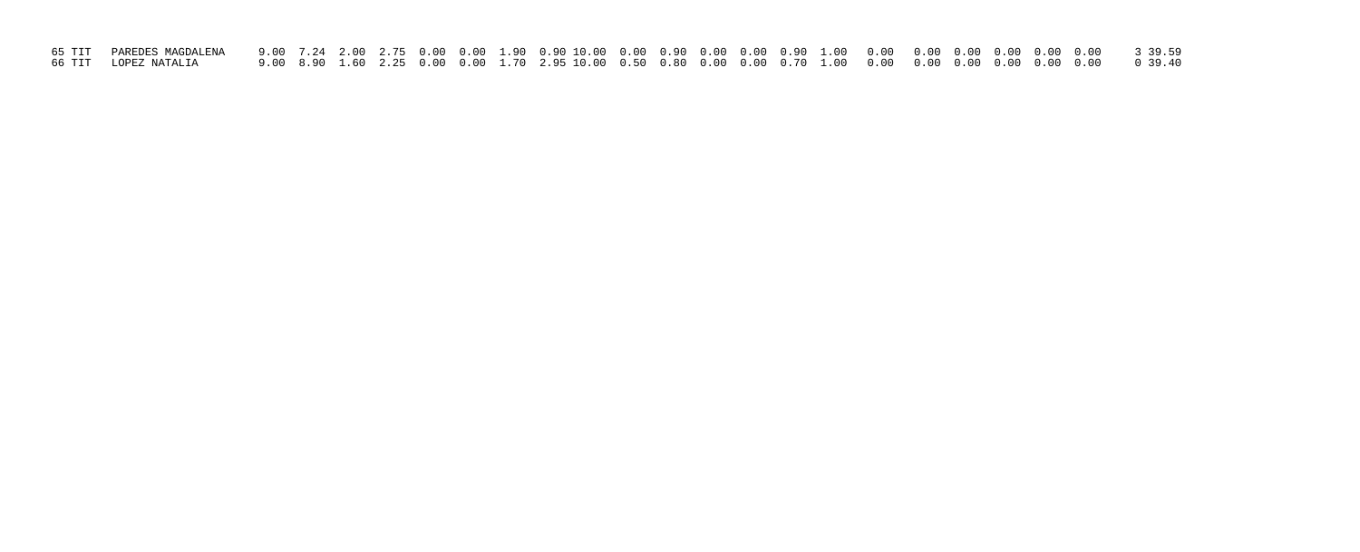| | | | | | | | | | | | | | | | | | | | | | | | | | |
|---|---|---|---|---|---|---|---|---|---|---|---|---|---|---|---|---|---|---|---|---|---|---|---|---|---|
| 65 | TIT | PAREDES MAGDALENA | 9.00 | 7.24 | 2.00 | 2.75 | 0.00 | 0.00 | 1.90 | 0.90 | 10.00 | 0.00 | 0.90 | 0.00 | 0.00 | 0.90 | 1.00 | 0.00 | 0.00 | 0.00 | 0.00 | 0.00 | 0.00 | 3 | 39.59 |
| 66 | TIT | LOPEZ NATALIA | 9.00 | 8.90 | 1.60 | 2.25 | 0.00 | 0.00 | 1.70 | 2.95 | 10.00 | 0.50 | 0.80 | 0.00 | 0.00 | 0.70 | 1.00 | 0.00 | 0.00 | 0.00 | 0.00 | 0.00 | 0.00 | 0 | 39.40 |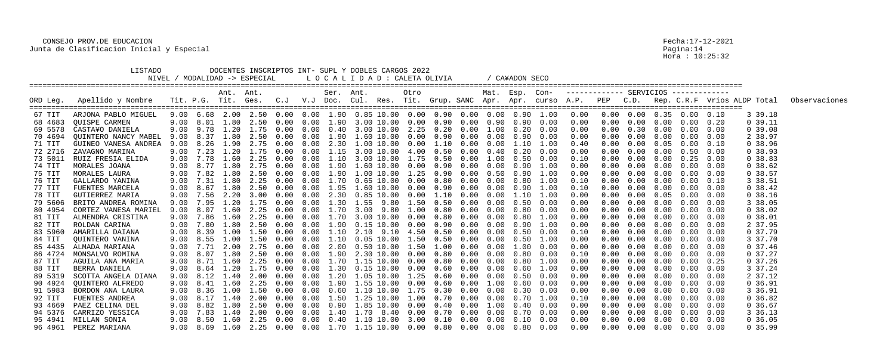CONSEJO PROV.DE EDUCACION
Junta de Clasificacion Inicial y Especial

Fecha:17-12-2021
Pagina:14
Hora : 10:25:32

LISTADO DOCENTES INSCRIPTOS INT- SUPL Y DOBLES CARGOS 2022
NIVEL / MODALIDAD -> ESPECIAL    L O C A L I D A D : CALETA OLIVIA    / CA¥ADON SECO

| ORD Leg. | Apellido y Nombre | Tit. | P.G. | Ant. Tit. | Ant. Ges. | C.J | V.J | Ser. Doc. | Ant. Cul. | Res. | Otro Tit. | Grup. | SANC | Mat. Apr. | Esp. Apr. | Con- curso | A.P. | PEP | C.D. | Rep. | C.R.F | Vrios ALDP | Total | Observaciones |
|---|---|---|---|---|---|---|---|---|---|---|---|---|---|---|---|---|---|---|---|---|---|---|---|---|
| 67 TIT | ARJONA PABLO MIGUEL | 9.00 | 6.68 | 2.00 | 2.50 | 0.00 | 0.00 | 1.90 | 0.85 | 10.00 | 0.00 | 0.90 | 0.00 | 0.00 | 0.90 | 1.00 | 0.00 | 0.00 | 0.00 | 0.35 | 0.00 | 0.10 | 3 39.18 | |
| 68 4683 | QUISPE CARMEN | 9.00 | 8.01 | 1.80 | 2.50 | 0.00 | 0.00 | 1.90 | 3.00 | 10.00 | 0.00 | 0.90 | 0.00 | 0.90 | 0.90 | 0.00 | 0.00 | 0.00 | 0.00 | 0.00 | 0.00 | 0.20 | 0 39.11 | |
| 69 5578 | CASTA¥O DANIELA | 9.00 | 9.78 | 1.20 | 1.75 | 0.00 | 0.00 | 0.40 | 3.00 | 10.00 | 2.25 | 0.20 | 0.00 | 1.00 | 0.20 | 0.00 | 0.00 | 0.00 | 0.30 | 0.00 | 0.00 | 0.00 | 0 39.08 | |
| 70 4694 | QUINTERO NANCY MABEL | 9.00 | 8.37 | 1.80 | 2.50 | 0.00 | 0.00 | 1.90 | 1.60 | 10.00 | 0.00 | 0.90 | 0.00 | 0.00 | 0.90 | 0.00 | 0.00 | 0.00 | 0.00 | 0.00 | 0.00 | 0.00 | 2 38.97 | |
| 71 TIT | GUINEO VANESA ANDREA | 9.00 | 8.26 | 1.90 | 2.75 | 0.00 | 0.00 | 2.30 | 1.00 | 10.00 | 0.00 | 1.10 | 0.00 | 0.00 | 1.10 | 1.00 | 0.40 | 0.00 | 0.00 | 0.05 | 0.00 | 0.10 | 0 38.96 | |
| 72 2716 | ZAVAGNO MARINA | 9.00 | 7.23 | 1.20 | 1.75 | 0.00 | 0.00 | 1.15 | 3.00 | 10.00 | 4.00 | 0.50 | 0.00 | 0.40 | 0.20 | 0.00 | 0.00 | 0.00 | 0.00 | 0.00 | 0.50 | 0.00 | 0 38.93 | |
| 73 5011 | RUIZ FRESIA ELIDA | 9.00 | 7.78 | 1.60 | 2.25 | 0.00 | 0.00 | 1.10 | 3.00 | 10.00 | 1.75 | 0.50 | 0.00 | 1.00 | 0.50 | 0.00 | 0.10 | 0.00 | 0.00 | 0.00 | 0.25 | 0.00 | 0 38.83 | |
| 74 TIT | MORALES JOANA | 9.00 | 8.77 | 1.80 | 2.75 | 0.00 | 0.00 | 1.90 | 1.60 | 10.00 | 0.00 | 0.90 | 0.00 | 0.00 | 0.90 | 1.00 | 0.00 | 0.00 | 0.00 | 0.00 | 0.00 | 0.00 | 0 38.62 | |
| 75 TIT | MORALES LAURA | 9.00 | 7.82 | 1.80 | 2.50 | 0.00 | 0.00 | 1.90 | 1.00 | 10.00 | 1.25 | 0.90 | 0.00 | 0.50 | 0.90 | 1.00 | 0.00 | 0.00 | 0.00 | 0.00 | 0.00 | 0.00 | 0 38.57 | |
| 76 TIT | GALLARDO YANINA | 9.00 | 7.31 | 1.80 | 2.25 | 0.00 | 0.00 | 1.70 | 0.65 | 10.00 | 0.00 | 0.80 | 0.00 | 0.00 | 0.80 | 1.00 | 0.10 | 0.00 | 0.00 | 0.00 | 0.00 | 0.10 | 3 38.51 | |
| 77 TIT | FUENTES MARCELA | 9.00 | 8.67 | 1.80 | 2.50 | 0.00 | 0.00 | 1.95 | 1.60 | 10.00 | 0.00 | 0.90 | 0.00 | 0.00 | 0.90 | 1.00 | 0.10 | 0.00 | 0.00 | 0.00 | 0.00 | 0.00 | 0 38.42 | |
| 78 TIT | GUTIERREZ MARIA | 9.00 | 7.56 | 2.20 | 3.00 | 0.00 | 0.00 | 2.30 | 0.85 | 10.00 | 0.00 | 1.10 | 0.00 | 0.00 | 1.10 | 1.00 | 0.00 | 0.00 | 0.00 | 0.05 | 0.00 | 0.00 | 0 38.16 | |
| 79 5606 | BRITO ANDREA ROMINA | 9.00 | 7.95 | 1.20 | 1.75 | 0.00 | 0.00 | 1.30 | 1.55 | 9.80 | 1.50 | 0.50 | 0.00 | 0.00 | 0.50 | 0.00 | 0.00 | 0.00 | 0.00 | 0.00 | 0.00 | 0.00 | 3 38.05 | |
| 80 4954 | CORTEZ VANESA MARIEL | 9.00 | 8.07 | 1.60 | 2.25 | 0.00 | 0.00 | 1.70 | 3.00 | 9.80 | 1.00 | 0.80 | 0.00 | 0.00 | 0.80 | 0.00 | 0.00 | 0.00 | 0.00 | 0.00 | 0.00 | 0.00 | 0 38.02 | |
| 81 TIT | ALMENDRA CRISTINA | 9.00 | 7.86 | 1.60 | 2.25 | 0.00 | 0.00 | 1.70 | 3.00 | 10.00 | 0.00 | 0.80 | 0.00 | 0.00 | 0.80 | 1.00 | 0.00 | 0.00 | 0.00 | 0.00 | 0.00 | 0.00 | 0 38.01 | |
| 82 TIT | ROLDAN CARINA | 9.00 | 7.80 | 1.80 | 2.50 | 0.00 | 0.00 | 1.90 | 0.15 | 10.00 | 0.00 | 0.90 | 0.00 | 0.00 | 0.90 | 1.00 | 0.00 | 0.00 | 0.00 | 0.00 | 0.00 | 0.00 | 2 37.95 | |
| 83 5960 | AMARILLA DAIANA | 9.00 | 8.39 | 1.00 | 1.50 | 0.00 | 0.00 | 1.10 | 2.10 | 9.10 | 4.50 | 0.50 | 0.00 | 0.00 | 0.50 | 0.00 | 0.10 | 0.00 | 0.00 | 0.00 | 0.00 | 0.00 | 0 37.79 | |
| 84 TIT | QUINTERO VANINA | 9.00 | 8.55 | 1.00 | 1.50 | 0.00 | 0.00 | 1.10 | 0.05 | 10.00 | 1.50 | 0.50 | 0.00 | 0.00 | 0.50 | 1.00 | 0.00 | 0.00 | 0.00 | 0.00 | 0.00 | 0.00 | 3 37.70 | |
| 85 4435 | ALMADA MARIANA | 9.00 | 7.71 | 2.00 | 2.75 | 0.00 | 0.00 | 2.00 | 0.50 | 10.00 | 1.50 | 1.00 | 0.00 | 0.00 | 1.00 | 0.00 | 0.00 | 0.00 | 0.00 | 0.00 | 0.00 | 0.00 | 0 37.46 | |
| 86 4724 | MONSALVO ROMINA | 9.00 | 8.07 | 1.80 | 2.50 | 0.00 | 0.00 | 1.90 | 2.30 | 10.00 | 0.00 | 0.80 | 0.00 | 0.00 | 0.80 | 0.00 | 0.10 | 0.00 | 0.00 | 0.00 | 0.00 | 0.00 | 0 37.27 | |
| 87 TIT | AGUILA ANA MARIA | 9.00 | 8.71 | 1.60 | 2.25 | 0.00 | 0.00 | 1.70 | 1.15 | 10.00 | 0.00 | 0.80 | 0.00 | 0.00 | 0.80 | 1.00 | 0.00 | 0.00 | 0.00 | 0.00 | 0.00 | 0.25 | 0 37.26 | |
| 88 TIT | BERRA DANIELA | 9.00 | 8.64 | 1.20 | 1.75 | 0.00 | 0.00 | 1.30 | 0.15 | 10.00 | 0.00 | 0.60 | 0.00 | 0.00 | 0.60 | 1.00 | 0.00 | 0.00 | 0.00 | 0.00 | 0.00 | 0.00 | 3 37.24 | |
| 89 5319 | SCOTTA ANGELA DIANA | 9.00 | 8.12 | 1.40 | 2.00 | 0.00 | 0.00 | 1.20 | 1.05 | 10.00 | 1.25 | 0.60 | 0.00 | 0.00 | 0.50 | 0.00 | 0.00 | 0.00 | 0.00 | 0.00 | 0.00 | 0.00 | 2 37.12 | |
| 90 4924 | QUINTERO ALFREDO | 9.00 | 8.41 | 1.60 | 2.25 | 0.00 | 0.00 | 1.90 | 1.55 | 10.00 | 0.00 | 0.60 | 0.00 | 1.00 | 0.60 | 0.00 | 0.00 | 0.00 | 0.00 | 0.00 | 0.00 | 0.00 | 0 36.91 | |
| 91 5983 | BORDON ANA LAURA | 9.00 | 8.36 | 1.00 | 1.50 | 0.00 | 0.00 | 0.60 | 1.10 | 10.00 | 1.75 | 0.30 | 0.00 | 0.00 | 0.30 | 0.00 | 0.00 | 0.00 | 0.00 | 0.00 | 0.00 | 0.00 | 3 36.91 | |
| 92 TIT | FUENTES ANDREA | 9.00 | 8.17 | 1.40 | 2.00 | 0.00 | 0.00 | 1.50 | 1.25 | 10.00 | 1.00 | 0.70 | 0.00 | 0.00 | 0.70 | 1.00 | 0.10 | 0.00 | 0.00 | 0.00 | 0.00 | 0.00 | 0 36.82 | |
| 93 4669 | PAEZ CELINA DEL | 9.00 | 8.82 | 1.80 | 2.50 | 0.00 | 0.00 | 0.90 | 1.85 | 10.00 | 0.00 | 0.40 | 0.00 | 1.00 | 0.40 | 0.00 | 0.00 | 0.00 | 0.00 | 0.00 | 0.00 | 0.00 | 0 36.67 | |
| 94 5376 | CARRIZO YESSICA | 9.00 | 7.83 | 1.40 | 2.00 | 0.00 | 0.00 | 1.40 | 1.70 | 8.40 | 0.00 | 0.70 | 0.00 | 0.00 | 0.70 | 0.00 | 0.00 | 0.00 | 0.00 | 0.00 | 0.00 | 0.00 | 3 36.13 | |
| 95 4941 | MILLAN SONIA | 9.00 | 8.50 | 1.60 | 2.25 | 0.00 | 0.00 | 0.40 | 1.10 | 10.00 | 3.00 | 0.10 | 0.00 | 0.00 | 0.10 | 0.00 | 0.00 | 0.00 | 0.00 | 0.00 | 0.00 | 0.00 | 0 36.05 | |
| 96 4961 | PEREZ MARIANA | 9.00 | 8.69 | 1.60 | 2.25 | 0.00 | 0.00 | 1.70 | 1.15 | 10.00 | 0.00 | 0.80 | 0.00 | 0.00 | 0.80 | 0.00 | 0.00 | 0.00 | 0.00 | 0.00 | 0.00 | 0.00 | 0 35.99 | |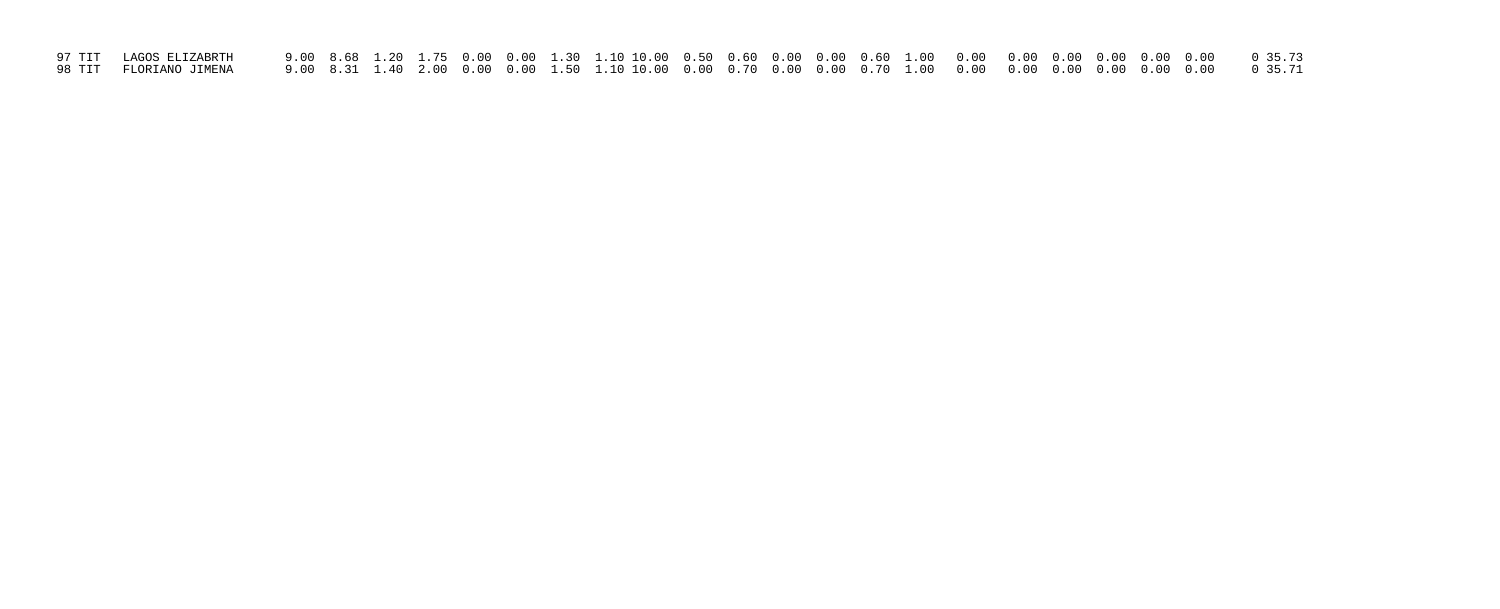```
97 TIT   LAGOS ELIZABRTH        9.00  8.68  1.20  1.75  0.00  0.00  1.30  1.10 10.00  0.50  0.60  0.00  0.00  0.60  1.00   0.00   0.00  0.00  0.00  0.00  0.00     0 35.73
98 TIT   FLORIANO JIMENA        9.00  8.31  1.40  2.00  0.00  0.00  1.50  1.10 10.00  0.00  0.70  0.00  0.00  0.70  1.00   0.00   0.00  0.00  0.00  0.00  0.00     0 35.71
```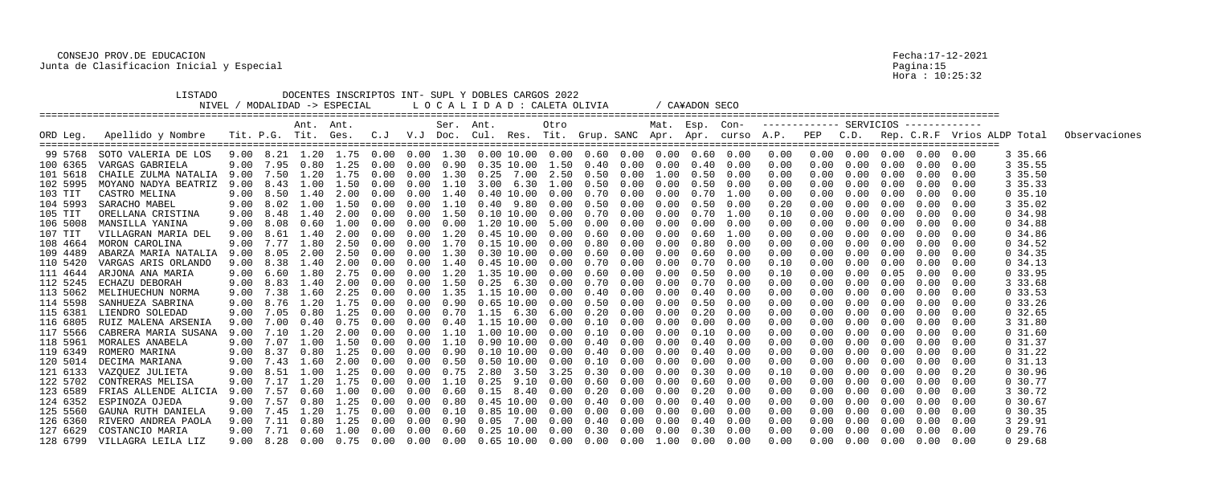CONSEJO PROV.DE EDUCACION
Junta de Clasificacion Inicial y Especial

Fecha:17-12-2021
Hora : 10:25:32

LISTADO DOCENTES INSCRIPTOS INT- SUPL Y DOBLES CARGOS 2022
NIVEL / MODALIDAD -> ESPECIAL    L O C A L I D A D : CALETA OLIVIA    / CA¥ADON SECO

| ORD Leg. | Apellido y Nombre | Tit. | P.G. | Ant. Tit. | Ant. Ges. | C.J | V.J | Ser. Doc. | Ant. Cul. | Res. | Otro Tit. | Grup. | SANC | Mat. Apr. | Esp. Apr. | Con- curso | A.P. | PEP | C.D. | Rep. | C.R.F | Vrios | ALDP | Total | Observaciones |
|---|---|---|---|---|---|---|---|---|---|---|---|---|---|---|---|---|---|---|---|---|---|---|---|---|---|
| 99 5768 | SOTO VALERIA DE LOS | 9.00 | 8.21 | 1.20 | 1.75 | 0.00 | 0.00 | 1.30 | 0.00 | 10.00 | 0.00 | 0.60 | 0.00 | 0.00 | 0.60 | 0.00 | 0.00 | 0.00 | 0.00 | 0.00 | 0.00 | 0.00 | | 3 35.66 | |
| 100 6365 | VARGAS GABRIELA | 9.00 | 7.95 | 0.80 | 1.25 | 0.00 | 0.00 | 0.90 | 0.35 | 10.00 | 1.50 | 0.40 | 0.00 | 0.00 | 0.40 | 0.00 | 0.00 | 0.00 | 0.00 | 0.00 | 0.00 | 0.00 | | 3 35.55 | |
| 101 5618 | CHAILE ZULMA NATALIA | 9.00 | 7.50 | 1.20 | 1.75 | 0.00 | 0.00 | 1.30 | 0.25 | 7.00 | 2.50 | 0.50 | 0.00 | 1.00 | 0.50 | 0.00 | 0.00 | 0.00 | 0.00 | 0.00 | 0.00 | 0.00 | | 3 35.50 | |
| 102 5995 | MOYANO NADYA BEATRIZ | 9.00 | 8.43 | 1.00 | 1.50 | 0.00 | 0.00 | 1.10 | 3.00 | 6.30 | 1.00 | 0.50 | 0.00 | 0.00 | 0.50 | 0.00 | 0.00 | 0.00 | 0.00 | 0.00 | 0.00 | 0.00 | | 3 35.33 | |
| 103 TIT | CASTRO MELINA | 9.00 | 8.50 | 1.40 | 2.00 | 0.00 | 0.00 | 1.40 | 0.40 | 10.00 | 0.00 | 0.70 | 0.00 | 0.00 | 0.70 | 1.00 | 0.00 | 0.00 | 0.00 | 0.00 | 0.00 | 0.00 | | 0 35.10 | |
| 104 5993 | SARACHO MABEL | 9.00 | 8.02 | 1.00 | 1.50 | 0.00 | 0.00 | 1.10 | 0.40 | 9.80 | 0.00 | 0.50 | 0.00 | 0.00 | 0.50 | 0.00 | 0.20 | 0.00 | 0.00 | 0.00 | 0.00 | 0.00 | | 3 35.02 | |
| 105 TIT | ORELLANA CRISTINA | 9.00 | 8.48 | 1.40 | 2.00 | 0.00 | 0.00 | 1.50 | 0.10 | 10.00 | 0.00 | 0.70 | 0.00 | 0.00 | 0.70 | 1.00 | 0.10 | 0.00 | 0.00 | 0.00 | 0.00 | 0.00 | | 0 34.98 | |
| 106 5008 | MANSILLA YANINA | 9.00 | 8.08 | 0.60 | 1.00 | 0.00 | 0.00 | 0.00 | 1.20 | 10.00 | 5.00 | 0.00 | 0.00 | 0.00 | 0.00 | 0.00 | 0.00 | 0.00 | 0.00 | 0.00 | 0.00 | 0.00 | | 0 34.88 | |
| 107 TIT | VILLAGRAN MARIA DEL | 9.00 | 8.61 | 1.40 | 2.00 | 0.00 | 0.00 | 1.20 | 0.45 | 10.00 | 0.00 | 0.60 | 0.00 | 0.00 | 0.60 | 1.00 | 0.00 | 0.00 | 0.00 | 0.00 | 0.00 | 0.00 | | 0 34.86 | |
| 108 4664 | MORON CAROLINA | 9.00 | 7.77 | 1.80 | 2.50 | 0.00 | 0.00 | 1.70 | 0.15 | 10.00 | 0.00 | 0.80 | 0.00 | 0.00 | 0.80 | 0.00 | 0.00 | 0.00 | 0.00 | 0.00 | 0.00 | 0.00 | | 0 34.52 | |
| 109 4489 | ABARZA MARIA NATALIA | 9.00 | 8.05 | 2.00 | 2.50 | 0.00 | 0.00 | 1.30 | 0.30 | 10.00 | 0.00 | 0.60 | 0.00 | 0.00 | 0.60 | 0.00 | 0.00 | 0.00 | 0.00 | 0.00 | 0.00 | 0.00 | | 0 34.35 | |
| 110 5420 | VARGAS ARIS ORLANDO | 9.00 | 8.38 | 1.40 | 2.00 | 0.00 | 0.00 | 1.40 | 0.45 | 10.00 | 0.00 | 0.70 | 0.00 | 0.00 | 0.70 | 0.00 | 0.10 | 0.00 | 0.00 | 0.00 | 0.00 | 0.00 | | 0 34.13 | |
| 111 4644 | ARJONA ANA MARIA | 9.00 | 6.60 | 1.80 | 2.75 | 0.00 | 0.00 | 1.20 | 1.35 | 10.00 | 0.00 | 0.60 | 0.00 | 0.00 | 0.50 | 0.00 | 0.10 | 0.00 | 0.00 | 0.05 | 0.00 | 0.00 | | 0 33.95 | |
| 112 5245 | ECHAZU DEBORAH | 9.00 | 8.83 | 1.40 | 2.00 | 0.00 | 0.00 | 1.50 | 0.25 | 6.30 | 0.00 | 0.70 | 0.00 | 0.00 | 0.70 | 0.00 | 0.00 | 0.00 | 0.00 | 0.00 | 0.00 | 0.00 | | 3 33.68 | |
| 113 5062 | MELIHUECHUN NORMA | 9.00 | 7.38 | 1.60 | 2.25 | 0.00 | 0.00 | 1.35 | 1.15 | 10.00 | 0.00 | 0.40 | 0.00 | 0.00 | 0.40 | 0.00 | 0.00 | 0.00 | 0.00 | 0.00 | 0.00 | 0.00 | | 0 33.53 | |
| 114 5598 | SANHUEZA SABRINA | 9.00 | 8.76 | 1.20 | 1.75 | 0.00 | 0.00 | 0.90 | 0.65 | 10.00 | 0.00 | 0.50 | 0.00 | 0.00 | 0.50 | 0.00 | 0.00 | 0.00 | 0.00 | 0.00 | 0.00 | 0.00 | | 0 33.26 | |
| 115 6381 | LIENDRO SOLEDAD | 9.00 | 7.05 | 0.80 | 1.25 | 0.00 | 0.00 | 0.70 | 1.15 | 6.30 | 6.00 | 0.20 | 0.00 | 0.00 | 0.20 | 0.00 | 0.00 | 0.00 | 0.00 | 0.00 | 0.00 | 0.00 | | 0 32.65 | |
| 116 6805 | RUIZ MALENA ARSENIA | 9.00 | 7.00 | 0.40 | 0.75 | 0.00 | 0.00 | 0.40 | 1.15 | 10.00 | 0.00 | 0.10 | 0.00 | 0.00 | 0.00 | 0.00 | 0.00 | 0.00 | 0.00 | 0.00 | 0.00 | 0.00 | | 3 31.80 | |
| 117 5566 | CABRERA MARIA SUSANA | 9.00 | 7.10 | 1.20 | 2.00 | 0.00 | 0.00 | 1.10 | 1.00 | 10.00 | 0.00 | 0.10 | 0.00 | 0.00 | 0.10 | 0.00 | 0.00 | 0.00 | 0.00 | 0.00 | 0.00 | 0.00 | | 0 31.60 | |
| 118 5961 | MORALES ANABELA | 9.00 | 7.07 | 1.00 | 1.50 | 0.00 | 0.00 | 1.10 | 0.90 | 10.00 | 0.00 | 0.40 | 0.00 | 0.00 | 0.40 | 0.00 | 0.00 | 0.00 | 0.00 | 0.00 | 0.00 | 0.00 | | 0 31.37 | |
| 119 6349 | ROMERO MARINA | 9.00 | 8.37 | 0.80 | 1.25 | 0.00 | 0.00 | 0.90 | 0.10 | 10.00 | 0.00 | 0.40 | 0.00 | 0.00 | 0.40 | 0.00 | 0.00 | 0.00 | 0.00 | 0.00 | 0.00 | 0.00 | | 0 31.22 | |
| 120 5014 | DECIMA MARIANA | 9.00 | 7.43 | 1.60 | 2.00 | 0.00 | 0.00 | 0.50 | 0.50 | 10.00 | 0.00 | 0.10 | 0.00 | 0.00 | 0.00 | 0.00 | 0.00 | 0.00 | 0.00 | 0.00 | 0.00 | 0.00 | | 0 31.13 | |
| 121 6133 | VAZQUEZ JULIETA | 9.00 | 8.51 | 1.00 | 1.25 | 0.00 | 0.00 | 0.75 | 2.80 | 3.50 | 3.25 | 0.30 | 0.00 | 0.00 | 0.30 | 0.00 | 0.10 | 0.00 | 0.00 | 0.00 | 0.00 | 0.20 | | 0 30.96 | |
| 122 5702 | CONTRERAS MELISA | 9.00 | 7.17 | 1.20 | 1.75 | 0.00 | 0.00 | 1.10 | 0.25 | 9.10 | 0.00 | 0.60 | 0.00 | 0.00 | 0.60 | 0.00 | 0.00 | 0.00 | 0.00 | 0.00 | 0.00 | 0.00 | | 0 30.77 | |
| 123 6589 | FRIAS ALLENDE ALICIA | 9.00 | 7.57 | 0.60 | 1.00 | 0.00 | 0.00 | 0.60 | 0.15 | 8.40 | 0.00 | 0.20 | 0.00 | 0.00 | 0.20 | 0.00 | 0.00 | 0.00 | 0.00 | 0.00 | 0.00 | 0.00 | | 3 30.72 | |
| 124 6352 | ESPINOZA OJEDA | 9.00 | 7.57 | 0.80 | 1.25 | 0.00 | 0.00 | 0.80 | 0.45 | 10.00 | 0.00 | 0.40 | 0.00 | 0.00 | 0.40 | 0.00 | 0.00 | 0.00 | 0.00 | 0.00 | 0.00 | 0.00 | | 0 30.67 | |
| 125 5560 | GAUNA RUTH DANIELA | 9.00 | 7.45 | 1.20 | 1.75 | 0.00 | 0.00 | 0.10 | 0.85 | 10.00 | 0.00 | 0.00 | 0.00 | 0.00 | 0.00 | 0.00 | 0.00 | 0.00 | 0.00 | 0.00 | 0.00 | 0.00 | | 0 30.35 | |
| 126 6360 | RIVERO ANDREA PAOLA | 9.00 | 7.11 | 0.80 | 1.25 | 0.00 | 0.00 | 0.90 | 0.05 | 7.00 | 0.00 | 0.40 | 0.00 | 0.00 | 0.40 | 0.00 | 0.00 | 0.00 | 0.00 | 0.00 | 0.00 | 0.00 | | 3 29.91 | |
| 127 6629 | COSTANCIO MARIA | 9.00 | 7.71 | 0.60 | 1.00 | 0.00 | 0.00 | 0.60 | 0.25 | 10.00 | 0.00 | 0.30 | 0.00 | 0.00 | 0.30 | 0.00 | 0.00 | 0.00 | 0.00 | 0.00 | 0.00 | 0.00 | | 0 29.76 | |
| 128 6799 | VILLAGRA LEILA LIZ | 9.00 | 8.28 | 0.00 | 0.75 | 0.00 | 0.00 | 0.00 | 0.65 | 10.00 | 0.00 | 0.00 | 0.00 | 1.00 | 0.00 | 0.00 | 0.00 | 0.00 | 0.00 | 0.00 | 0.00 | 0.00 | | 0 29.68 | |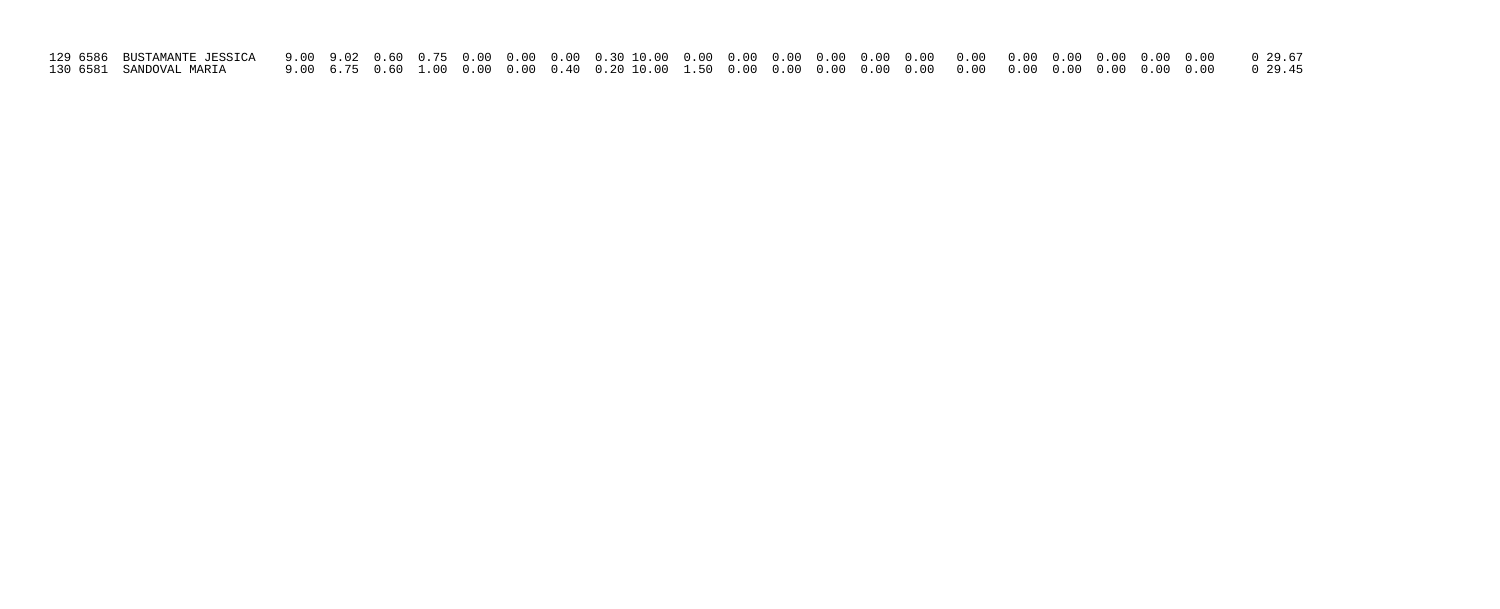```
129 6586  BUSTAMANTE JESSICA    9.00  9.02  0.60  0.75  0.00  0.00  0.00  0.30 10.00  0.00  0.00  0.00  0.00  0.00  0.00   0.00   0.00  0.00  0.00  0.00  0.00     0 29.67
130 6581  SANDOVAL MARIA        9.00  6.75  0.60  1.00  0.00  0.00  0.40  0.20 10.00  1.50  0.00  0.00  0.00  0.00  0.00   0.00   0.00  0.00  0.00  0.00  0.00     0 29.45
```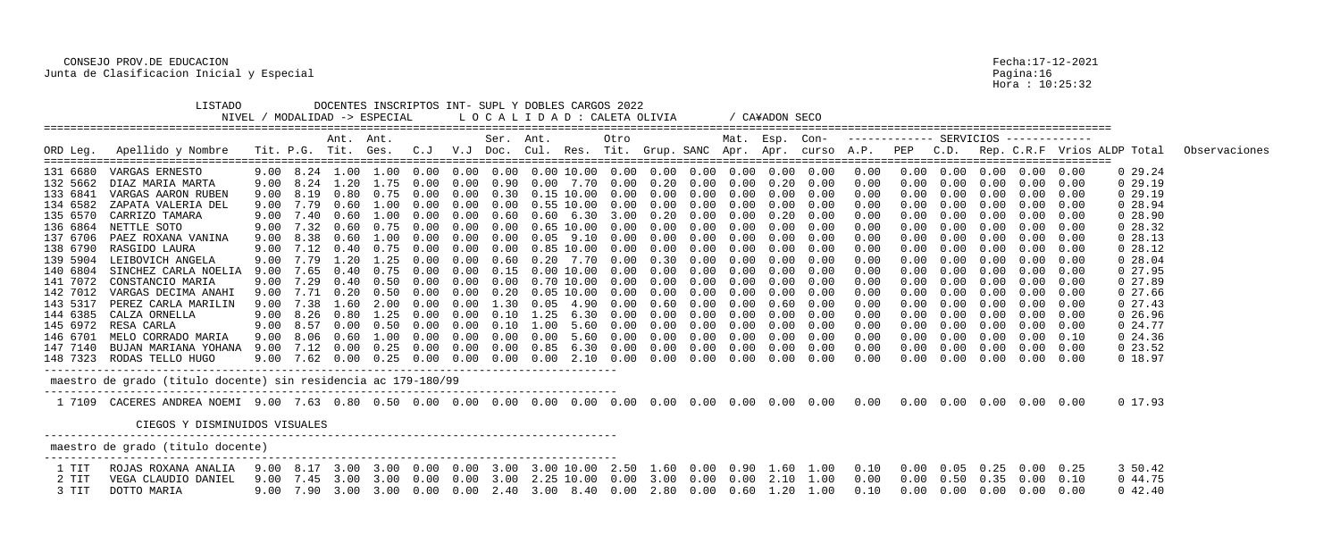CONSEJO PROV.DE EDUCACION
Junta de Clasificacion Inicial y Especial

Fecha:17-12-2021
Pagina:16
Hora : 10:25:32

LISTADO DOCENTES INSCRIPTOS INT- SUPL Y DOBLES CARGOS 2022
NIVEL / MODALIDAD -> ESPECIAL    L O C A L I D A D : CALETA OLIVIA    / CA¥ADON SECO

| ORD | Leg. | Apellido y Nombre | Tit. | P.G. | Ant. Tit. | Ant. Ges. | C.J | V.J | Ser. Doc. | Ant. Cul. | Res. | Otro Tit. | Grup. | SANC | Mat. Apr. | Esp. Apr. | Con- curso | A.P. | PEP | C.D. | Rep. | C.R.F | Vrios | ALDP | Total | Observaciones |
|---|---|---|---|---|---|---|---|---|---|---|---|---|---|---|---|---|---|---|---|---|---|---|---|---|---|---|
| 131 | 6680 | VARGAS ERNESTO | 9.00 | 8.24 | 1.00 | 1.00 | 0.00 | 0.00 | 0.00 | 0.00 | 10.00 | 0.00 | 0.00 | 0.00 | 0.00 | 0.00 | 0.00 | 0.00 | 0.00 | 0.00 | 0.00 | 0.00 | 0.00 | 0 | 29.24 | |
| 132 | 5662 | DIAZ MARIA MARTA | 9.00 | 8.24 | 1.20 | 1.75 | 0.00 | 0.00 | 0.90 | 0.00 | 7.70 | 0.00 | 0.20 | 0.00 | 0.00 | 0.20 | 0.00 | 0.00 | 0.00 | 0.00 | 0.00 | 0.00 | 0.00 | 0 | 29.19 | |
| 133 | 6841 | VARGAS AARON RUBEN | 9.00 | 8.19 | 0.80 | 0.75 | 0.00 | 0.00 | 0.30 | 0.15 | 10.00 | 0.00 | 0.00 | 0.00 | 0.00 | 0.00 | 0.00 | 0.00 | 0.00 | 0.00 | 0.00 | 0.00 | 0.00 | 0 | 29.19 | |
| 134 | 6582 | ZAPATA VALERIA DEL | 9.00 | 7.79 | 0.60 | 1.00 | 0.00 | 0.00 | 0.00 | 0.55 | 10.00 | 0.00 | 0.00 | 0.00 | 0.00 | 0.00 | 0.00 | 0.00 | 0.00 | 0.00 | 0.00 | 0.00 | 0.00 | 0 | 28.94 | |
| 135 | 6570 | CARRIZO TAMARA | 9.00 | 7.40 | 0.60 | 1.00 | 0.00 | 0.00 | 0.60 | 0.60 | 6.30 | 3.00 | 0.20 | 0.00 | 0.00 | 0.20 | 0.00 | 0.00 | 0.00 | 0.00 | 0.00 | 0.00 | 0.00 | 0 | 28.90 | |
| 136 | 6864 | NETTLE SOTO | 9.00 | 7.32 | 0.60 | 0.75 | 0.00 | 0.00 | 0.00 | 0.65 | 10.00 | 0.00 | 0.00 | 0.00 | 0.00 | 0.00 | 0.00 | 0.00 | 0.00 | 0.00 | 0.00 | 0.00 | 0.00 | 0 | 28.32 | |
| 137 | 6706 | PAEZ ROXANA VANINA | 9.00 | 8.38 | 0.60 | 1.00 | 0.00 | 0.00 | 0.00 | 0.05 | 9.10 | 0.00 | 0.00 | 0.00 | 0.00 | 0.00 | 0.00 | 0.00 | 0.00 | 0.00 | 0.00 | 0.00 | 0.00 | 0 | 28.13 | |
| 138 | 6790 | RASGIDO LAURA | 9.00 | 7.12 | 0.40 | 0.75 | 0.00 | 0.00 | 0.00 | 0.85 | 10.00 | 0.00 | 0.00 | 0.00 | 0.00 | 0.00 | 0.00 | 0.00 | 0.00 | 0.00 | 0.00 | 0.00 | 0.00 | 0 | 28.12 | |
| 139 | 5904 | LEIBOVICH ANGELA | 9.00 | 7.79 | 1.20 | 1.25 | 0.00 | 0.00 | 0.60 | 0.20 | 7.70 | 0.00 | 0.30 | 0.00 | 0.00 | 0.00 | 0.00 | 0.00 | 0.00 | 0.00 | 0.00 | 0.00 | 0.00 | 0 | 28.04 | |
| 140 | 6804 | SINCHEZ CARLA NOELIA | 9.00 | 7.65 | 0.40 | 0.75 | 0.00 | 0.00 | 0.15 | 0.00 | 10.00 | 0.00 | 0.00 | 0.00 | 0.00 | 0.00 | 0.00 | 0.00 | 0.00 | 0.00 | 0.00 | 0.00 | 0.00 | 0 | 27.95 | |
| 141 | 7072 | CONSTANCIO MARIA | 9.00 | 7.29 | 0.40 | 0.50 | 0.00 | 0.00 | 0.00 | 0.70 | 10.00 | 0.00 | 0.00 | 0.00 | 0.00 | 0.00 | 0.00 | 0.00 | 0.00 | 0.00 | 0.00 | 0.00 | 0.00 | 0 | 27.89 | |
| 142 | 7012 | VARGAS DECIMA ANAHI | 9.00 | 7.71 | 0.20 | 0.50 | 0.00 | 0.00 | 0.20 | 0.05 | 10.00 | 0.00 | 0.00 | 0.00 | 0.00 | 0.00 | 0.00 | 0.00 | 0.00 | 0.00 | 0.00 | 0.00 | 0.00 | 0 | 27.66 | |
| 143 | 5317 | PEREZ CARLA MARILIN | 9.00 | 7.38 | 1.60 | 2.00 | 0.00 | 0.00 | 1.30 | 0.05 | 4.90 | 0.00 | 0.60 | 0.00 | 0.00 | 0.60 | 0.00 | 0.00 | 0.00 | 0.00 | 0.00 | 0.00 | 0.00 | 0 | 27.43 | |
| 144 | 6385 | CALZA ORNELLA | 9.00 | 8.26 | 0.80 | 1.25 | 0.00 | 0.00 | 0.10 | 1.25 | 6.30 | 0.00 | 0.00 | 0.00 | 0.00 | 0.00 | 0.00 | 0.00 | 0.00 | 0.00 | 0.00 | 0.00 | 0.00 | 0 | 26.96 | |
| 145 | 6972 | RESA CARLA | 9.00 | 8.57 | 0.00 | 0.50 | 0.00 | 0.00 | 0.10 | 1.00 | 5.60 | 0.00 | 0.00 | 0.00 | 0.00 | 0.00 | 0.00 | 0.00 | 0.00 | 0.00 | 0.00 | 0.00 | 0.00 | 0 | 24.77 | |
| 146 | 6701 | MELO CORRADO MARIA | 9.00 | 8.06 | 0.60 | 1.00 | 0.00 | 0.00 | 0.00 | 0.00 | 5.60 | 0.00 | 0.00 | 0.00 | 0.00 | 0.00 | 0.00 | 0.00 | 0.00 | 0.00 | 0.00 | 0.00 | 0.10 | 0 | 24.36 | |
| 147 | 7140 | BUJAN MARIANA YOHANA | 9.00 | 7.12 | 0.00 | 0.25 | 0.00 | 0.00 | 0.00 | 0.85 | 6.30 | 0.00 | 0.00 | 0.00 | 0.00 | 0.00 | 0.00 | 0.00 | 0.00 | 0.00 | 0.00 | 0.00 | 0.00 | 0 | 23.52 | |
| 148 | 7323 | RODAS TELLO HUGO | 9.00 | 7.62 | 0.00 | 0.25 | 0.00 | 0.00 | 0.00 | 0.00 | 2.10 | 0.00 | 0.00 | 0.00 | 0.00 | 0.00 | 0.00 | 0.00 | 0.00 | 0.00 | 0.00 | 0.00 | 0.00 | 0 | 18.97 | |

maestro de grado (titulo docente) sin residencia ac 179-180/99

| ORD | Leg. | Apellido y Nombre | Tit. | P.G. | Ant. Tit. | Ant. Ges. | C.J | V.J | Ser. Doc. | Ant. Cul. | Res. | Otro Tit. | Grup. | SANC | Mat. Apr. | Esp. Apr. | Con- curso | A.P. | PEP | C.D. | Rep. | C.R.F | Vrios | ALDP | Total | Observaciones |
|---|---|---|---|---|---|---|---|---|---|---|---|---|---|---|---|---|---|---|---|---|---|---|---|---|---|---|
| 1 | 7109 | CACERES ANDREA NOEMI | 9.00 | 7.63 | 0.80 | 0.50 | 0.00 | 0.00 | 0.00 | 0.00 | 0.00 | 0.00 | 0.00 | 0.00 | 0.00 | 0.00 | 0.00 | 0.00 | 0.00 | 0.00 | 0.00 | 0.00 | 0.00 | 0 | 17.93 | |

CIEGOS Y DISMINUIDOS VISUALES

maestro de grado (titulo docente)

| ORD | Leg. | Apellido y Nombre | Tit. | P.G. | Ant. Tit. | Ant. Ges. | C.J | V.J | Ser. Doc. | Ant. Cul. | Res. | Otro Tit. | Grup. | SANC | Mat. Apr. | Esp. Apr. | Con- curso | A.P. | PEP | C.D. | Rep. | C.R.F | Vrios | ALDP | Total | Observaciones |
|---|---|---|---|---|---|---|---|---|---|---|---|---|---|---|---|---|---|---|---|---|---|---|---|---|---|---|
| 1 | TIT | ROJAS ROXANA ANALIA | 9.00 | 8.17 | 3.00 | 3.00 | 0.00 | 0.00 | 3.00 | 3.00 | 10.00 | 2.50 | 1.60 | 0.00 | 0.90 | 1.60 | 1.00 | 0.10 | 0.00 | 0.05 | 0.25 | 0.00 | 0.25 | 3 | 50.42 | |
| 2 | TIT | VEGA CLAUDIO DANIEL | 9.00 | 7.45 | 3.00 | 3.00 | 0.00 | 0.00 | 3.00 | 2.25 | 10.00 | 0.00 | 3.00 | 0.00 | 0.00 | 2.10 | 1.00 | 0.00 | 0.00 | 0.50 | 0.35 | 0.00 | 0.10 | 0 | 44.75 | |
| 3 | TIT | DOTTO MARIA | 9.00 | 7.90 | 3.00 | 3.00 | 0.00 | 0.00 | 2.40 | 3.00 | 8.40 | 0.00 | 2.80 | 0.00 | 0.60 | 1.20 | 1.00 | 0.10 | 0.00 | 0.00 | 0.00 | 0.00 | 0.00 | 0 | 42.40 | |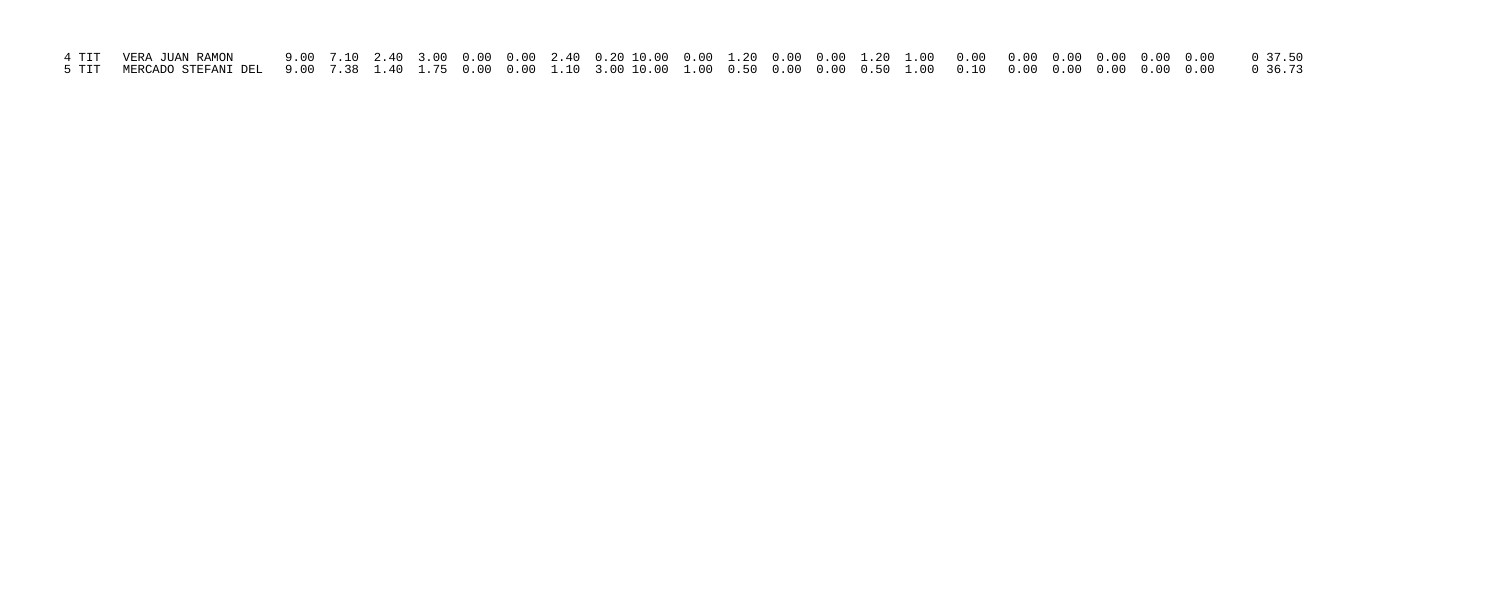| | | | | | | | | | | | | | | | | | | | | | | | | | | |
|---|---|---|---|---|---|---|---|---|---|---|---|---|---|---|---|---|---|---|---|---|---|---|---|---|---|---|
| 4 | TIT | VERA JUAN RAMON | 9.00 | 7.10 | 2.40 | 3.00 | 0.00 | 0.00 | 2.40 | 0.20 | 10.00 | 0.00 | 1.20 | 0.00 | 0.00 | 1.20 | 1.00 | 0.00 | 0.00 | 0.00 | 0.00 | 0.00 | 0.00 | 0 | 37.50 |
| 5 | TIT | MERCADO STEFANI DEL | 9.00 | 7.38 | 1.40 | 1.75 | 0.00 | 0.00 | 1.10 | 3.00 | 10.00 | 1.00 | 0.50 | 0.00 | 0.00 | 0.50 | 1.00 | 0.10 | 0.00 | 0.00 | 0.00 | 0.00 | 0.00 | 0 | 36.73 |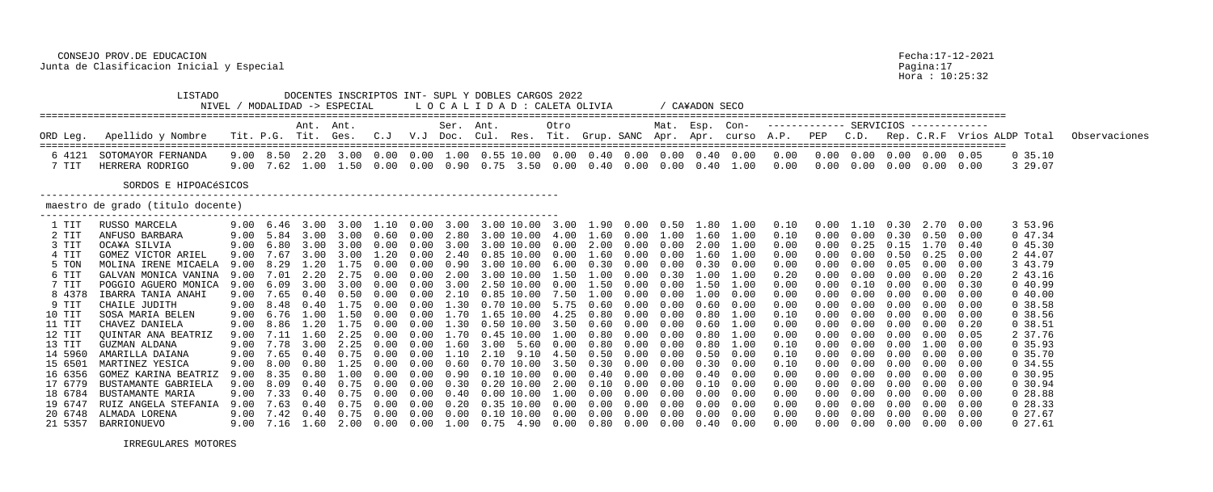CONSEJO PROV.DE EDUCACION
Junta de Clasificacion Inicial y Especial

Fecha:17-12-2021
Pagina:17
Hora : 10:25:32

LISTADO DOCENTES INSCRIPTOS INT- SUPL Y DOBLES CARGOS 2022
NIVEL / MODALIDAD -> ESPECIAL    L O C A L I D A D : CALETA OLIVIA    / CA¥ADON SECO

| ORD Leg. | Apellido y Nombre | Tit. | P.G. | Ant. Tit. | Ant. Ges. | C.J | V.J | Ser. Doc. | Ant. Cul. | Res. | Otro Tit. | Grup. | SANC | Mat. Apr. | Esp. Apr. | Con- curso | A.P. | PEP | C.D. | Rep. | C.R.F | Vrios | ALDP Total | Observaciones |
|---|---|---|---|---|---|---|---|---|---|---|---|---|---|---|---|---|---|---|---|---|---|---|---|---|
| 6 4121 | SOTOMAYOR FERNANDA | 9.00 | 8.50 | 2.20 | 3.00 | 0.00 | 0.00 | 1.00 | 0.55 | 10.00 | 0.00 | 0.40 | 0.00 | 0.00 | 0.40 | 0.00 | 0.00 | 0.00 | 0.00 | 0.00 | 0.00 | 0.05 | 0 35.10 | |
| 7 TIT | HERRERA RODRIGO | 9.00 | 7.62 | 1.00 | 1.50 | 0.00 | 0.00 | 0.90 | 0.75 | 3.50 | 0.00 | 0.40 | 0.00 | 0.00 | 0.40 | 1.00 | 0.00 | 0.00 | 0.00 | 0.00 | 0.00 | 0.00 | 3 29.07 | |

SORDOS E HIPOACéSICOS

maestro de grado (titulo docente)

| ORD Leg. | Apellido y Nombre | Tit. | P.G. | Ant. Tit. | Ant. Ges. | C.J | V.J | Ser. Doc. | Ant. Cul. | Res. | Otro Tit. | Grup. | SANC | Mat. Apr. | Esp. Apr. | Con- curso | A.P. | PEP | C.D. | Rep. | C.R.F | Vrios | ALDP Total | Observaciones |
|---|---|---|---|---|---|---|---|---|---|---|---|---|---|---|---|---|---|---|---|---|---|---|---|---|
| 1 TIT | RUSSO MARCELA | 9.00 | 6.46 | 3.00 | 3.00 | 1.10 | 0.00 | 3.00 | 3.00 | 10.00 | 3.00 | 1.90 | 0.00 | 0.50 | 1.80 | 1.00 | 0.10 | 0.00 | 1.10 | 0.30 | 2.70 | 0.00 | 3 53.96 | |
| 2 TIT | ANFUSO BARBARA | 9.00 | 5.84 | 3.00 | 3.00 | 0.60 | 0.00 | 2.80 | 3.00 | 10.00 | 4.00 | 1.60 | 0.00 | 1.00 | 1.60 | 1.00 | 0.10 | 0.00 | 0.00 | 0.30 | 0.50 | 0.00 | 0 47.34 | |
| 3 TIT | OCA¥A SILVIA | 9.00 | 6.80 | 3.00 | 3.00 | 0.00 | 0.00 | 3.00 | 3.00 | 10.00 | 0.00 | 2.00 | 0.00 | 0.00 | 2.00 | 1.00 | 0.00 | 0.00 | 0.25 | 0.15 | 1.70 | 0.40 | 0 45.30 | |
| 4 TIT | GOMEZ VICTOR ARIEL | 9.00 | 7.67 | 3.00 | 3.00 | 1.20 | 0.00 | 2.40 | 0.85 | 10.00 | 0.00 | 1.60 | 0.00 | 0.00 | 1.60 | 1.00 | 0.00 | 0.00 | 0.00 | 0.50 | 0.25 | 0.00 | 2 44.07 | |
| 5 TON | MOLINA IRENE MICAELA | 9.00 | 8.29 | 1.20 | 1.75 | 0.00 | 0.00 | 0.90 | 3.00 | 10.00 | 6.00 | 0.30 | 0.00 | 0.00 | 0.30 | 0.00 | 0.00 | 0.00 | 0.00 | 0.05 | 0.00 | 0.00 | 3 43.79 | |
| 6 TIT | GALVAN MONICA VANINA | 9.00 | 7.01 | 2.20 | 2.75 | 0.00 | 0.00 | 2.00 | 3.00 | 10.00 | 1.50 | 1.00 | 0.00 | 0.30 | 1.00 | 1.00 | 0.20 | 0.00 | 0.00 | 0.00 | 0.00 | 0.20 | 2 43.16 | |
| 7 TIT | POGGIO AGUERO MONICA | 9.00 | 6.09 | 3.00 | 3.00 | 0.00 | 0.00 | 3.00 | 2.50 | 10.00 | 0.00 | 1.50 | 0.00 | 0.00 | 1.50 | 1.00 | 0.00 | 0.00 | 0.10 | 0.00 | 0.00 | 0.30 | 0 40.99 | |
| 8 4378 | IBARRA TANIA ANAHI | 9.00 | 7.65 | 0.40 | 0.50 | 0.00 | 0.00 | 2.10 | 0.85 | 10.00 | 7.50 | 1.00 | 0.00 | 0.00 | 1.00 | 0.00 | 0.00 | 0.00 | 0.00 | 0.00 | 0.00 | 0.00 | 0 40.00 | |
| 9 TIT | CHAILE JUDITH | 9.00 | 8.48 | 0.40 | 1.75 | 0.00 | 0.00 | 1.30 | 0.70 | 10.00 | 5.75 | 0.60 | 0.00 | 0.00 | 0.60 | 0.00 | 0.00 | 0.00 | 0.00 | 0.00 | 0.00 | 0.00 | 0 38.58 | |
| 10 TIT | SOSA MARIA BELEN | 9.00 | 6.76 | 1.00 | 1.50 | 0.00 | 0.00 | 1.70 | 1.65 | 10.00 | 4.25 | 0.80 | 0.00 | 0.00 | 0.80 | 1.00 | 0.10 | 0.00 | 0.00 | 0.00 | 0.00 | 0.00 | 0 38.56 | |
| 11 TIT | CHAVEZ DANIELA | 9.00 | 8.86 | 1.20 | 1.75 | 0.00 | 0.00 | 1.30 | 0.50 | 10.00 | 3.50 | 0.60 | 0.00 | 0.00 | 0.60 | 1.00 | 0.00 | 0.00 | 0.00 | 0.00 | 0.00 | 0.20 | 0 38.51 | |
| 12 TIT | QUINTAR ANA BEATRIZ | 9.00 | 7.11 | 1.60 | 2.25 | 0.00 | 0.00 | 1.70 | 0.45 | 10.00 | 1.00 | 0.80 | 0.00 | 0.00 | 0.80 | 1.00 | 0.00 | 0.00 | 0.00 | 0.00 | 0.00 | 0.05 | 2 37.76 | |
| 13 TIT | GUZMAN ALDANA | 9.00 | 7.78 | 3.00 | 2.25 | 0.00 | 0.00 | 1.60 | 3.00 | 5.60 | 0.00 | 0.80 | 0.00 | 0.00 | 0.80 | 1.00 | 0.10 | 0.00 | 0.00 | 0.00 | 1.00 | 0.00 | 0 35.93 | |
| 14 5960 | AMARILLA DAIANA | 9.00 | 7.65 | 0.40 | 0.75 | 0.00 | 0.00 | 1.10 | 2.10 | 9.10 | 4.50 | 0.50 | 0.00 | 0.00 | 0.50 | 0.00 | 0.10 | 0.00 | 0.00 | 0.00 | 0.00 | 0.00 | 0 35.70 | |
| 15 6501 | MARTINEZ YESICA | 9.00 | 8.00 | 0.80 | 1.25 | 0.00 | 0.00 | 0.60 | 0.70 | 10.00 | 3.50 | 0.30 | 0.00 | 0.00 | 0.30 | 0.00 | 0.10 | 0.00 | 0.00 | 0.00 | 0.00 | 0.00 | 0 34.55 | |
| 16 6356 | GOMEZ KARINA BEATRIZ | 9.00 | 8.35 | 0.80 | 1.00 | 0.00 | 0.00 | 0.90 | 0.10 | 10.00 | 0.00 | 0.40 | 0.00 | 0.00 | 0.40 | 0.00 | 0.00 | 0.00 | 0.00 | 0.00 | 0.00 | 0.00 | 0 30.95 | |
| 17 6779 | BUSTAMANTE GABRIELA | 9.00 | 8.09 | 0.40 | 0.75 | 0.00 | 0.00 | 0.30 | 0.20 | 10.00 | 2.00 | 0.10 | 0.00 | 0.00 | 0.10 | 0.00 | 0.00 | 0.00 | 0.00 | 0.00 | 0.00 | 0.00 | 0 30.94 | |
| 18 6784 | BUSTAMANTE MARIA | 9.00 | 7.33 | 0.40 | 0.75 | 0.00 | 0.00 | 0.40 | 0.00 | 10.00 | 1.00 | 0.00 | 0.00 | 0.00 | 0.00 | 0.00 | 0.00 | 0.00 | 0.00 | 0.00 | 0.00 | 0.00 | 0 28.88 | |
| 19 6747 | RUIZ ANGELA STEFANIA | 9.00 | 7.63 | 0.40 | 0.75 | 0.00 | 0.00 | 0.20 | 0.35 | 10.00 | 0.00 | 0.00 | 0.00 | 0.00 | 0.00 | 0.00 | 0.00 | 0.00 | 0.00 | 0.00 | 0.00 | 0.00 | 0 28.33 | |
| 20 6748 | ALMADA LORENA | 9.00 | 7.42 | 0.40 | 0.75 | 0.00 | 0.00 | 0.00 | 0.10 | 10.00 | 0.00 | 0.00 | 0.00 | 0.00 | 0.00 | 0.00 | 0.00 | 0.00 | 0.00 | 0.00 | 0.00 | 0.00 | 0 27.67 | |
| 21 5357 | BARRIONUEVO | 9.00 | 7.16 | 1.60 | 2.00 | 0.00 | 0.00 | 1.00 | 0.75 | 4.90 | 0.00 | 0.80 | 0.00 | 0.00 | 0.40 | 0.00 | 0.00 | 0.00 | 0.00 | 0.00 | 0.00 | 0.00 | 0 27.61 | |

IRREGULARES MOTORES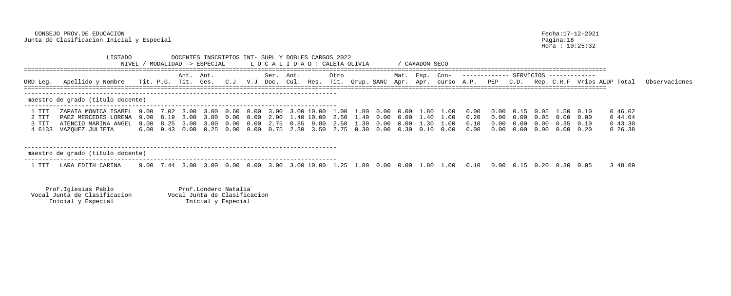CONSEJO PROV.DE EDUCACION
Junta de Clasificacion Inicial y Especial

Fecha:17-12-2021
Pagina:18
Hora : 10:25:32

LISTADO DOCENTES INSCRIPTOS INT- SUPL Y DOBLES CARGOS 2022
NIVEL / MODALIDAD -> ESPECIAL    L O C A L I D A D : CALETA OLIVIA    / CA¥ADON SECO

maestro de grado (titulo docente)

| ORD Leg. | Apellido y Nombre | Tit. | P.G. | Ant. Tit. | Ant. Ges. | C.J | V.J | Ser. Doc. | Ant. Cul. | Res. | Otro Tit. | Grup. | SANC | Mat. Apr. | Esp. Apr. | Con- curso | A.P. | PEP | C.D. | Rep. | C.R.F | Vrios | ALDP | Total | Observaciones |
|---|---|---|---|---|---|---|---|---|---|---|---|---|---|---|---|---|---|---|---|---|---|---|---|---|---|
| 1 TIT | ZAPATA MONICA ISABEL | 9.00 | 7.02 | 3.00 | 3.00 | 0.60 | 0.00 | 3.00 | 3.00 | 10.00 | 1.00 | 1.80 | 0.00 | 0.00 | 1.80 | 1.00 | 0.00 | 0.00 | 0.15 | 0.05 | 1.50 | 0.10 | 0 | 46.02 | |
| 2 TIT | PAEZ MERCEDES LORENA | 9.00 | 8.19 | 3.00 | 3.00 | 0.00 | 0.00 | 2.90 | 1.40 | 10.00 | 2.50 | 1.40 | 0.00 | 0.00 | 1.40 | 1.00 | 0.20 | 0.00 | 0.00 | 0.05 | 0.00 | 0.00 | 0 | 44.04 | |
| 3 TIT | ATENCIO MARINA ANGEL | 9.00 | 8.25 | 3.00 | 3.00 | 0.00 | 0.00 | 2.75 | 0.85 | 9.80 | 2.50 | 1.30 | 0.00 | 0.00 | 1.30 | 1.00 | 0.10 | 0.00 | 0.00 | 0.00 | 0.35 | 0.10 | 0 | 43.30 | |
| 4 6133 | VAZQUEZ JULIETA | 6.00 | 9.43 | 0.00 | 0.25 | 0.00 | 0.00 | 0.75 | 2.80 | 3.50 | 2.75 | 0.30 | 0.00 | 0.30 | 0.10 | 0.00 | 0.00 | 0.00 | 0.00 | 0.00 | 0.00 | 0.20 | 0 | 26.38 | |

maestro de grado (titulo docente)

| ORD Leg. | Apellido y Nombre | Tit. | P.G. | Ant. Tit. | Ant. Ges. | C.J | V.J | Ser. Doc. | Ant. Cul. | Res. | Otro Tit. | Grup. | SANC | Mat. Apr. | Esp. Apr. | Con- curso | A.P. | PEP | C.D. | Rep. | C.R.F | Vrios | ALDP | Total | Observaciones |
|---|---|---|---|---|---|---|---|---|---|---|---|---|---|---|---|---|---|---|---|---|---|---|---|---|---|
| 1 TIT | LARA EDITH CARINA | 9.00 | 7.44 | 3.00 | 3.00 | 0.00 | 0.00 | 3.00 | 3.00 | 10.00 | 1.25 | 1.80 | 0.00 | 0.00 | 1.80 | 1.00 | 0.10 | 0.00 | 0.15 | 0.20 | 0.30 | 0.05 | 3 | 48.09 | |

Prof.Iglesias Pablo
Vocal Junta de Clasificacion
Inicial y Especial

Prof.Londero Natalia
Vocal Junta de Clasificacion
Inicial y Especial